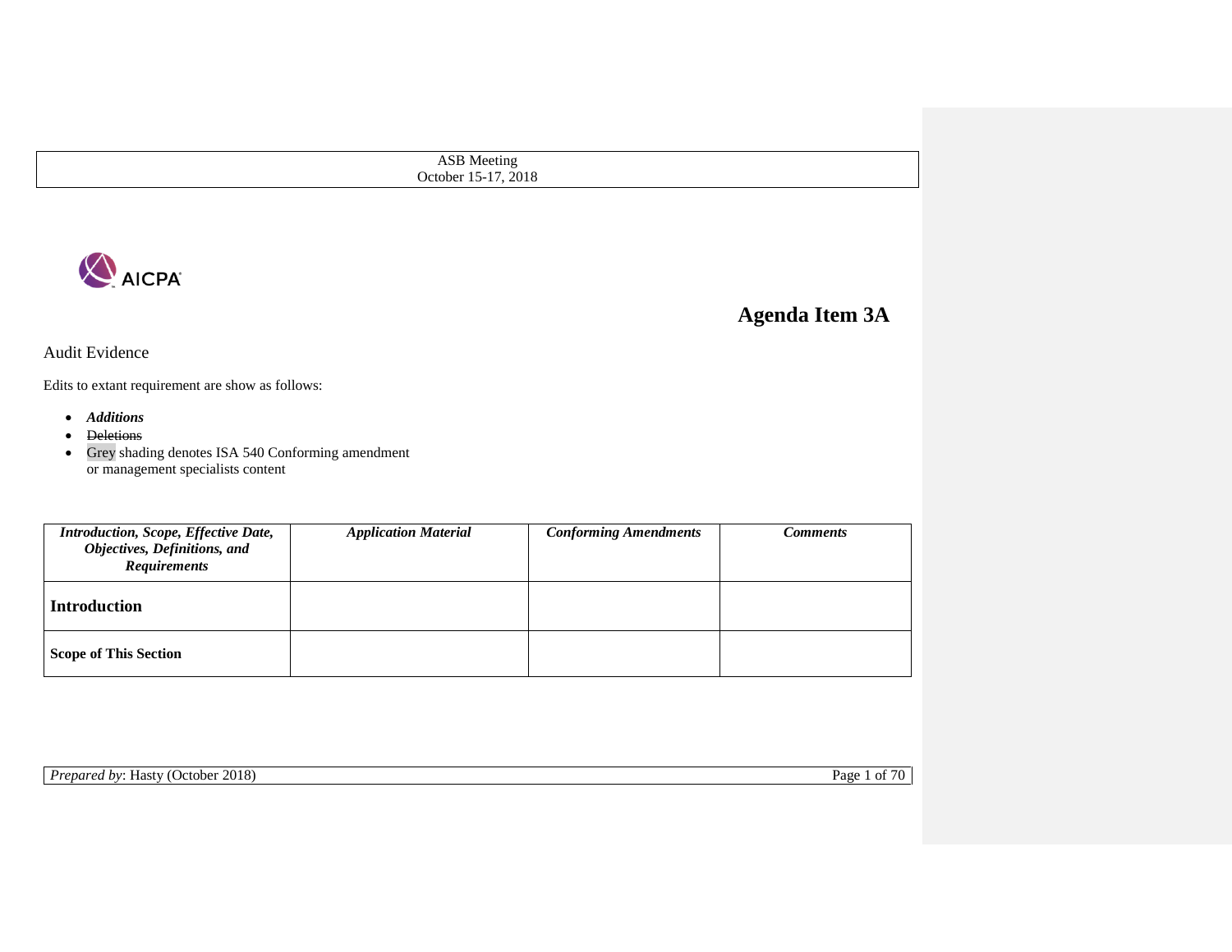ASB Meeting
October 15-17, 2018

# Agenda Item 3A

## Audit Evidence

Edits to extant requirement are show as follows:

- ***Additions***
- ~~Deletions~~
- Grey shading denotes ISA 540 Conforming amendment or management specialists content

| *Introduction, Scope, Effective Date, Objectives, Definitions, and Requirements* | *Application Material* | *Conforming Amendments* | *Comments* |
|---|---|---|---|
| **Introduction** | | | |
| **Scope of This Section** | | | |

*Prepared by*: Hasty (October 2018)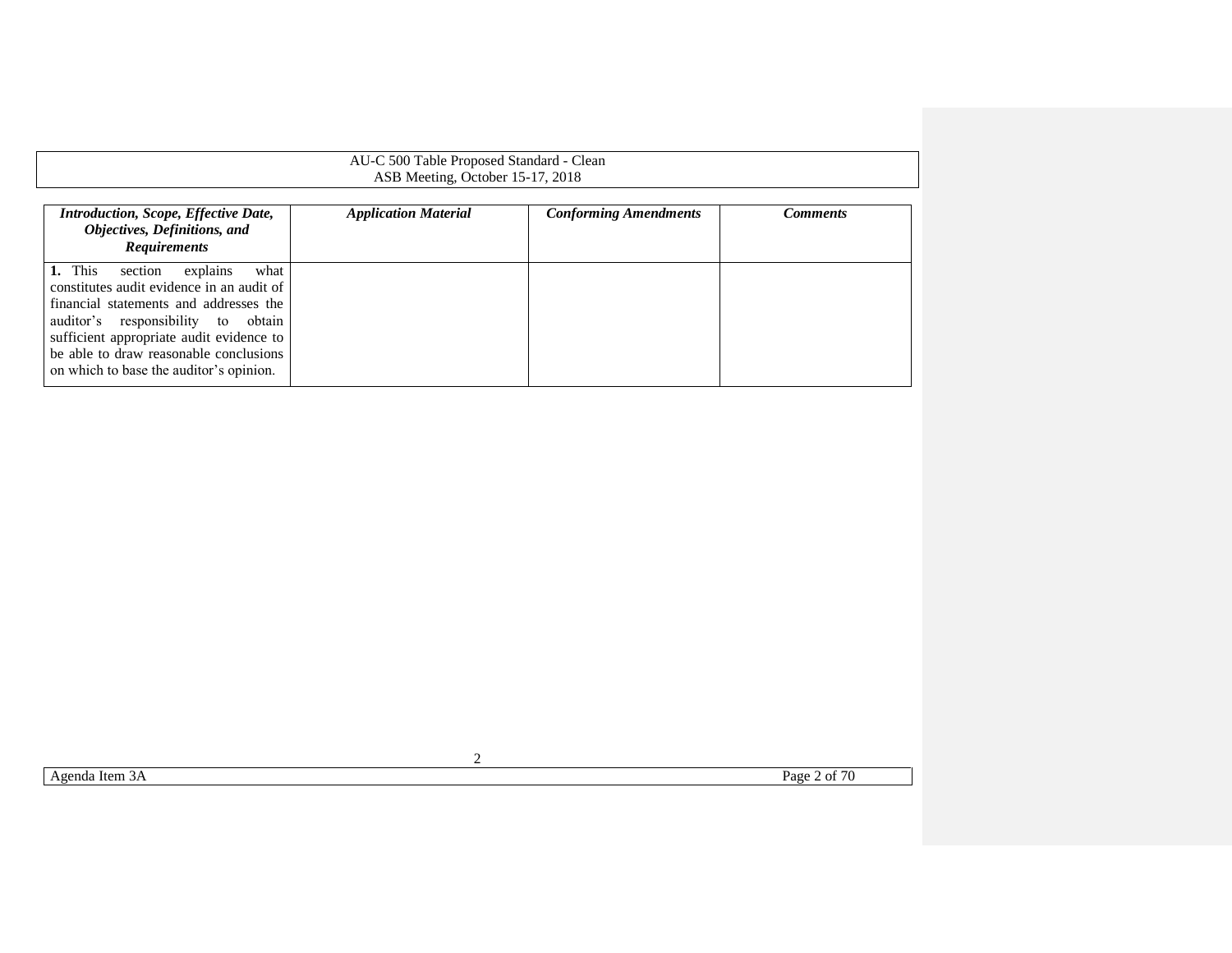| *Introduction, Scope, Effective Date, Objectives, Definitions, and Requirements* | *Application Material* | *Conforming Amendments* | *Comments* |
|---|---|---|---|
| **1.** This section explains what constitutes audit evidence in an audit of financial statements and addresses the auditor's responsibility to obtain sufficient appropriate audit evidence to be able to draw reasonable conclusions on which to base the auditor's opinion. | | | |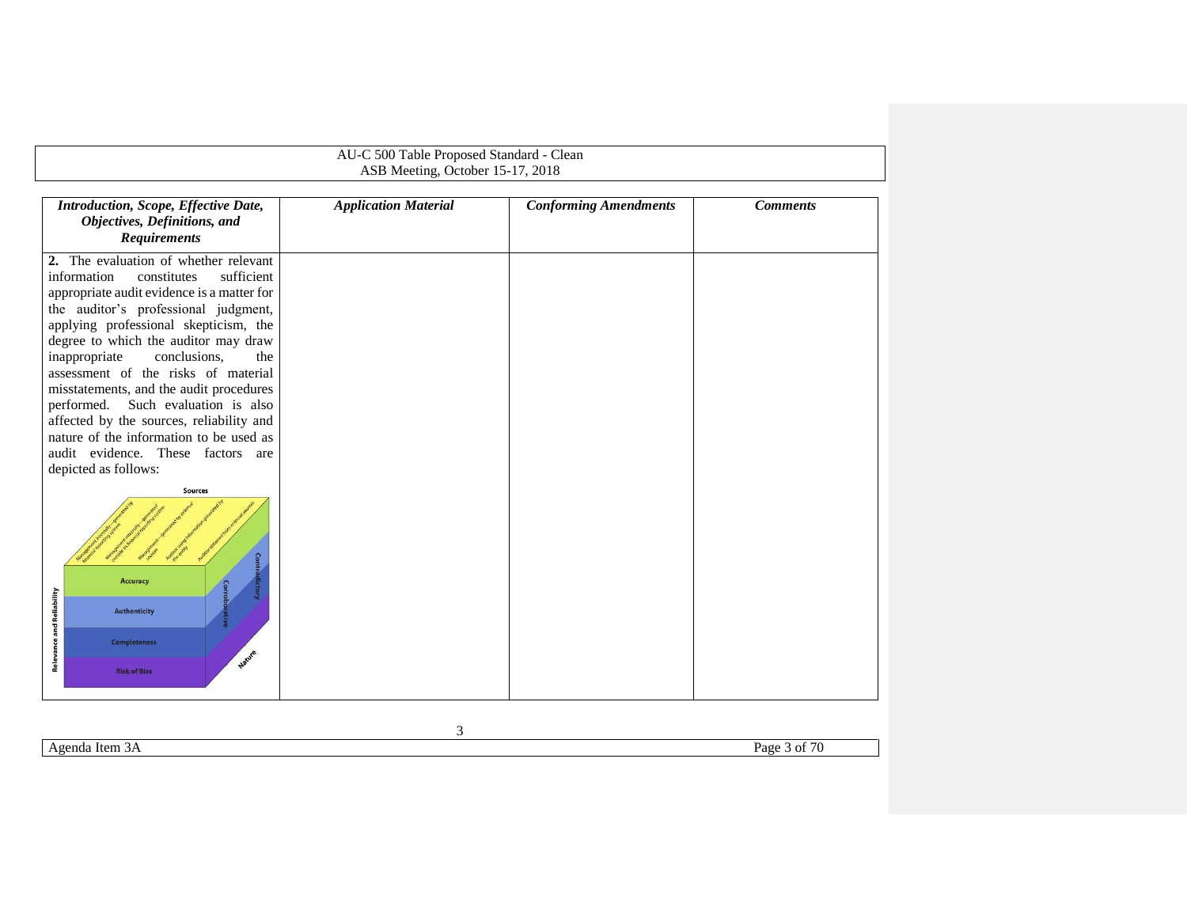| *Introduction, Scope, Effective Date, Objectives, Definitions, and Requirements* | *Application Material* | *Conforming Amendments* | *Comments* |
| --- | --- | --- | --- |
| **2.** The evaluation of whether relevant information constitutes sufficient appropriate audit evidence is a matter for the auditor's professional judgment, applying professional skepticism, the degree to which the auditor may draw inappropriate conclusions, the assessment of the risks of material misstatements, and the audit procedures performed. Such evaluation is also affected by the sources, reliability and nature of the information to be used as audit evidence. These factors are depicted as follows: | | | |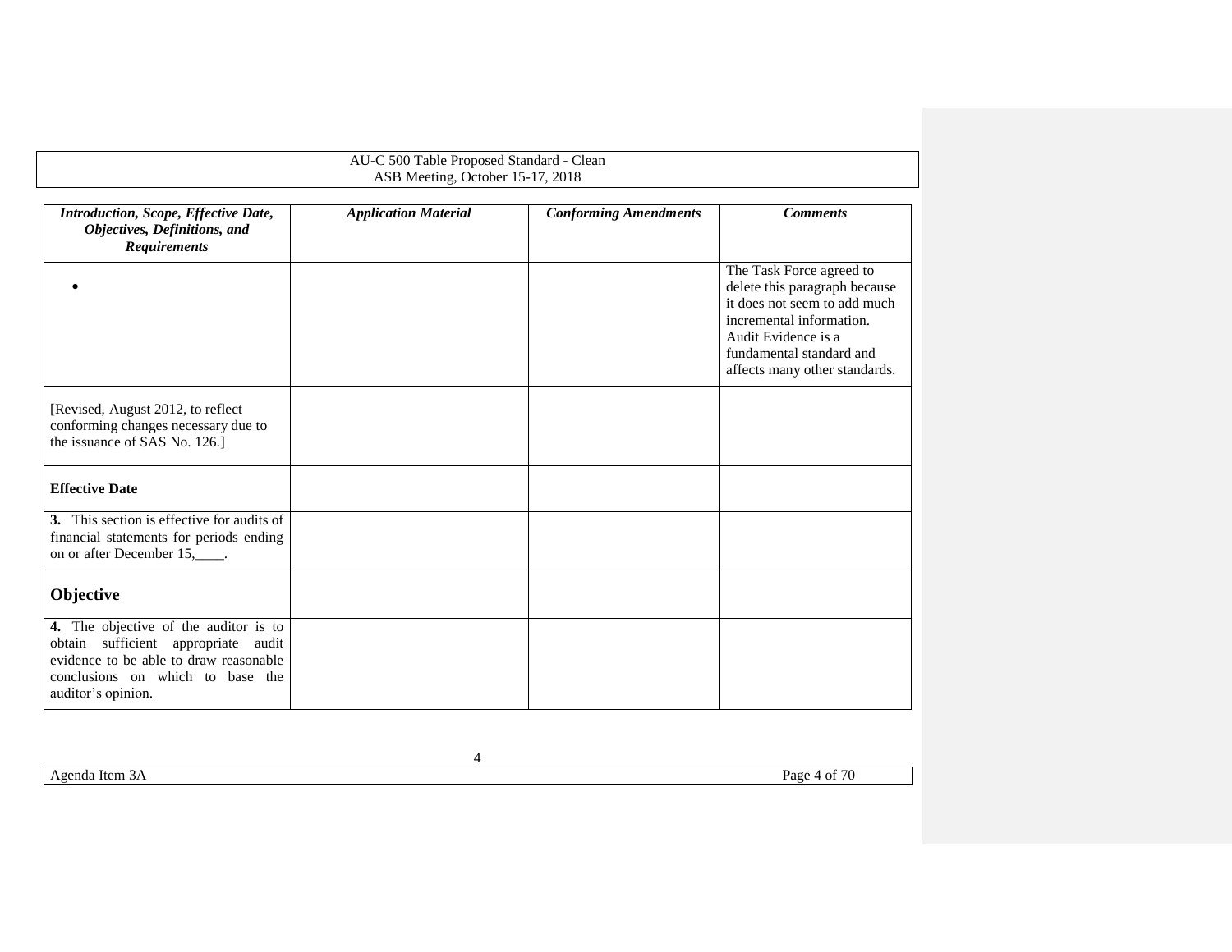| *Introduction, Scope, Effective Date, Objectives, Definitions, and Requirements* | *Application Material* | *Conforming Amendments* | *Comments* |
|---|---|---|---|
| • | | | The Task Force agreed to delete this paragraph because it does not seem to add much incremental information. Audit Evidence is a fundamental standard and affects many other standards. |
| [Revised, August 2012, to reflect conforming changes necessary due to the issuance of SAS No. 126.] | | | |
| **Effective Date** | | | |
| **3.** This section is effective for audits of financial statements for periods ending on or after December 15,____. | | | |
| **Objective** | | | |
| **4.** The objective of the auditor is to obtain sufficient appropriate audit evidence to be able to draw reasonable conclusions on which to base the auditor's opinion. | | | |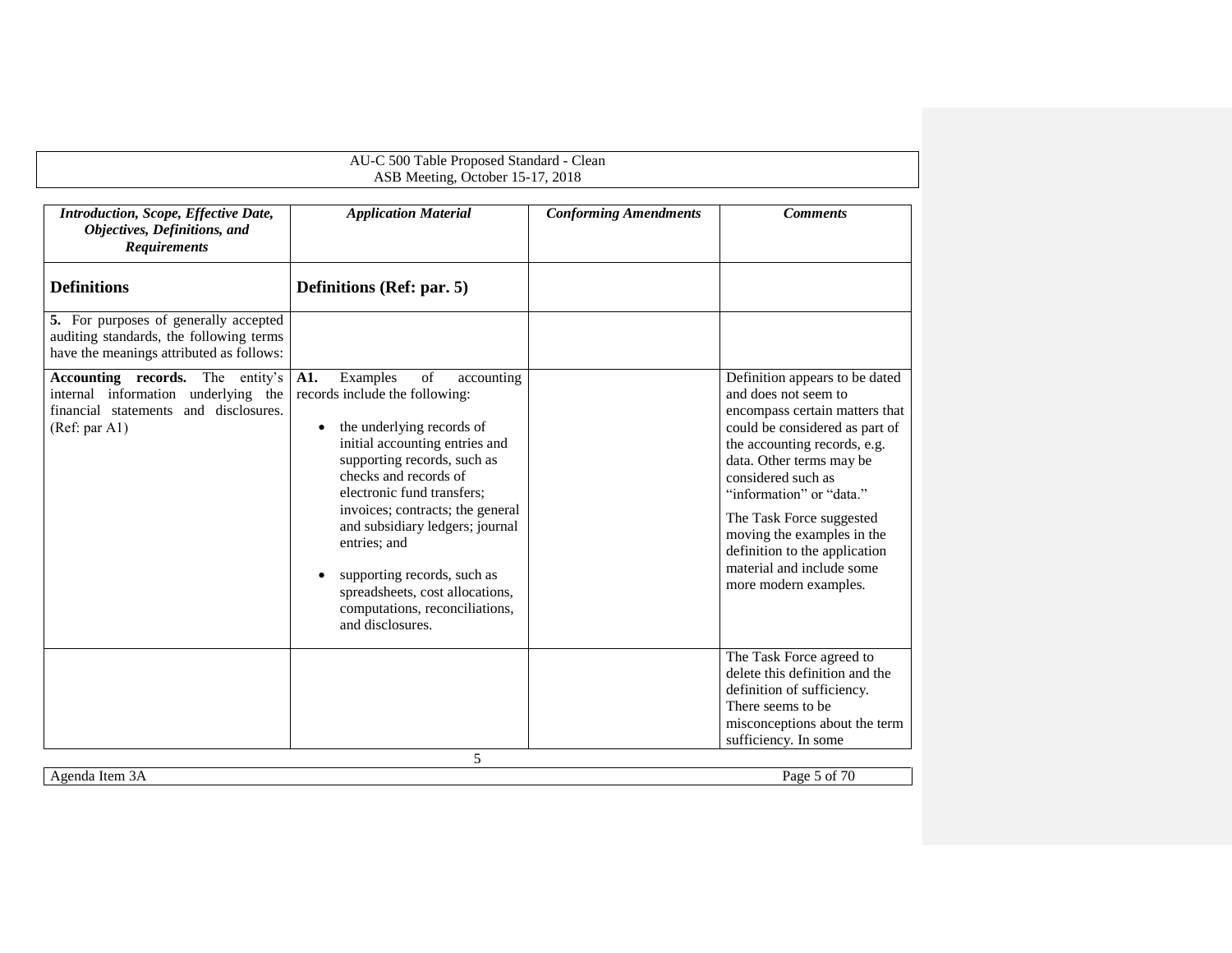| *Introduction, Scope, Effective Date, Objectives, Definitions, and Requirements* | *Application Material* | *Conforming Amendments* | *Comments* |
|---|---|---|---|
| **Definitions** | **Definitions (Ref: par. 5)** | | |
| **5.** For purposes of generally accepted auditing standards, the following terms have the meanings attributed as follows: | | | |
| **Accounting records.** The entity's internal information underlying the financial statements and disclosures. (Ref: par A1) | **A1.** Examples of accounting records include the following:<br><br>• the underlying records of initial accounting entries and supporting records, such as checks and records of electronic fund transfers; invoices; contracts; the general and subsidiary ledgers; journal entries; and<br><br>• supporting records, such as spreadsheets, cost allocations, computations, reconciliations, and disclosures. | | Definition appears to be dated and does not seem to encompass certain matters that could be considered as part of the accounting records, e.g. data. Other terms may be considered such as "information" or "data."<br><br>The Task Force suggested moving the examples in the definition to the application material and include some more modern examples. |
| | | | The Task Force agreed to delete this definition and the definition of sufficiency. There seems to be misconceptions about the term sufficiency. In some |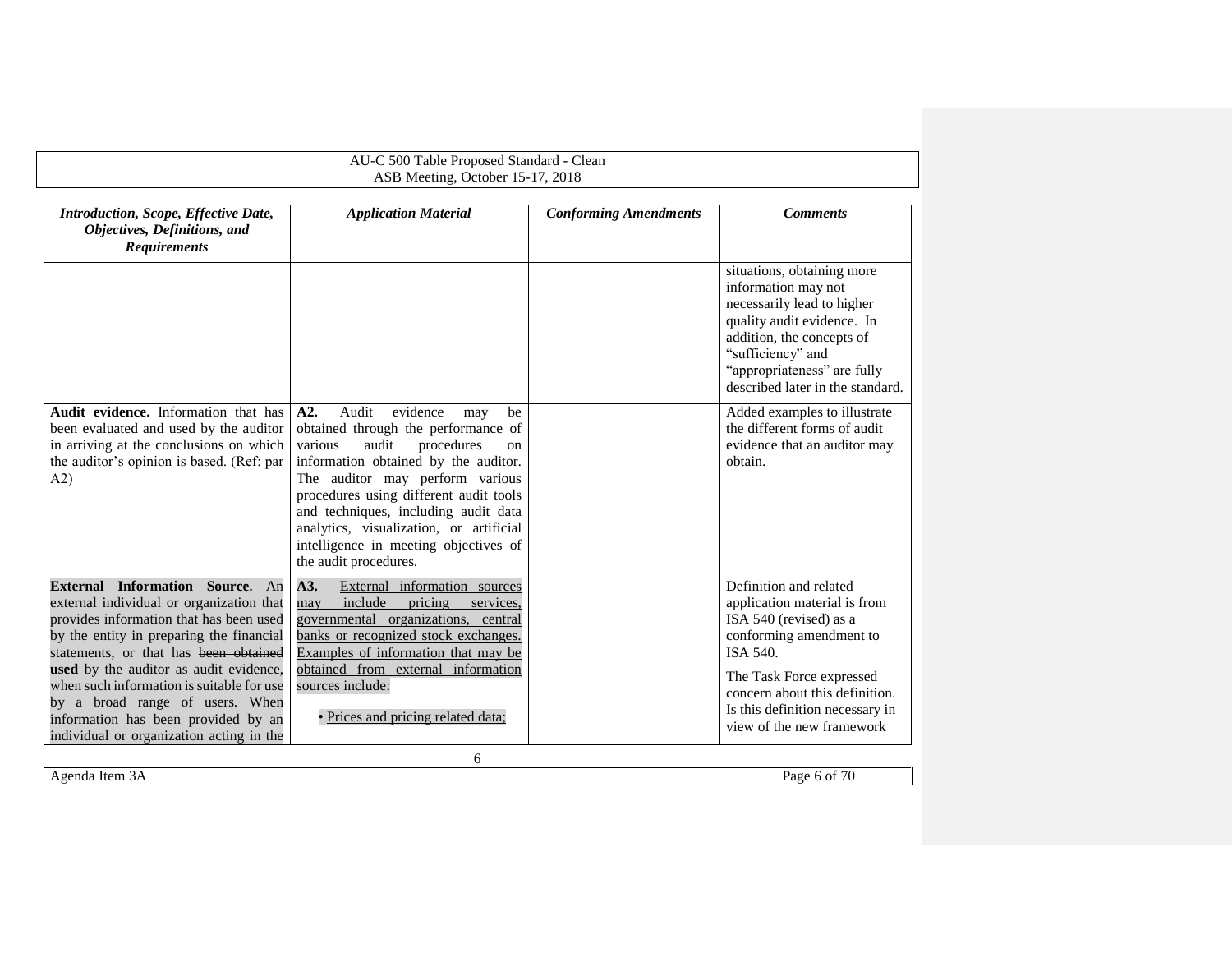| *Introduction, Scope, Effective Date, Objectives, Definitions, and Requirements* | *Application Material* | *Conforming Amendments* | *Comments* |
|---|---|---|---|
| | | | situations, obtaining more information may not necessarily lead to higher quality audit evidence. In addition, the concepts of "sufficiency" and "appropriateness" are fully described later in the standard. |
| **Audit evidence.** Information that has been evaluated and used by the auditor in arriving at the conclusions on which the auditor's opinion is based. (Ref: par A2) | **A2.** Audit evidence may be obtained through the performance of various audit procedures on information obtained by the auditor. The auditor may perform various procedures using different audit tools and techniques, including audit data analytics, visualization, or artificial intelligence in meeting objectives of the audit procedures. | | Added examples to illustrate the different forms of audit evidence that an auditor may obtain. |
| **External Information Source.** An external individual or organization that provides information that has been used by the entity in preparing the financial statements, or that has ~~been obtained~~ **used** by the auditor as audit evidence, when such information is suitable for use by a broad range of users. When information has been provided by an individual or organization acting in the | **A3.** External information sources may include pricing services, governmental organizations, central banks or recognized stock exchanges. Examples of information that may be obtained from external information sources include:<br><br>• Prices and pricing related data; | | Definition and related application material is from ISA 540 (revised) as a conforming amendment to ISA 540.<br><br>The Task Force expressed concern about this definition. Is this definition necessary in view of the new framework |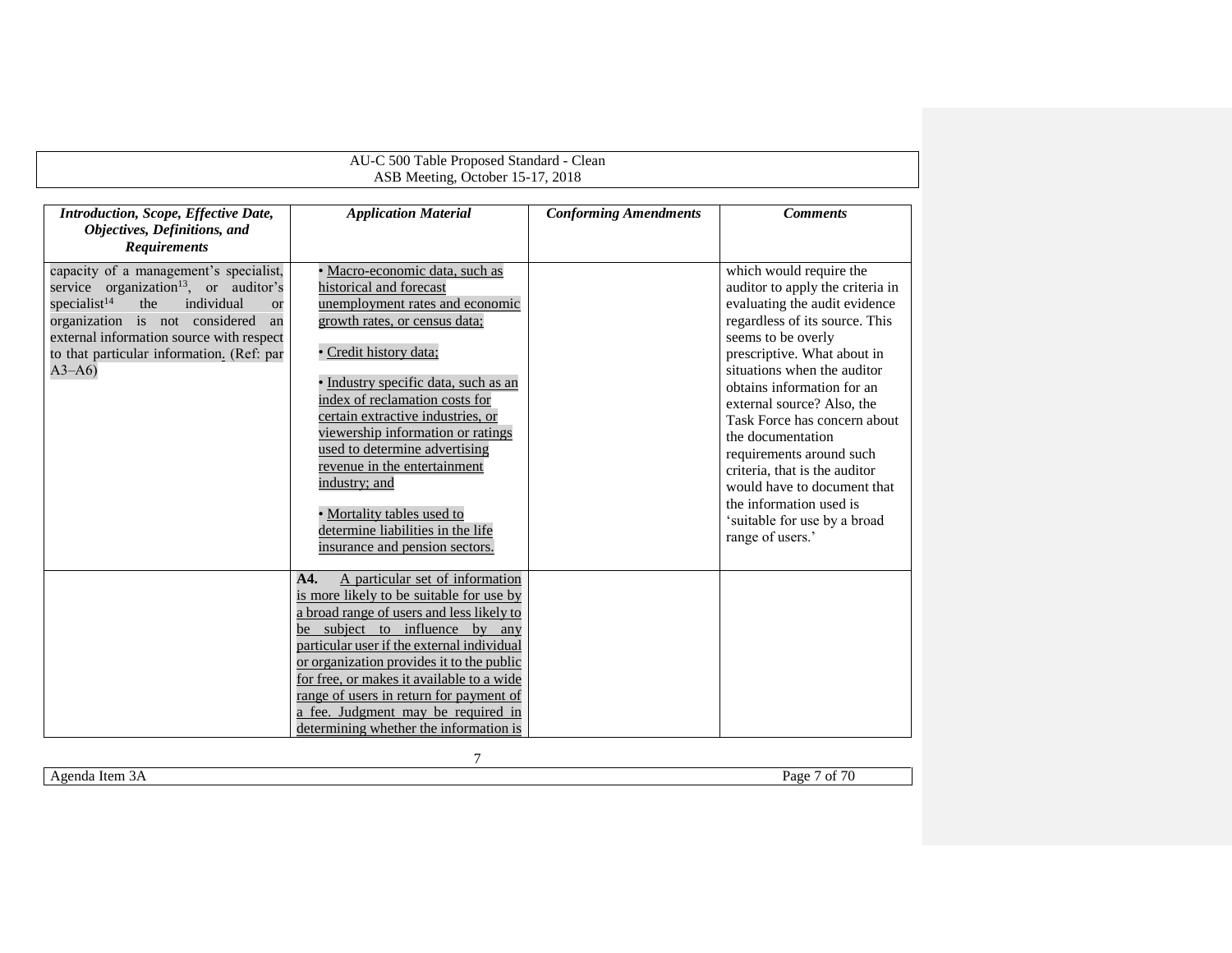| *Introduction, Scope, Effective Date, Objectives, Definitions, and Requirements* | *Application Material* | *Conforming Amendments* | *Comments* |
|---|---|---|---|
| capacity of a management's specialist, service organization[13], or auditor's specialist[14] the individual or organization is not considered an external information source with respect to that particular information. (Ref: par A3–A6) | • Macro-economic data, such as historical and forecast unemployment rates and economic growth rates, or census data;<br><br>• Credit history data;<br><br>• Industry specific data, such as an index of reclamation costs for certain extractive industries, or viewership information or ratings used to determine advertising revenue in the entertainment industry; and<br><br>• Mortality tables used to determine liabilities in the life insurance and pension sectors. | | which would require the auditor to apply the criteria in evaluating the audit evidence regardless of its source. This seems to be overly prescriptive. What about in situations when the auditor obtains information for an external source? Also, the Task Force has concern about the documentation requirements around such criteria, that is the auditor would have to document that the information used is 'suitable for use by a broad range of users.' |
| | **A4.** A particular set of information is more likely to be suitable for use by a broad range of users and less likely to be subject to influence by any particular user if the external individual or organization provides it to the public for free, or makes it available to a wide range of users in return for payment of a fee. Judgment may be required in determining whether the information is | | |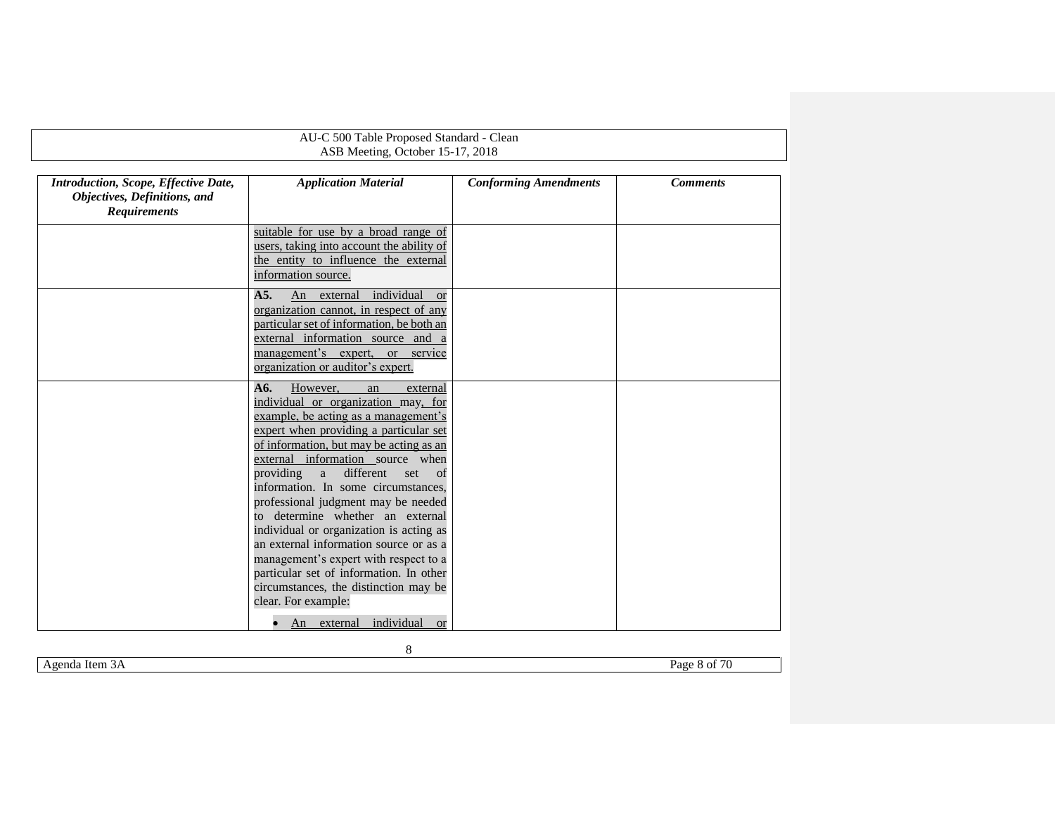| *Introduction, Scope, Effective Date, Objectives, Definitions, and Requirements* | *Application Material* | *Conforming Amendments* | *Comments* |
|---|---|---|---|
| | suitable for use by a broad range of users, taking into account the ability of the entity to influence the external information source. | | |
| | **A5.** An external individual or organization cannot, in respect of any particular set of information, be both an external information source and a management's expert, or service organization or auditor's expert. | | |
| | **A6.** However, an external individual or organization may, for example, be acting as a management's expert when providing a particular set of information, but may be acting as an external information source when providing a different set of information. In some circumstances, professional judgment may be needed to determine whether an external individual or organization is acting as an external information source or as a management's expert with respect to a particular set of information. In other circumstances, the distinction may be clear. For example: <br> • An external individual or | | |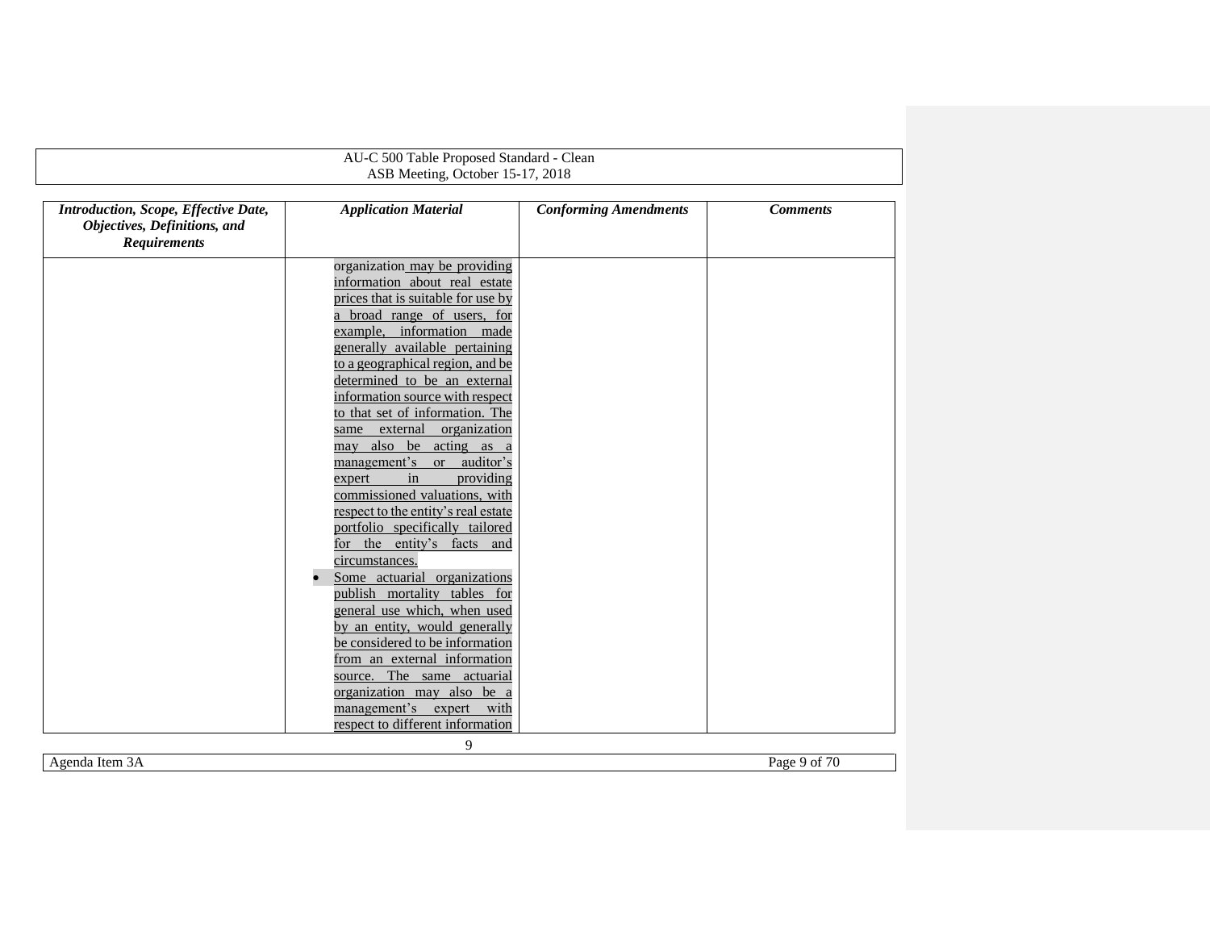| *Introduction, Scope, Effective Date, Objectives, Definitions, and Requirements* | *Application Material* | *Conforming Amendments* | *Comments* |
|---|---|---|---|
| | organization may be providing information about real estate prices that is suitable for use by a broad range of users, for example, information made generally available pertaining to a geographical region, and be determined to be an external information source with respect to that set of information. The same external organization may also be acting as a management's or auditor's expert in providing commissioned valuations, with respect to the entity's real estate portfolio specifically tailored for the entity's facts and circumstances.<br>• Some actuarial organizations publish mortality tables for general use which, when used by an entity, would generally be considered to be information from an external information source. The same actuarial organization may also be a management's expert with respect to different information | | |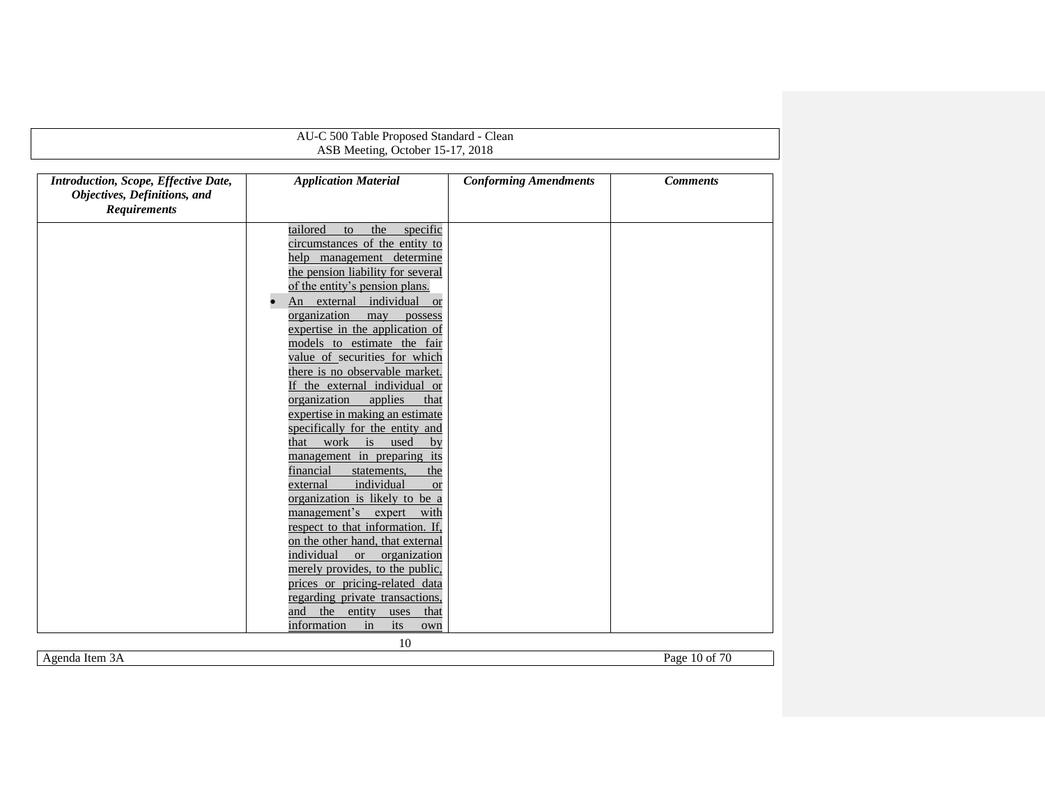| *Introduction, Scope, Effective Date, Objectives, Definitions, and Requirements* | *Application Material* | *Conforming Amendments* | *Comments* |
|---|---|---|---|
| | tailored to the specific circumstances of the entity to help management determine the pension liability for several of the entity's pension plans.<br>• An external individual or organization may possess expertise in the application of models to estimate the fair value of securities for which there is no observable market. If the external individual or organization applies that expertise in making an estimate specifically for the entity and that work is used by management in preparing its financial statements, the external individual or organization is likely to be a management's expert with respect to that information. If, on the other hand, that external individual or organization merely provides, to the public, prices or pricing-related data regarding private transactions, and the entity uses that information in its own | | |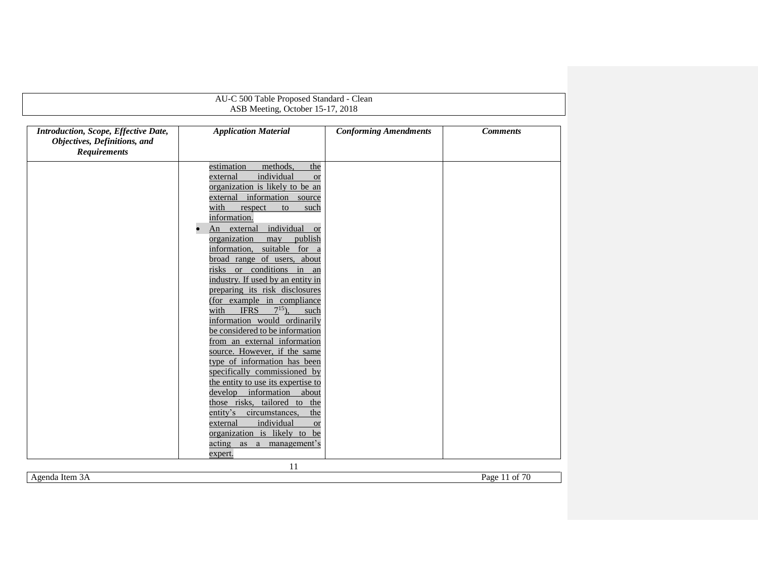| *Introduction, Scope, Effective Date, Objectives, Definitions, and Requirements* | *Application Material* | *Conforming Amendments* | *Comments* |
|---|---|---|---|
| | estimation methods, the external individual or organization is likely to be an external information source with respect to such information.<br>• An external individual or organization may publish information, suitable for a broad range of users, about risks or conditions in an industry. If used by an entity in preparing its risk disclosures (for example in compliance with IFRS 7[15]), such information would ordinarily be considered to be information from an external information source. However, if the same type of information has been specifically commissioned by the entity to use its expertise to develop information about those risks, tailored to the entity's circumstances, the external individual or organization is likely to be acting as a management's expert. | | |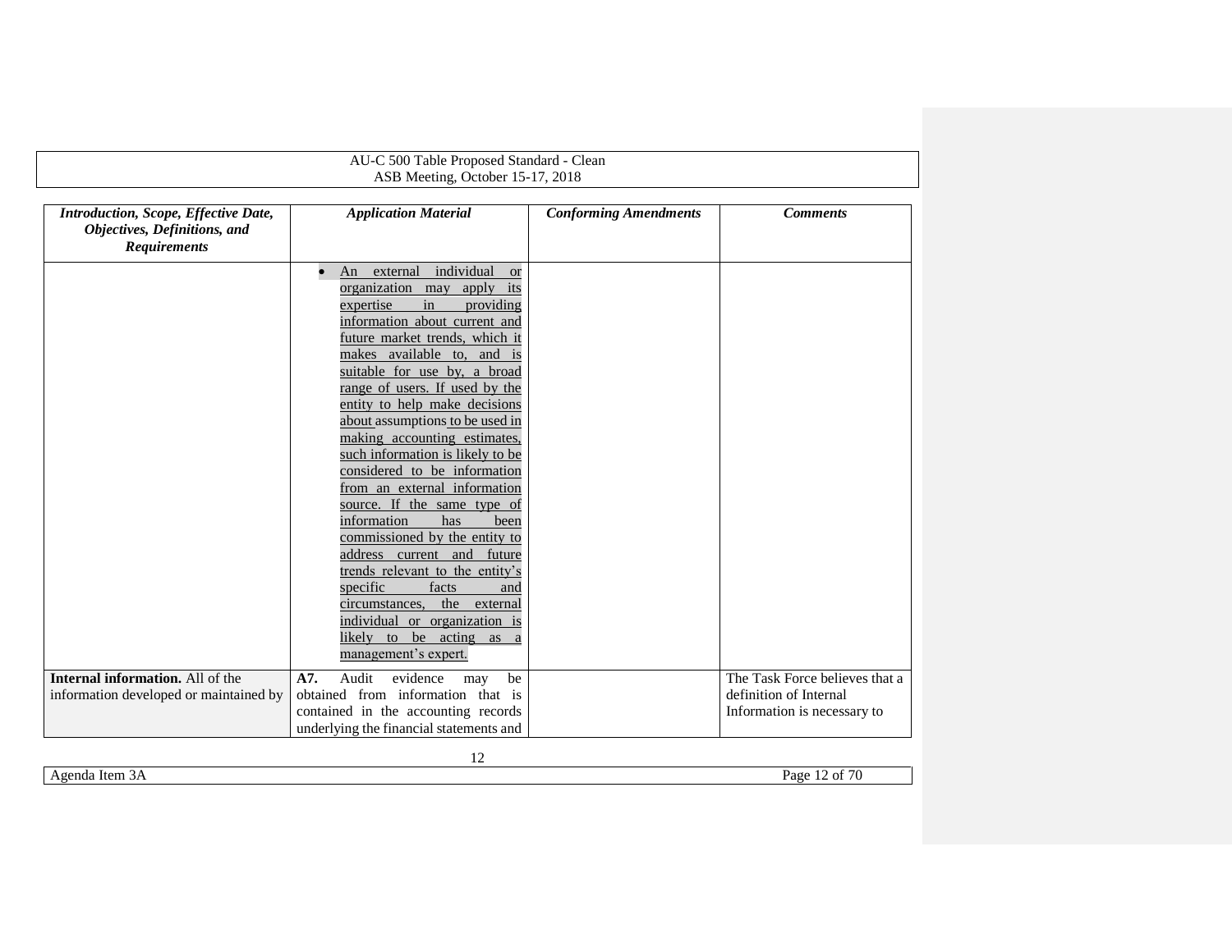| *Introduction, Scope, Effective Date, Objectives, Definitions, and Requirements* | *Application Material* | *Conforming Amendments* | *Comments* |
|---|---|---|---|
| | • An external individual or organization may apply its expertise in providing information about current and future market trends, which it makes available to, and is suitable for use by, a broad range of users. If used by the entity to help make decisions about assumptions to be used in making accounting estimates, such information is likely to be considered to be information from an external information source. If the same type of information has been commissioned by the entity to address current and future trends relevant to the entity's specific facts and circumstances, the external individual or organization is likely to be acting as a management's expert. | | |
| **Internal information.** All of the information developed or maintained by | **A7.** Audit evidence may be obtained from information that is contained in the accounting records underlying the financial statements and | | The Task Force believes that a definition of Internal Information is necessary to |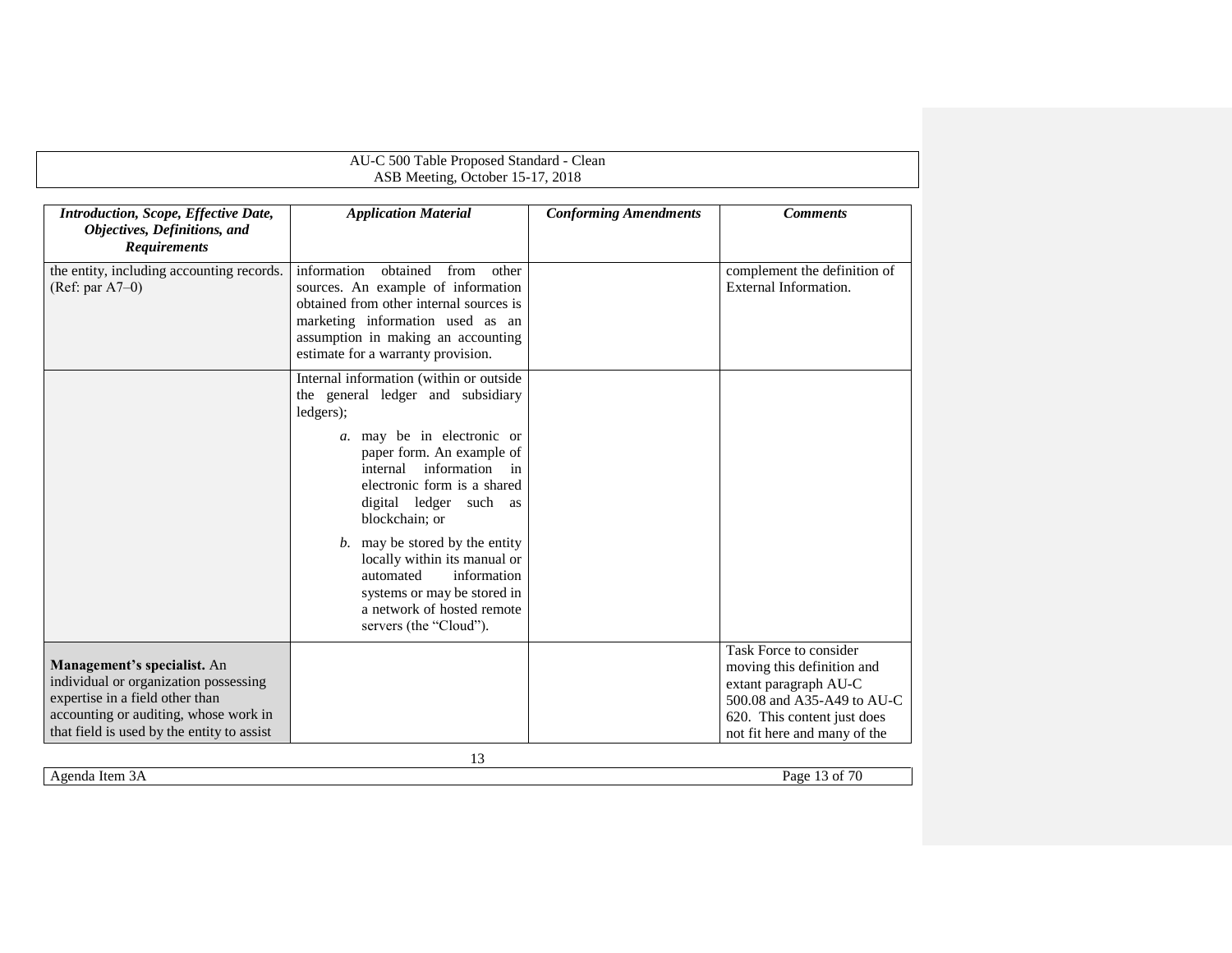| *Introduction, Scope, Effective Date, Objectives, Definitions, and Requirements* | *Application Material* | *Conforming Amendments* | *Comments* |
|---|---|---|---|
| the entity, including accounting records. (Ref: par A7–0) | information obtained from other sources. An example of information obtained from other internal sources is marketing information used as an assumption in making an accounting estimate for a warranty provision. | | complement the definition of External Information. |
| | Internal information (within or outside the general ledger and subsidiary ledgers);<br><br>*a.* may be in electronic or paper form. An example of internal information in electronic form is a shared digital ledger such as blockchain; or<br><br>*b.* may be stored by the entity locally within its manual or automated information systems or may be stored in a network of hosted remote servers (the "Cloud"). | | |
| **Management's specialist.** An individual or organization possessing expertise in a field other than accounting or auditing, whose work in that field is used by the entity to assist | | | Task Force to consider moving this definition and extant paragraph AU-C 500.08 and A35-A49 to AU-C 620. This content just does not fit here and many of the |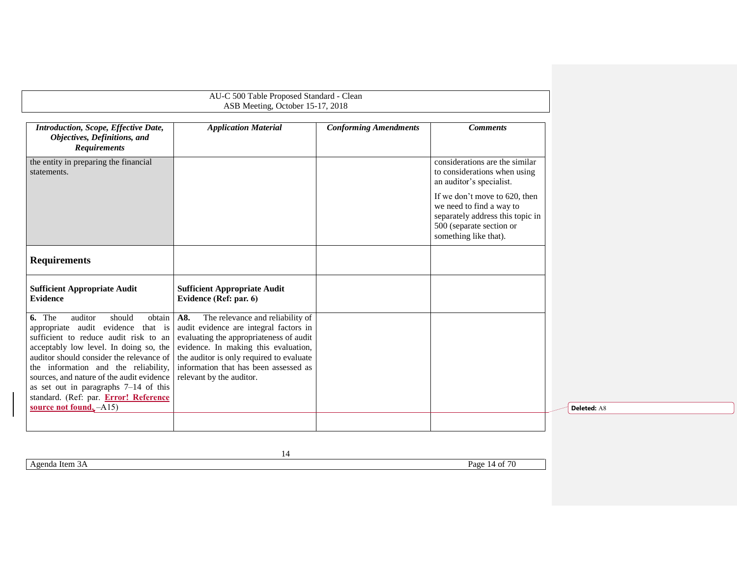| *Introduction, Scope, Effective Date, Objectives, Definitions, and Requirements* | *Application Material* | *Conforming Amendments* | *Comments* |
|---|---|---|---|
| the entity in preparing the financial statements. | | | considerations are the similar to considerations when using an auditor's specialist. If we don't move to 620, then we need to find a way to separately address this topic in 500 (separate section or something like that). |
| **Requirements** | | | |
| **Sufficient Appropriate Audit Evidence** | **Sufficient Appropriate Audit Evidence (Ref: par. 6)** | | |
| **6.** The auditor should obtain appropriate audit evidence that is sufficient to reduce audit risk to an acceptably low level. In doing so, the auditor should consider the relevance of the information and the reliability, sources, and nature of the audit evidence as set out in paragraphs 7–14 of this standard. (Ref: par. **Error! Reference source not found.**–A15) | **A8.** The relevance and reliability of audit evidence are integral factors in evaluating the appropriateness of audit evidence. In making this evaluation, the auditor is only required to evaluate information that has been assessed as relevant by the auditor. | | |
| | | | |

Deleted: A8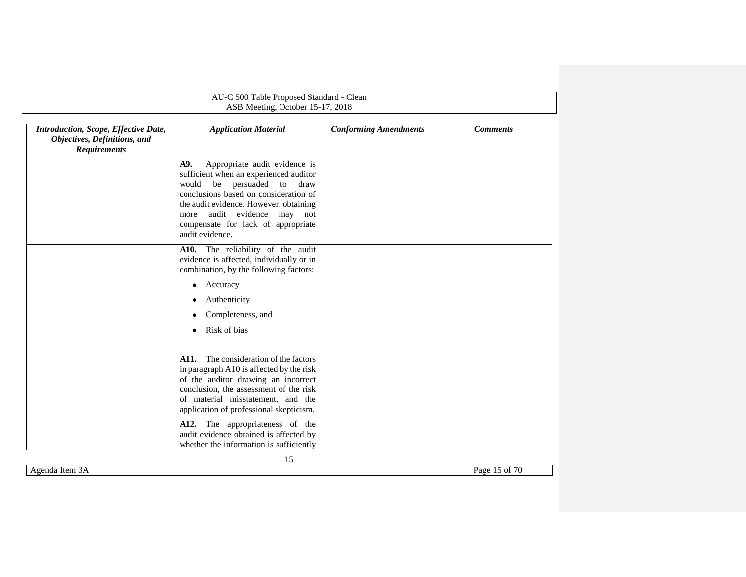| *Introduction, Scope, Effective Date, Objectives, Definitions, and Requirements* | *Application Material* | *Conforming Amendments* | *Comments* |
|---|---|---|---|
| | **A9.** Appropriate audit evidence is sufficient when an experienced auditor would be persuaded to draw conclusions based on consideration of the audit evidence. However, obtaining more audit evidence may not compensate for lack of appropriate audit evidence. | | |
| | **A10.** The reliability of the audit evidence is affected, individually or in combination, by the following factors:<br>• Accuracy<br>• Authenticity<br>• Completeness, and<br>• Risk of bias | | |
| | **A11.** The consideration of the factors in paragraph A10 is affected by the risk of the auditor drawing an incorrect conclusion, the assessment of the risk of material misstatement, and the application of professional skepticism. | | |
| | **A12.** The appropriateness of the audit evidence obtained is affected by whether the information is sufficiently | | |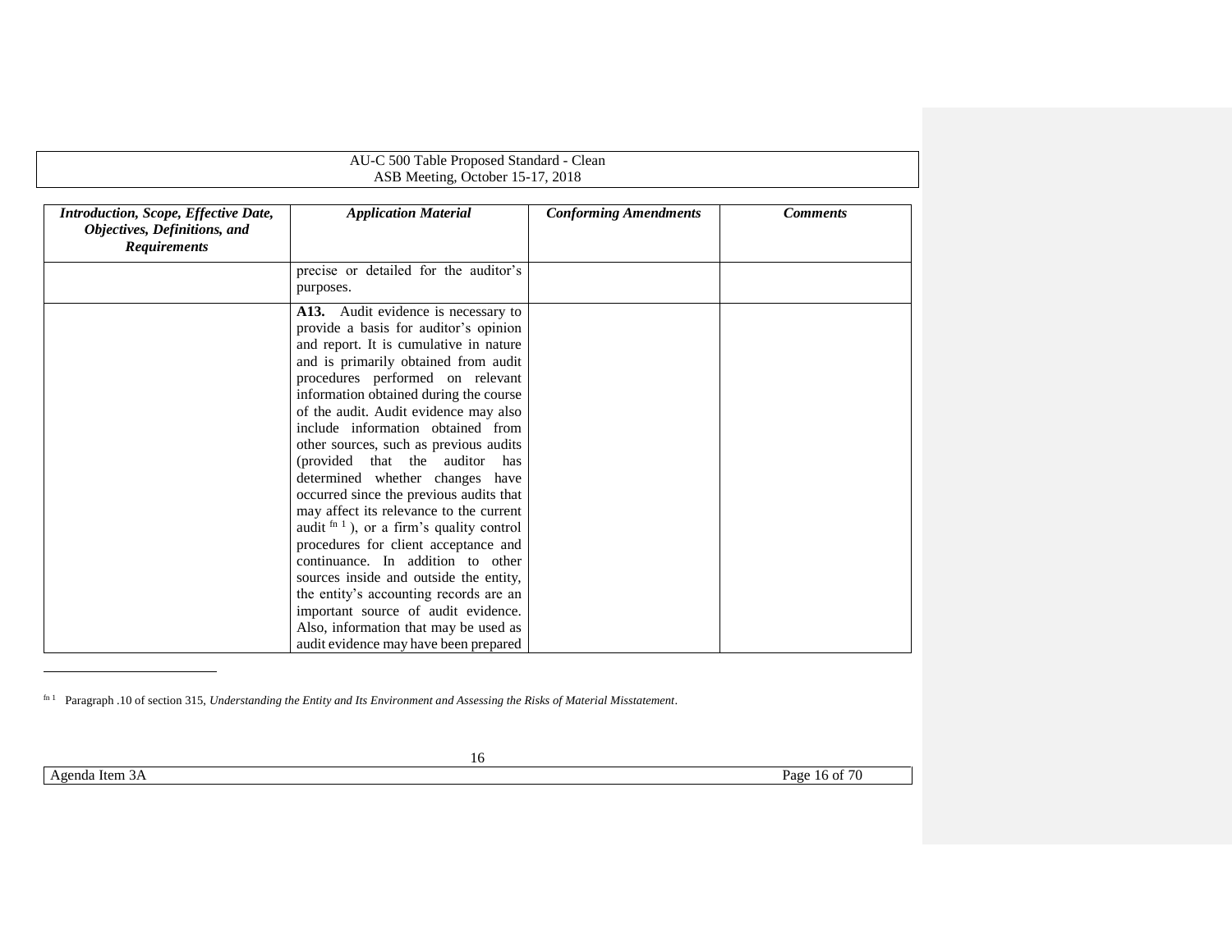| *Introduction, Scope, Effective Date, Objectives, Definitions, and Requirements* | *Application Material* | *Conforming Amendments* | *Comments* |
|---|---|---|---|
| | precise or detailed for the auditor's purposes. | | |
| | **A13.** Audit evidence is necessary to provide a basis for auditor's opinion and report. It is cumulative in nature and is primarily obtained from audit procedures performed on relevant information obtained during the course of the audit. Audit evidence may also include information obtained from other sources, such as previous audits (provided that the auditor has determined whether changes have occurred since the previous audits that may affect its relevance to the current audit [fn 1]), or a firm's quality control procedures for client acceptance and continuance. In addition to other sources inside and outside the entity, the entity's accounting records are an important source of audit evidence. Also, information that may be used as audit evidence may have been prepared | | |

[fn 1] Paragraph .10 of section 315, *Understanding the Entity and Its Environment and Assessing the Risks of Material Misstatement*.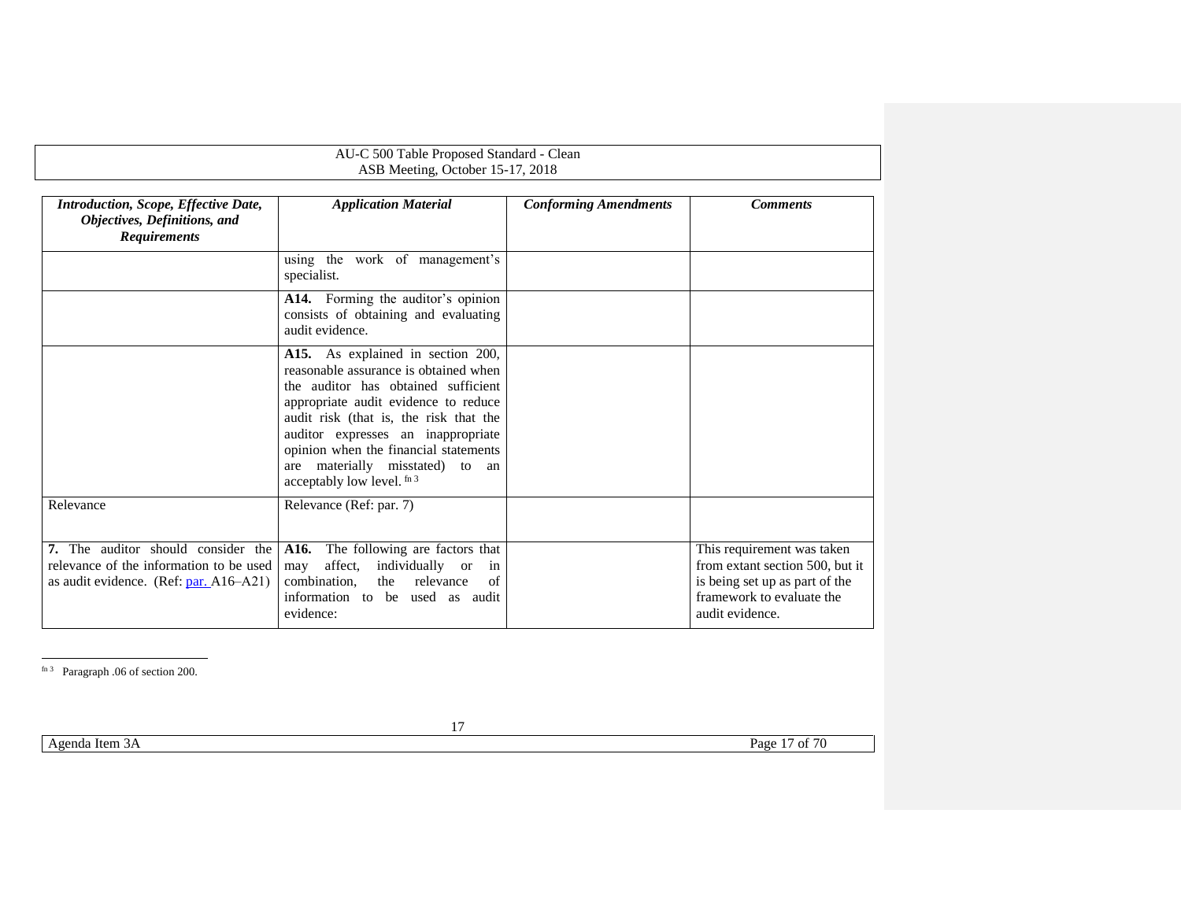| *Introduction, Scope, Effective Date, Objectives, Definitions, and Requirements* | *Application Material* | *Conforming Amendments* | *Comments* |
|---|---|---|---|
| | using the work of management's specialist. | | |
| | **A14.** Forming the auditor's opinion consists of obtaining and evaluating audit evidence. | | |
| | **A15.** As explained in section 200, reasonable assurance is obtained when the auditor has obtained sufficient appropriate audit evidence to reduce audit risk (that is, the risk that the auditor expresses an inappropriate opinion when the financial statements are materially misstated) to an acceptably low level. [fn 3] | | |
| Relevance | Relevance (Ref: par. 7) | | |
| **7.** The auditor should consider the relevance of the information to be used as audit evidence. (Ref: par. A16–A21) | **A16.** The following are factors that may affect, individually or in combination, the relevance of information to be used as audit evidence: | | This requirement was taken from extant section 500, but it is being set up as part of the framework to evaluate the audit evidence. |

[fn 3] Paragraph .06 of section 200.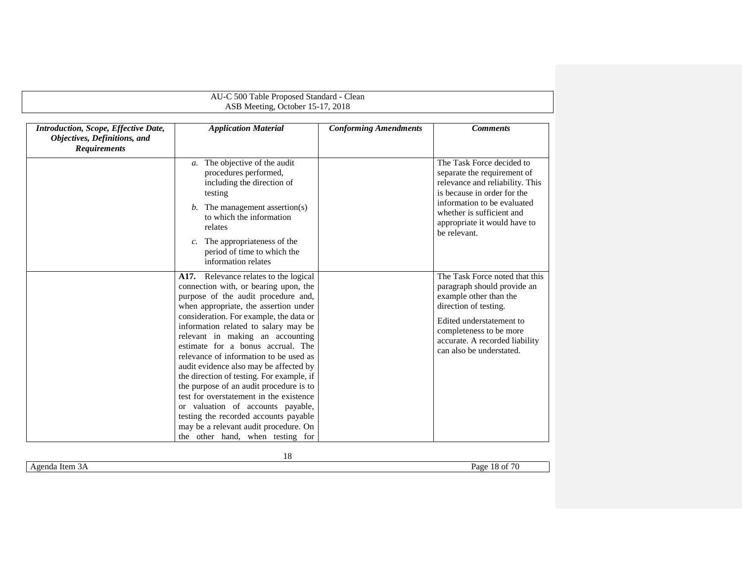| *Introduction, Scope, Effective Date, Objectives, Definitions, and Requirements* | *Application Material* | *Conforming Amendments* | *Comments* |
| --- | --- | --- | --- |
| | *a.* The objective of the audit procedures performed, including the direction of testing<br>*b.* The management assertion(s) to which the information relates<br>*c.* The appropriateness of the period of time to which the information relates | | The Task Force decided to separate the requirement of relevance and reliability. This is because in order for the information to be evaluated whether is sufficient and appropriate it would have to be relevant. |
| | **A17.** Relevance relates to the logical connection with, or bearing upon, the purpose of the audit procedure and, when appropriate, the assertion under consideration. For example, the data or information related to salary may be relevant in making an accounting estimate for a bonus accrual. The relevance of information to be used as audit evidence also may be affected by the direction of testing. For example, if the purpose of an audit procedure is to test for overstatement in the existence or valuation of accounts payable, testing the recorded accounts payable may be a relevant audit procedure. On the other hand, when testing for | | The Task Force noted that this paragraph should provide an example other than the direction of testing.<br><br>Edited understatement to completeness to be more accurate. A recorded liability can also be understated. |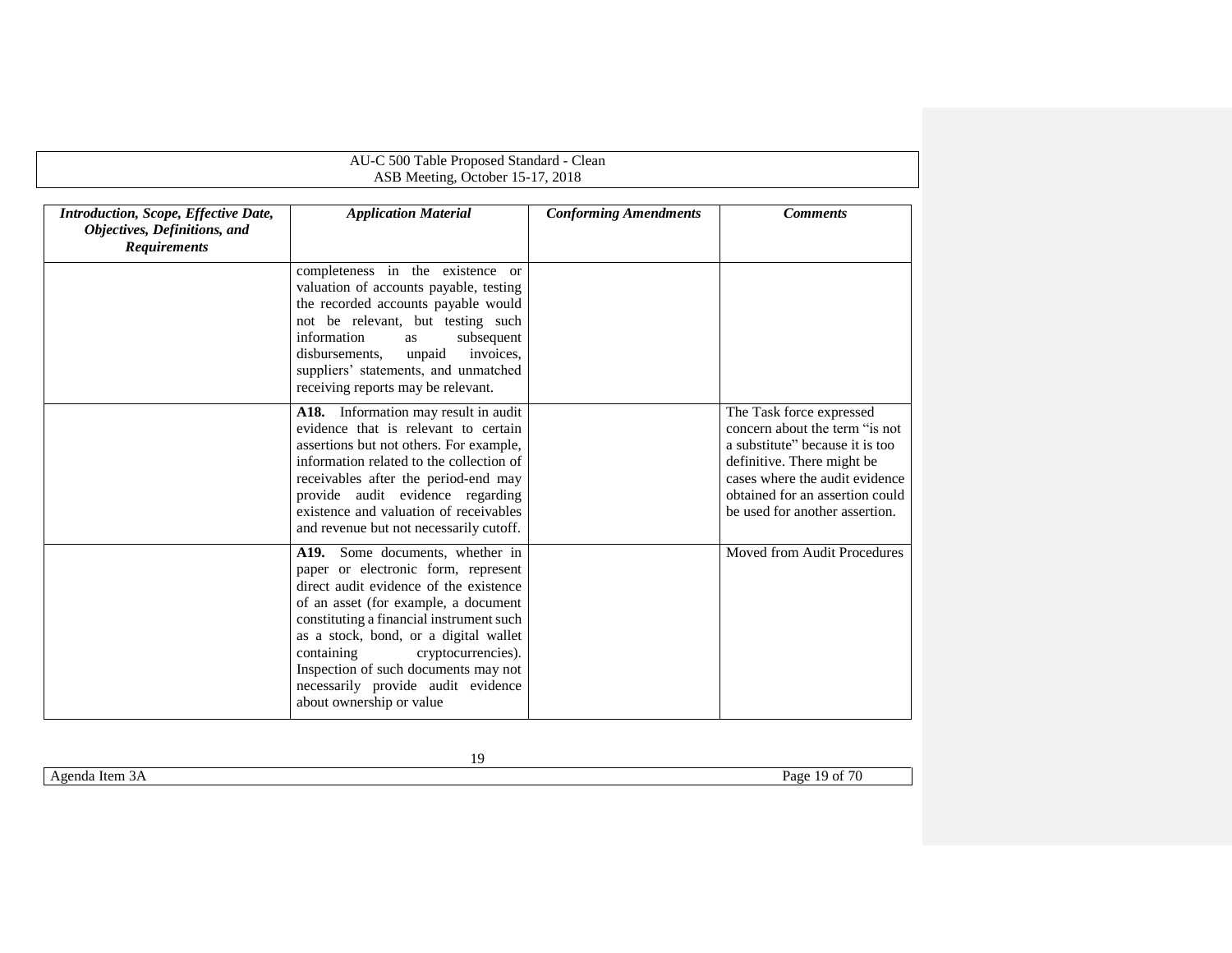| *Introduction, Scope, Effective Date, Objectives, Definitions, and Requirements* | *Application Material* | *Conforming Amendments* | *Comments* |
|---|---|---|---|
| | completeness in the existence or valuation of accounts payable, testing the recorded accounts payable would not be relevant, but testing such information as subsequent disbursements, unpaid invoices, suppliers' statements, and unmatched receiving reports may be relevant. | | |
| | **A18.** Information may result in audit evidence that is relevant to certain assertions but not others. For example, information related to the collection of receivables after the period-end may provide audit evidence regarding existence and valuation of receivables and revenue but not necessarily cutoff. | | The Task force expressed concern about the term "is not a substitute" because it is too definitive. There might be cases where the audit evidence obtained for an assertion could be used for another assertion. |
| | **A19.** Some documents, whether in paper or electronic form, represent direct audit evidence of the existence of an asset (for example, a document constituting a financial instrument such as a stock, bond, or a digital wallet containing cryptocurrencies). Inspection of such documents may not necessarily provide audit evidence about ownership or value | | Moved from Audit Procedures |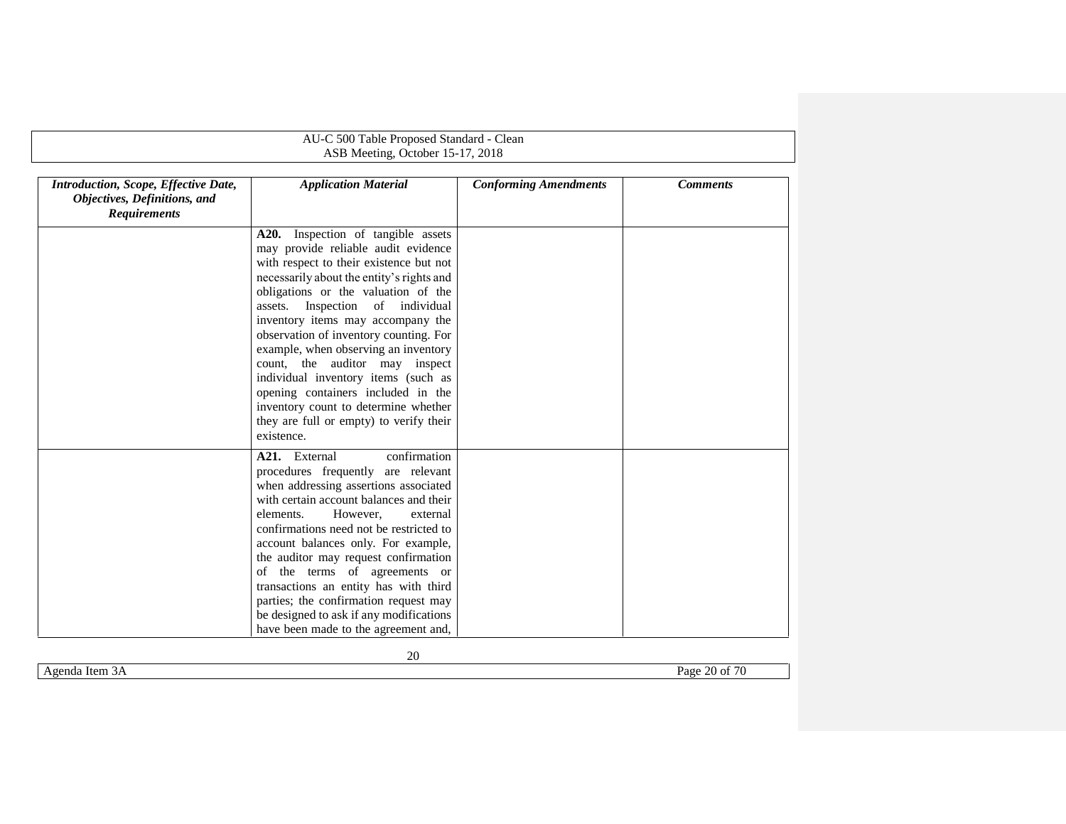| *Introduction, Scope, Effective Date, Objectives, Definitions, and Requirements* | *Application Material* | *Conforming Amendments* | *Comments* |
|---|---|---|---|
| | **A20.** Inspection of tangible assets may provide reliable audit evidence with respect to their existence but not necessarily about the entity's rights and obligations or the valuation of the assets. Inspection of individual inventory items may accompany the observation of inventory counting. For example, when observing an inventory count, the auditor may inspect individual inventory items (such as opening containers included in the inventory count to determine whether they are full or empty) to verify their existence. | | |
| | **A21.** External confirmation procedures frequently are relevant when addressing assertions associated with certain account balances and their elements. However, external confirmations need not be restricted to account balances only. For example, the auditor may request confirmation of the terms of agreements or transactions an entity has with third parties; the confirmation request may be designed to ask if any modifications have been made to the agreement and, | | |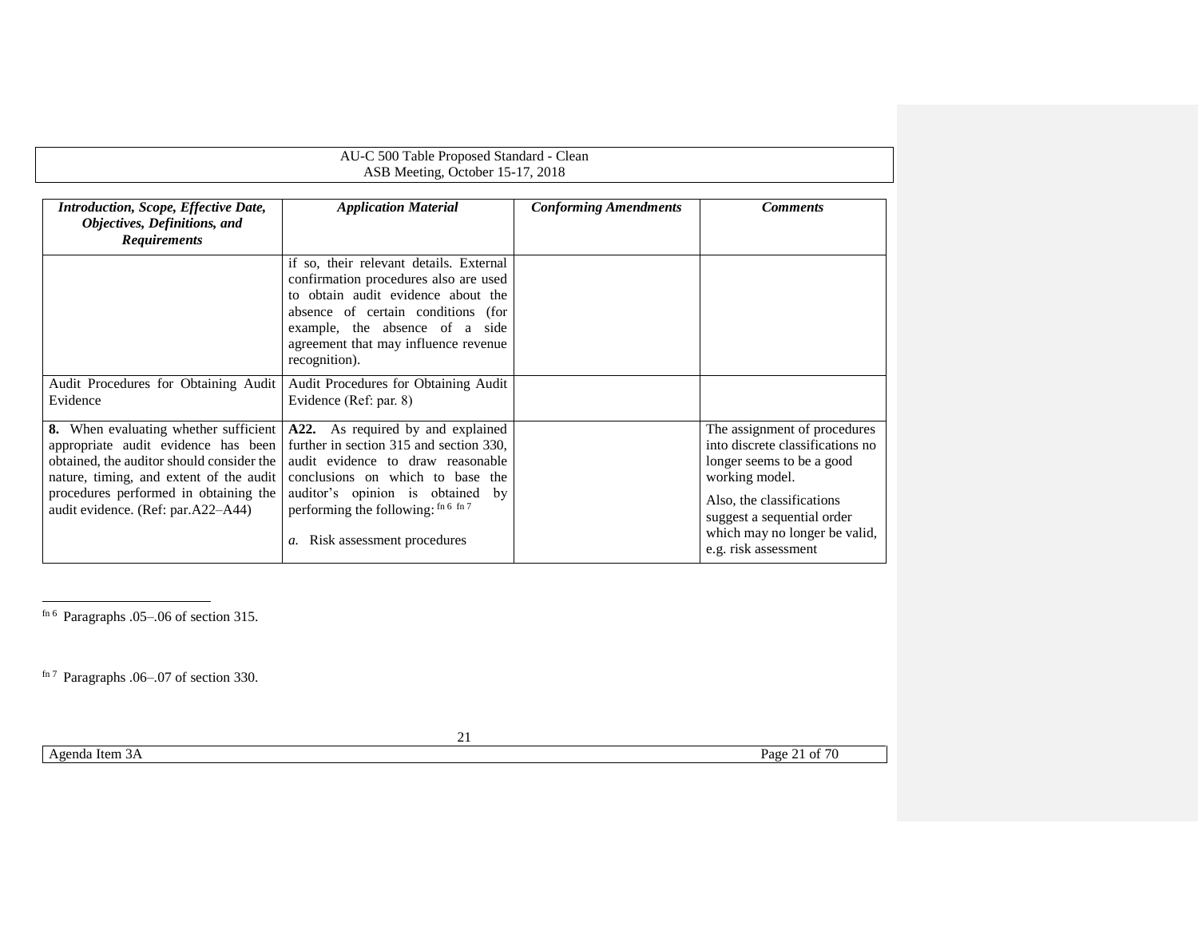| *Introduction, Scope, Effective Date, Objectives, Definitions, and Requirements* | *Application Material* | *Conforming Amendments* | *Comments* |
|---|---|---|---|
| | if so, their relevant details. External confirmation procedures also are used to obtain audit evidence about the absence of certain conditions (for example, the absence of a side agreement that may influence revenue recognition). | | |
| Audit Procedures for Obtaining Audit Evidence | Audit Procedures for Obtaining Audit Evidence (Ref: par. 8) | | |
| **8.** When evaluating whether sufficient appropriate audit evidence has been obtained, the auditor should consider the nature, timing, and extent of the audit procedures performed in obtaining the audit evidence. (Ref: par.A22–A44) | **A22.** As required by and explained further in section 315 and section 330, audit evidence to draw reasonable conclusions on which to base the auditor's opinion is obtained by performing the following: [fn 6] [fn 7]<br><br>*a.* Risk assessment procedures | | The assignment of procedures into discrete classifications no longer seems to be a good working model.<br><br>Also, the classifications suggest a sequential order which may no longer be valid, e.g. risk assessment |

[fn 6] Paragraphs .05–.06 of section 315.

[fn 7] Paragraphs .06–.07 of section 330.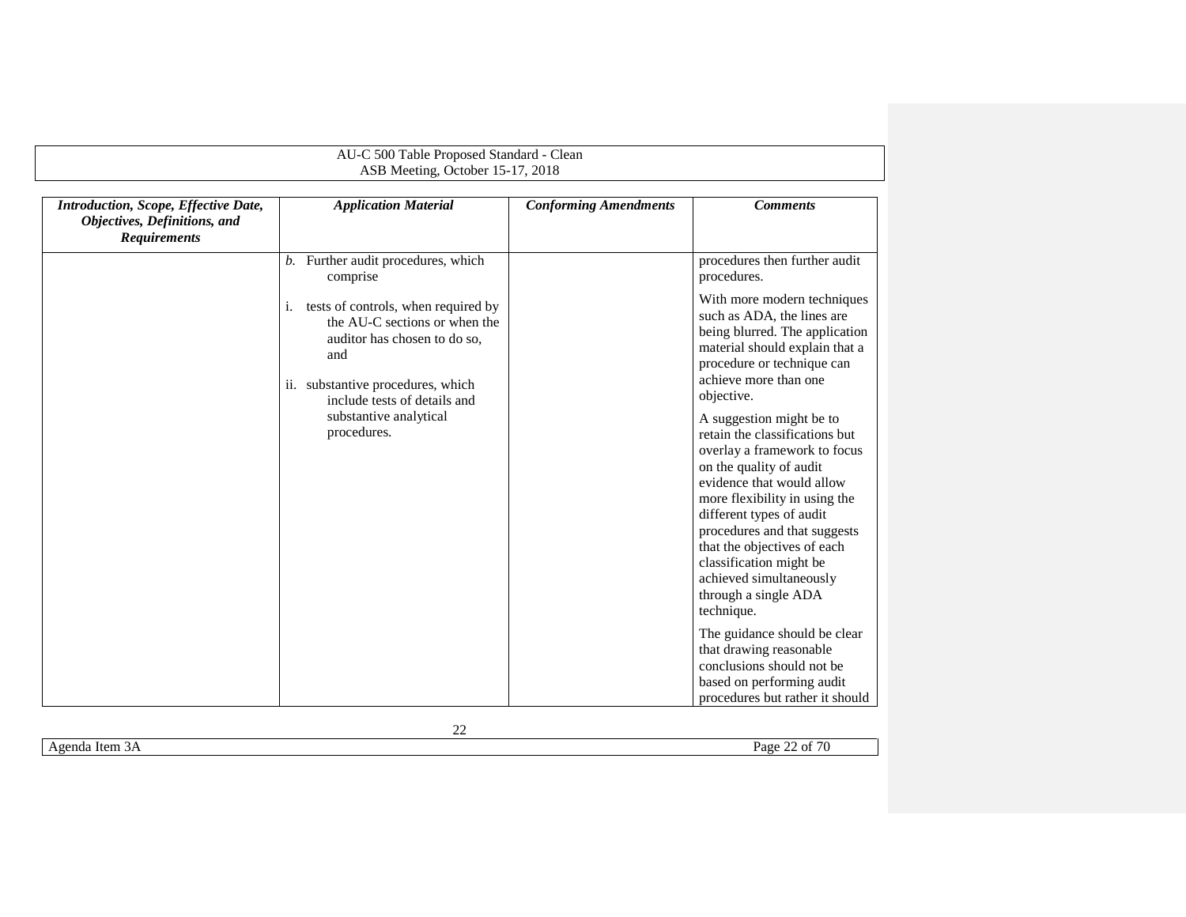| *Introduction, Scope, Effective Date, Objectives, Definitions, and Requirements* | *Application Material* | *Conforming Amendments* | *Comments* |
|---|---|---|---|
| | *b.* Further audit procedures, which comprise<br><br>i. tests of controls, when required by the AU-C sections or when the auditor has chosen to do so, and<br><br>ii. substantive procedures, which include tests of details and substantive analytical procedures. | | procedures then further audit procedures.<br><br>With more modern techniques such as ADA, the lines are being blurred. The application material should explain that a procedure or technique can achieve more than one objective.<br><br>A suggestion might be to retain the classifications but overlay a framework to focus on the quality of audit evidence that would allow more flexibility in using the different types of audit procedures and that suggests that the objectives of each classification might be achieved simultaneously through a single ADA technique.<br><br>The guidance should be clear that drawing reasonable conclusions should not be based on performing audit procedures but rather it should |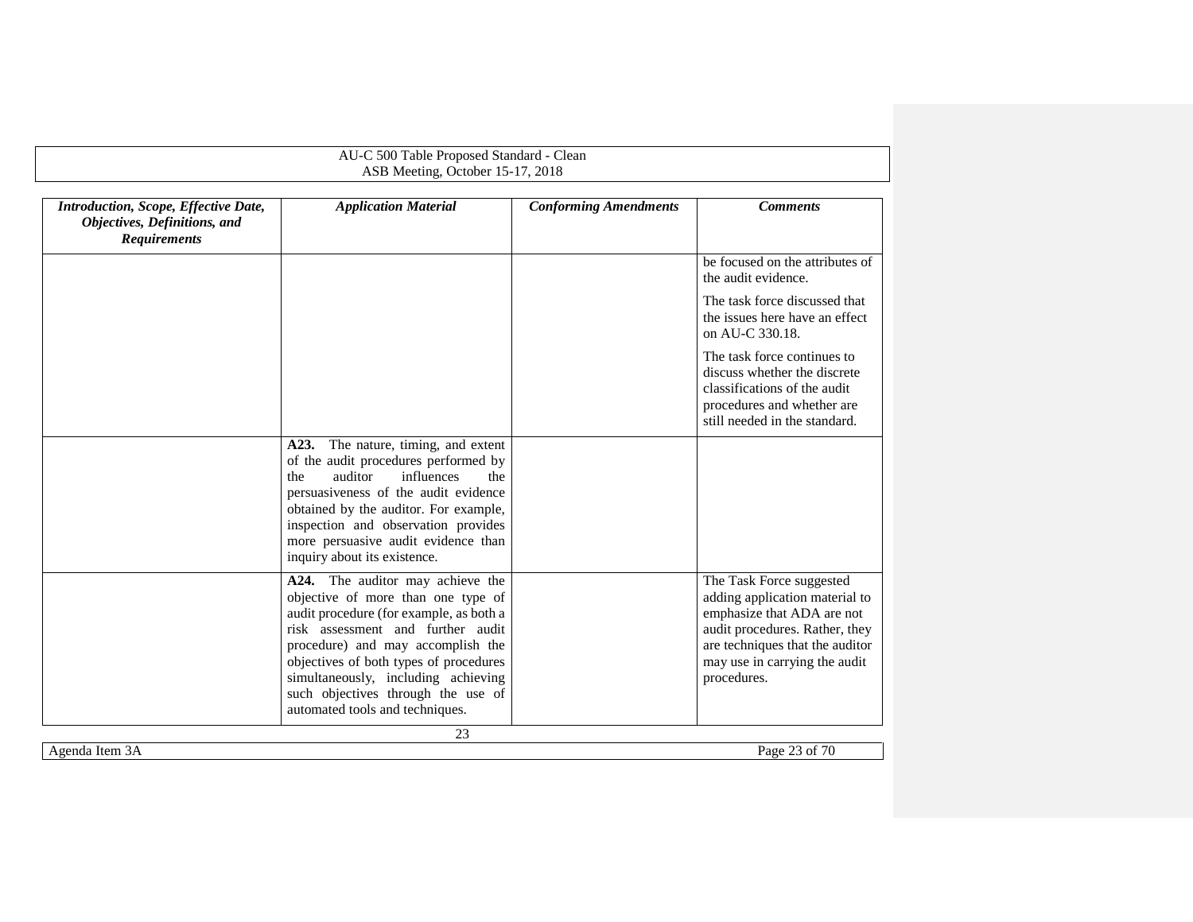| *Introduction, Scope, Effective Date, Objectives, Definitions, and Requirements* | *Application Material* | *Conforming Amendments* | *Comments* |
|---|---|---|---|
| | | | be focused on the attributes of the audit evidence.<br><br>The task force discussed that the issues here have an effect on AU-C 330.18.<br><br>The task force continues to discuss whether the discrete classifications of the audit procedures and whether are still needed in the standard. |
| | **A23.** The nature, timing, and extent of the audit procedures performed by the auditor influences the persuasiveness of the audit evidence obtained by the auditor. For example, inspection and observation provides more persuasive audit evidence than inquiry about its existence. | | |
| | **A24.** The auditor may achieve the objective of more than one type of audit procedure (for example, as both a risk assessment and further audit procedure) and may accomplish the objectives of both types of procedures simultaneously, including achieving such objectives through the use of automated tools and techniques. | | The Task Force suggested adding application material to emphasize that ADA are not audit procedures. Rather, they are techniques that the auditor may use in carrying the audit procedures. |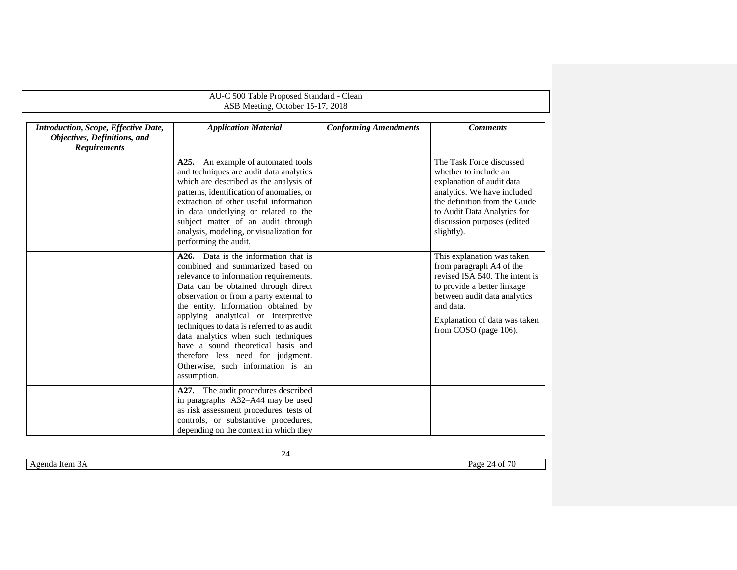| *Introduction, Scope, Effective Date, Objectives, Definitions, and Requirements* | *Application Material* | *Conforming Amendments* | *Comments* |
|---|---|---|---|
| | **A25.** An example of automated tools and techniques are audit data analytics which are described as the analysis of patterns, identification of anomalies, or extraction of other useful information in data underlying or related to the subject matter of an audit through analysis, modeling, or visualization for performing the audit. | | The Task Force discussed whether to include an explanation of audit data analytics. We have included the definition from the Guide to Audit Data Analytics for discussion purposes (edited slightly). |
| | **A26.** Data is the information that is combined and summarized based on relevance to information requirements. Data can be obtained through direct observation or from a party external to the entity. Information obtained by applying analytical or interpretive techniques to data is referred to as audit data analytics when such techniques have a sound theoretical basis and therefore less need for judgment. Otherwise, such information is an assumption. | | This explanation was taken from paragraph A4 of the revised ISA 540. The intent is to provide a better linkage between audit data analytics and data.<br><br>Explanation of data was taken from COSO (page 106). |
| | **A27.** The audit procedures described in paragraphs A32–A44 may be used as risk assessment procedures, tests of controls, or substantive procedures, depending on the context in which they | | |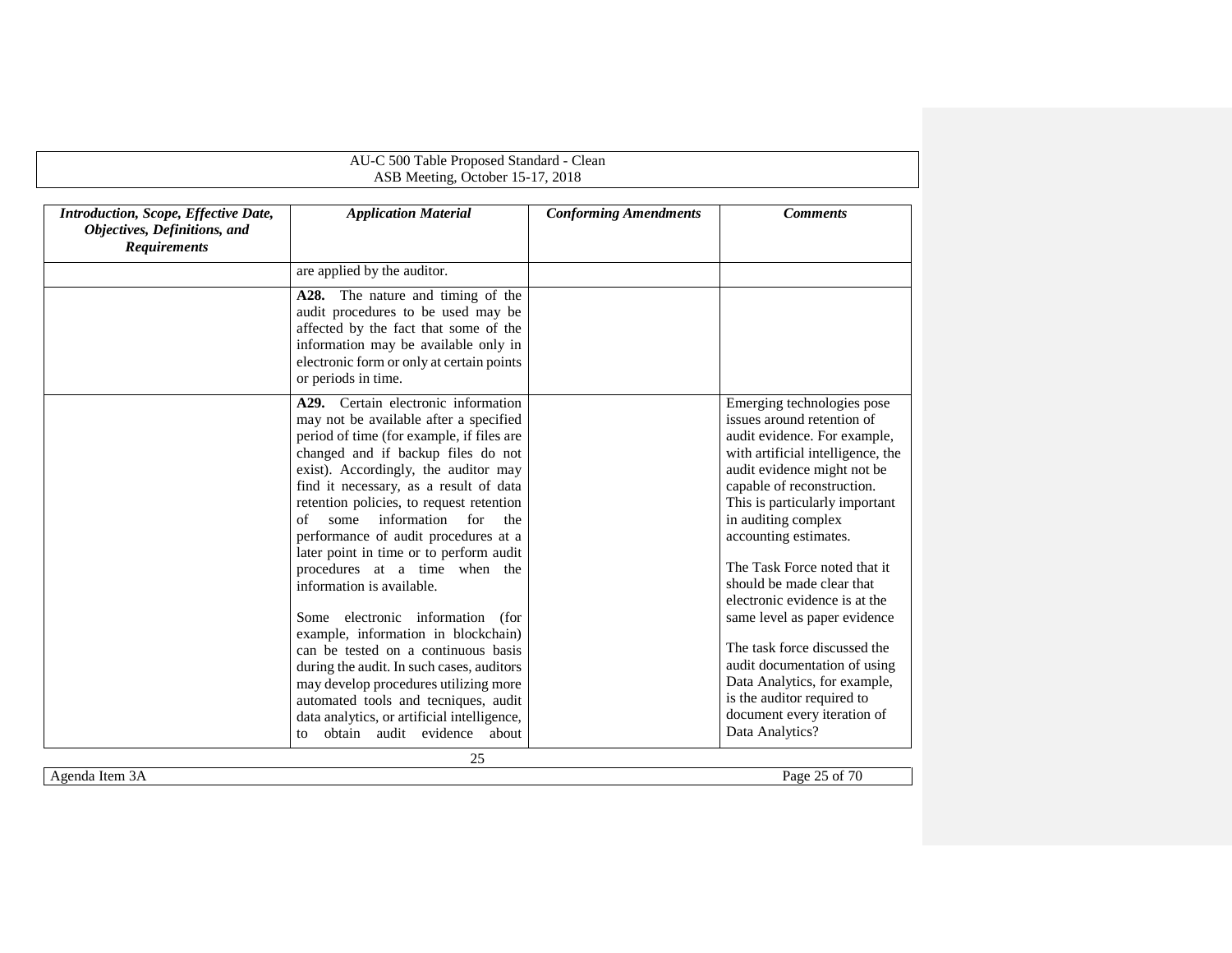| *Introduction, Scope, Effective Date, Objectives, Definitions, and Requirements* | *Application Material* | *Conforming Amendments* | *Comments* |
|---|---|---|---|
| | are applied by the auditor. | | |
| | **A28.** The nature and timing of the audit procedures to be used may be affected by the fact that some of the information may be available only in electronic form or only at certain points or periods in time. | | |
| | **A29.** Certain electronic information may not be available after a specified period of time (for example, if files are changed and if backup files do not exist). Accordingly, the auditor may find it necessary, as a result of data retention policies, to request retention of some information for the performance of audit procedures at a later point in time or to perform audit procedures at a time when the information is available.<br><br>Some electronic information (for example, information in blockchain) can be tested on a continuous basis during the audit. In such cases, auditors may develop procedures utilizing more automated tools and tecniques, audit data analytics, or artificial intelligence, to obtain audit evidence about | | Emerging technologies pose issues around retention of audit evidence. For example, with artificial intelligence, the audit evidence might not be capable of reconstruction. This is particularly important in auditing complex accounting estimates.<br><br>The Task Force noted that it should be made clear that electronic evidence is at the same level as paper evidence<br><br>The task force discussed the audit documentation of using Data Analytics, for example, is the auditor required to document every iteration of Data Analytics? |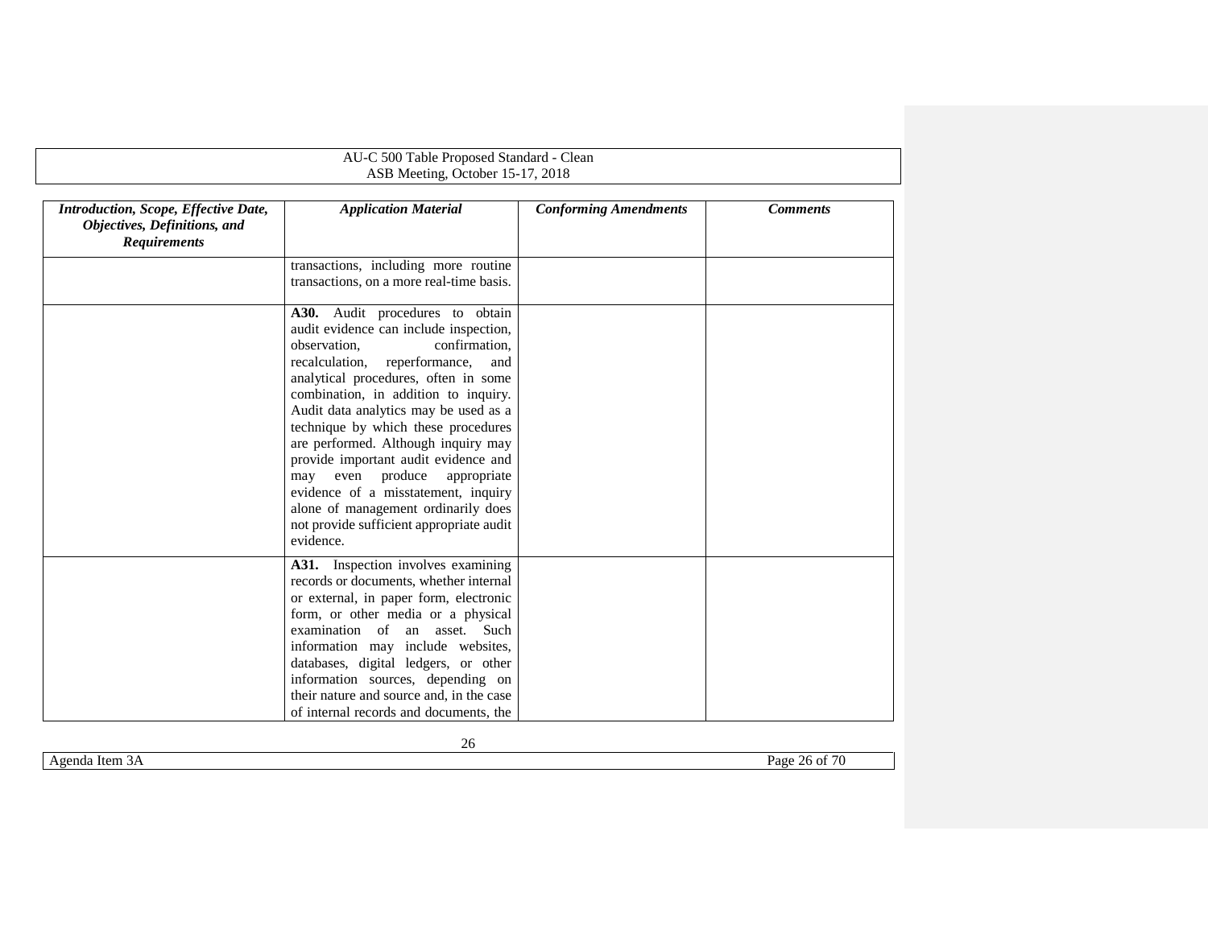| *Introduction, Scope, Effective Date, Objectives, Definitions, and Requirements* | *Application Material* | *Conforming Amendments* | *Comments* |
|---|---|---|---|
| | transactions, including more routine transactions, on a more real-time basis. | | |
| | **A30.** Audit procedures to obtain audit evidence can include inspection, observation, confirmation, recalculation, reperformance, and analytical procedures, often in some combination, in addition to inquiry. Audit data analytics may be used as a technique by which these procedures are performed. Although inquiry may provide important audit evidence and may even produce appropriate evidence of a misstatement, inquiry alone of management ordinarily does not provide sufficient appropriate audit evidence. | | |
| | **A31.** Inspection involves examining records or documents, whether internal or external, in paper form, electronic form, or other media or a physical examination of an asset. Such information may include websites, databases, digital ledgers, or other information sources, depending on their nature and source and, in the case of internal records and documents, the | | |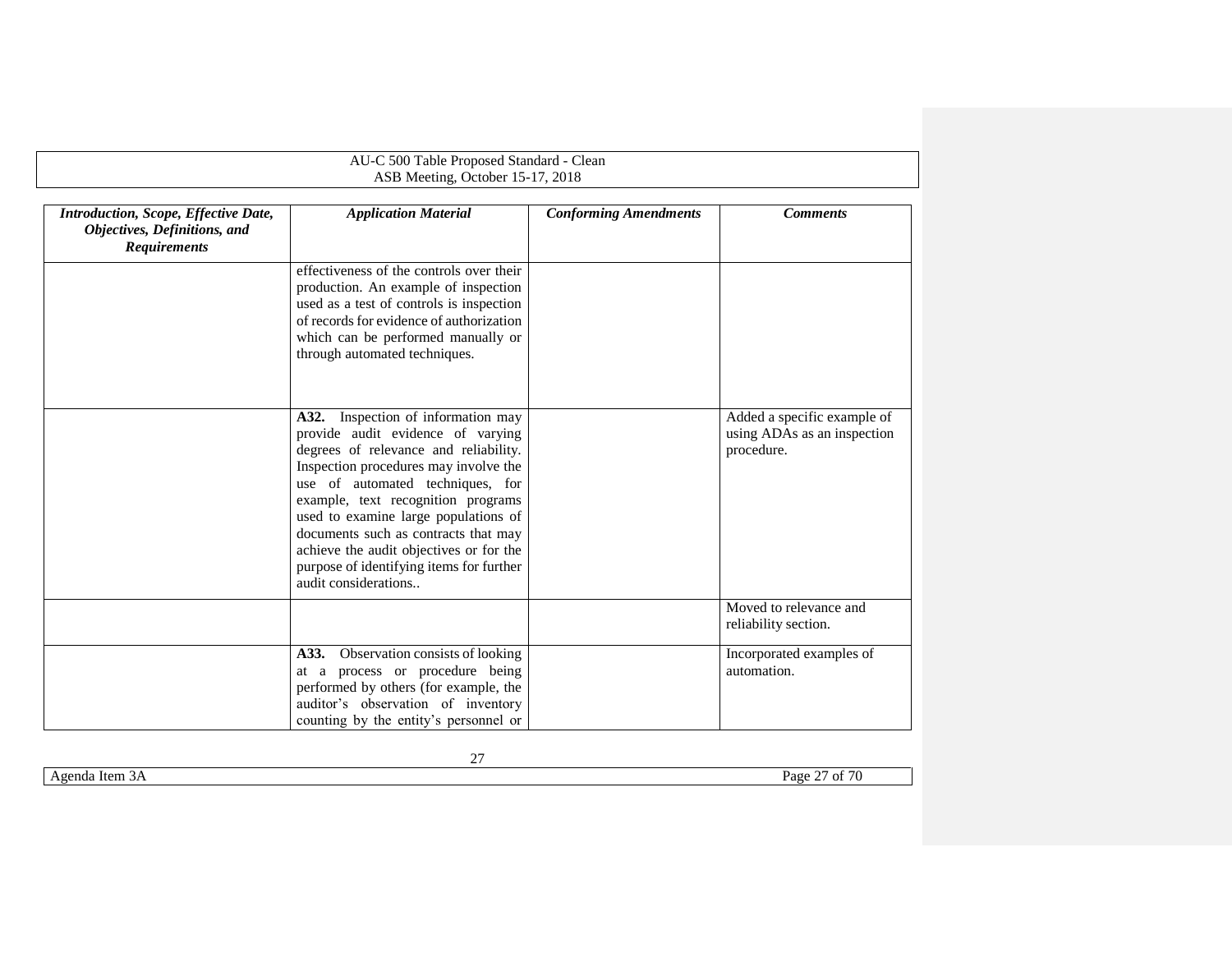| *Introduction, Scope, Effective Date, Objectives, Definitions, and Requirements* | *Application Material* | *Conforming Amendments* | *Comments* |
|---|---|---|---|
| | effectiveness of the controls over their production. An example of inspection used as a test of controls is inspection of records for evidence of authorization which can be performed manually or through automated techniques. | | |
| | **A32.** Inspection of information may provide audit evidence of varying degrees of relevance and reliability. Inspection procedures may involve the use of automated techniques, for example, text recognition programs used to examine large populations of documents such as contracts that may achieve the audit objectives or for the purpose of identifying items for further audit considerations.. | | Added a specific example of using ADAs as an inspection procedure. |
| | | | Moved to relevance and reliability section. |
| | **A33.** Observation consists of looking at a process or procedure being performed by others (for example, the auditor's observation of inventory counting by the entity's personnel or | | Incorporated examples of automation. |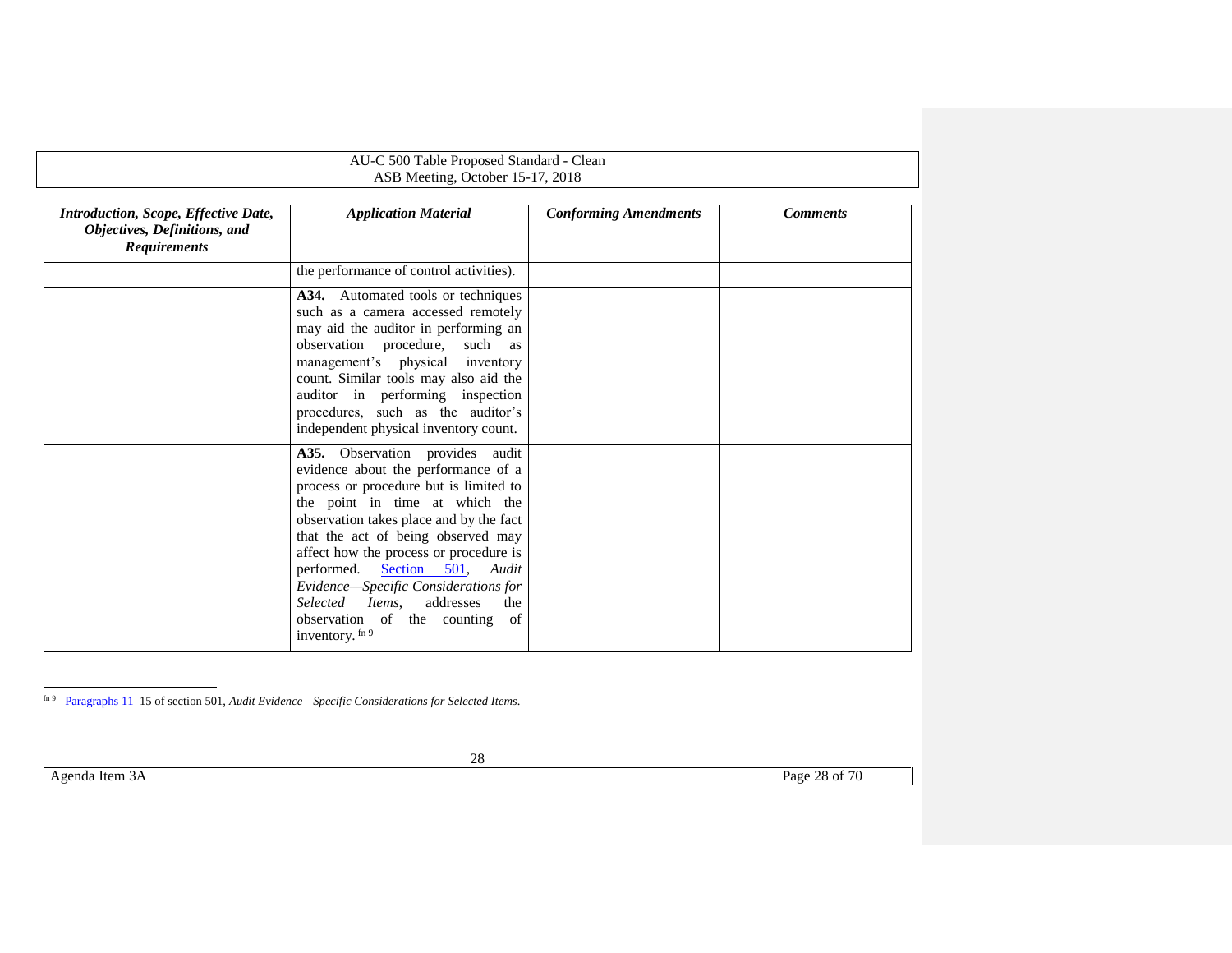| *Introduction, Scope, Effective Date, Objectives, Definitions, and Requirements* | *Application Material* | *Conforming Amendments* | *Comments* |
|---|---|---|---|
| | the performance of control activities). | | |
| | **A34.** Automated tools or techniques such as a camera accessed remotely may aid the auditor in performing an observation procedure, such as management's physical inventory count. Similar tools may also aid the auditor in performing inspection procedures, such as the auditor's independent physical inventory count. | | |
| | **A35.** Observation provides audit evidence about the performance of a process or procedure but is limited to the point in time at which the observation takes place and by the fact that the act of being observed may affect how the process or procedure is performed. Section 501, *Audit Evidence—Specific Considerations for Selected Items*, addresses the observation of the counting of inventory. [fn 9] | | |

[fn 9] Paragraphs 11–15 of section 501, *Audit Evidence—Specific Considerations for Selected Items*.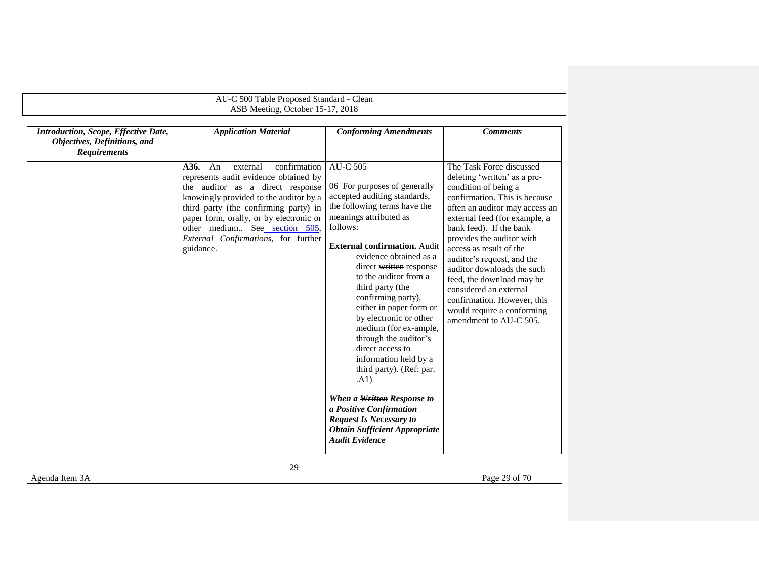| *Introduction, Scope, Effective Date, Objectives, Definitions, and Requirements* | *Application Material* | *Conforming Amendments* | *Comments* |
|---|---|---|---|
| | **A36.** An external confirmation represents audit evidence obtained by the auditor as a direct response knowingly provided to the auditor by a third party (the confirming party) in paper form, orally, or by electronic or other medium.. See section 505, *External Confirmations*, for further guidance. | AU-C 505<br><br>06 For purposes of generally accepted auditing standards, the following terms have the meanings attributed as follows:<br><br>**External confirmation.** Audit evidence obtained as a direct ~~written~~ response to the auditor from a third party (the confirming party), either in paper form or by electronic or other medium (for ex-ample, through the auditor's direct access to information held by a third party). (Ref: par. .A1)<br><br>***When a ~~Written~~ Response to a Positive Confirmation Request Is Necessary to Obtain Sufficient Appropriate Audit Evidence*** | The Task Force discussed deleting 'written' as a pre-condition of being a confirmation. This is because often an auditor may access an external feed (for example, a bank feed). If the bank provides the auditor with access as result of the auditor's request, and the auditor downloads the such feed, the download may be considered an external confirmation. However, this would require a conforming amendment to AU-C 505. |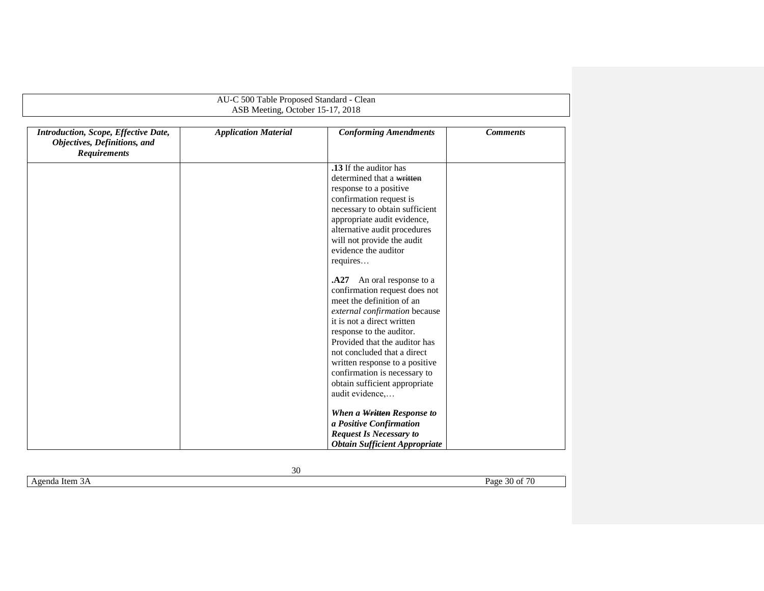| *Introduction, Scope, Effective Date, Objectives, Definitions, and Requirements* | *Application Material* | *Conforming Amendments* | *Comments* |
|---|---|---|---|
| | | **.13** If the auditor has determined that a ~~written~~ response to a positive confirmation request is necessary to obtain sufficient appropriate audit evidence, alternative audit procedures will not provide the audit evidence the auditor requires…<br><br>**.A27** An oral response to a confirmation request does not meet the definition of an *external confirmation* because it is not a direct written response to the auditor. Provided that the auditor has not concluded that a direct written response to a positive confirmation is necessary to obtain sufficient appropriate audit evidence,…<br><br>***When a ~~Written~~ Response to a Positive Confirmation Request Is Necessary to Obtain Sufficient Appropriate*** | |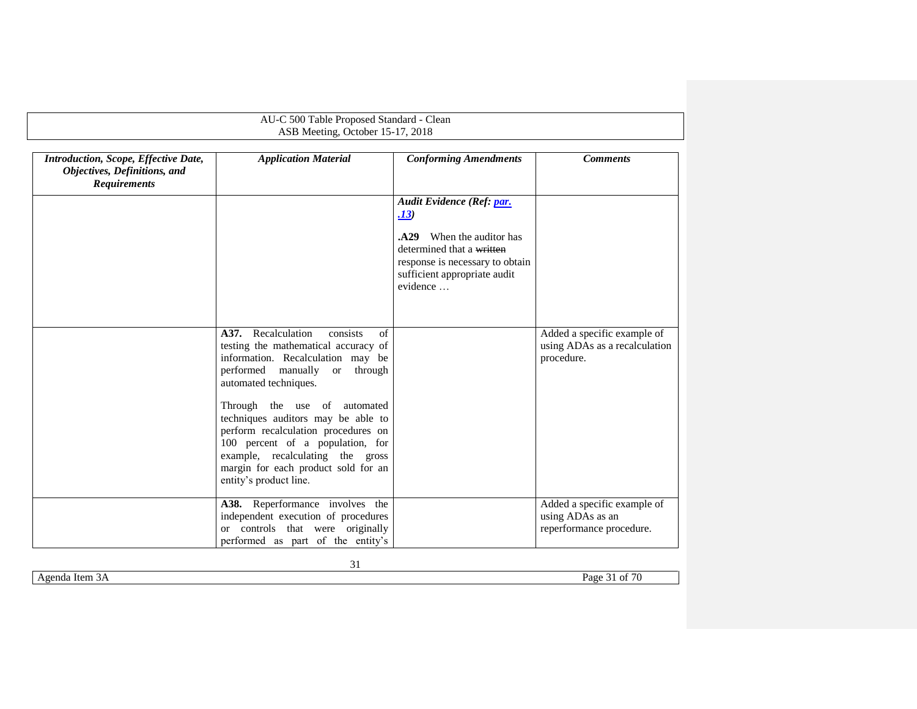| *Introduction, Scope, Effective Date, Objectives, Definitions, and Requirements* | *Application Material* | *Conforming Amendments* | *Comments* |
|---|---|---|---|
| | | ***Audit Evidence (Ref: [par. .13](#))***<br><br>**.A29** When the auditor has determined that a ~~written~~ response is necessary to obtain sufficient appropriate audit evidence … | |
| | **A37.** Recalculation consists of testing the mathematical accuracy of information. Recalculation may be performed manually or through automated techniques.<br><br>Through the use of automated techniques auditors may be able to perform recalculation procedures on 100 percent of a population, for example, recalculating the gross margin for each product sold for an entity's product line. | | Added a specific example of using ADAs as a recalculation procedure. |
| | **A38.** Reperformance involves the independent execution of procedures or controls that were originally performed as part of the entity's | | Added a specific example of using ADAs as an reperformance procedure. |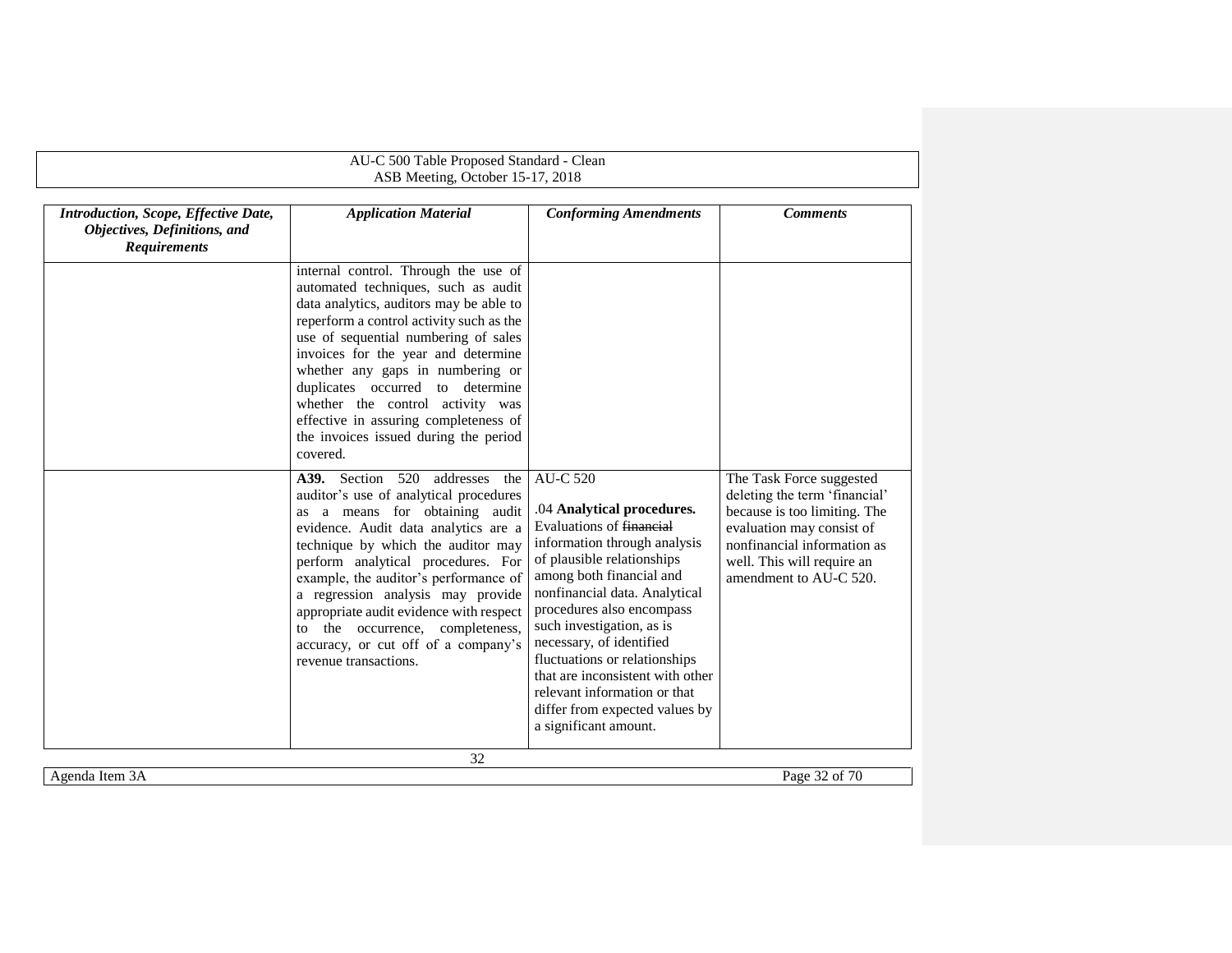| *Introduction, Scope, Effective Date, Objectives, Definitions, and Requirements* | *Application Material* | *Conforming Amendments* | *Comments* |
|---|---|---|---|
| | internal control. Through the use of automated techniques, such as audit data analytics, auditors may be able to reperform a control activity such as the use of sequential numbering of sales invoices for the year and determine whether any gaps in numbering or duplicates occurred to determine whether the control activity was effective in assuring completeness of the invoices issued during the period covered. | | |
| | **A39.** Section 520 addresses the auditor's use of analytical procedures as a means for obtaining audit evidence. Audit data analytics are a technique by which the auditor may perform analytical procedures. For example, the auditor's performance of a regression analysis may provide appropriate audit evidence with respect to the occurrence, completeness, accuracy, or cut off of a company's revenue transactions. | AU-C 520<br><br>.04 **Analytical procedures.** Evaluations of ~~financial~~ information through analysis of plausible relationships among both financial and nonfinancial data. Analytical procedures also encompass such investigation, as is necessary, of identified fluctuations or relationships that are inconsistent with other relevant information or that differ from expected values by a significant amount. | The Task Force suggested deleting the term 'financial' because is too limiting. The evaluation may consist of nonfinancial information as well. This will require an amendment to AU-C 520. |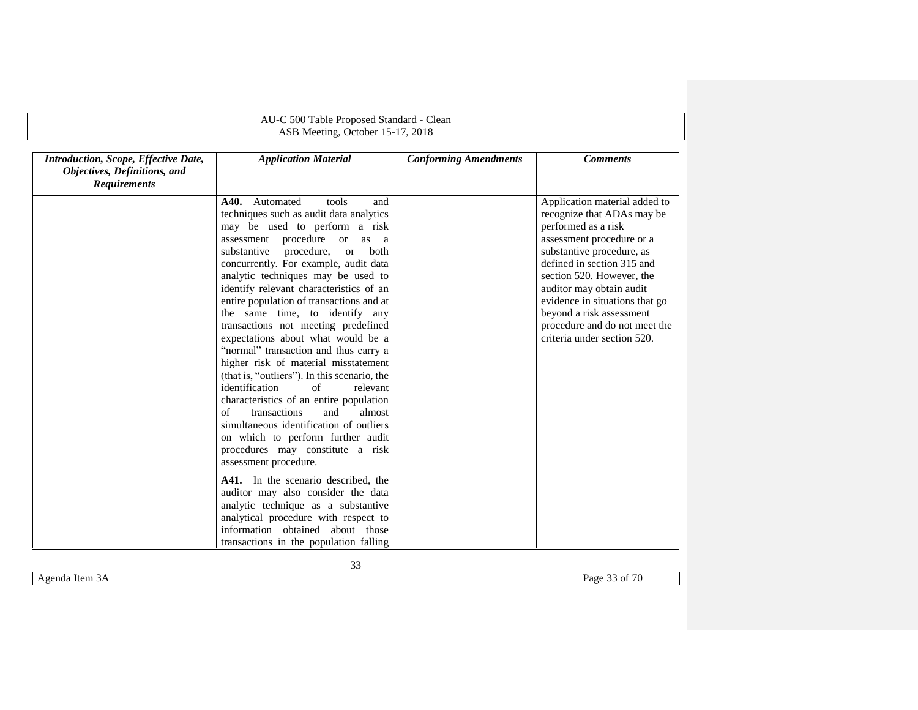| *Introduction, Scope, Effective Date, Objectives, Definitions, and Requirements* | *Application Material* | *Conforming Amendments* | *Comments* |
|---|---|---|---|
| | **A40.** Automated tools and techniques such as audit data analytics may be used to perform a risk assessment procedure or as a substantive procedure, or both concurrently. For example, audit data analytic techniques may be used to identify relevant characteristics of an entire population of transactions and at the same time, to identify any transactions not meeting predefined expectations about what would be a "normal" transaction and thus carry a higher risk of material misstatement (that is, "outliers"). In this scenario, the identification of relevant characteristics of an entire population of transactions and almost simultaneous identification of outliers on which to perform further audit procedures may constitute a risk assessment procedure. | | Application material added to recognize that ADAs may be performed as a risk assessment procedure or a substantive procedure, as defined in section 315 and section 520. However, the auditor may obtain audit evidence in situations that go beyond a risk assessment procedure and do not meet the criteria under section 520. |
| | **A41.** In the scenario described, the auditor may also consider the data analytic technique as a substantive analytical procedure with respect to information obtained about those transactions in the population falling | | |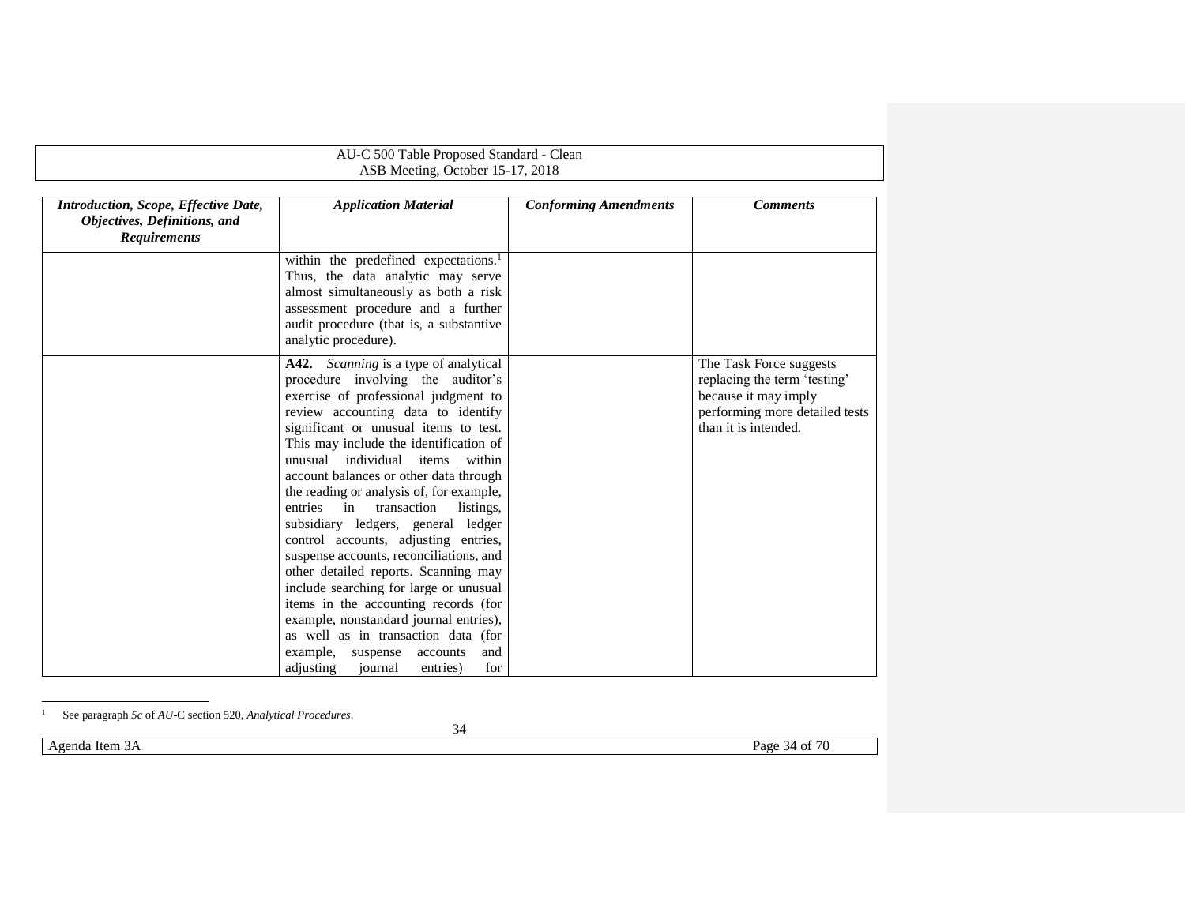| *Introduction, Scope, Effective Date, Objectives, Definitions, and Requirements* | *Application Material* | *Conforming Amendments* | *Comments* |
|---|---|---|---|
| | within the predefined expectations.[1] Thus, the data analytic may serve almost simultaneously as both a risk assessment procedure and a further audit procedure (that is, a substantive analytic procedure). | | |
| | **A42.** *Scanning* is a type of analytical procedure involving the auditor's exercise of professional judgment to review accounting data to identify significant or unusual items to test. This may include the identification of unusual individual items within account balances or other data through the reading or analysis of, for example, entries in transaction listings, subsidiary ledgers, general ledger control accounts, adjusting entries, suspense accounts, reconciliations, and other detailed reports. Scanning may include searching for large or unusual items in the accounting records (for example, nonstandard journal entries), as well as in transaction data (for example, suspense accounts and adjusting journal entries) for | | The Task Force suggests replacing the term 'testing' because it may imply performing more detailed tests than it is intended. |

[1] See paragraph *5c* of *AU*-C section 520, *Analytical Procedures*.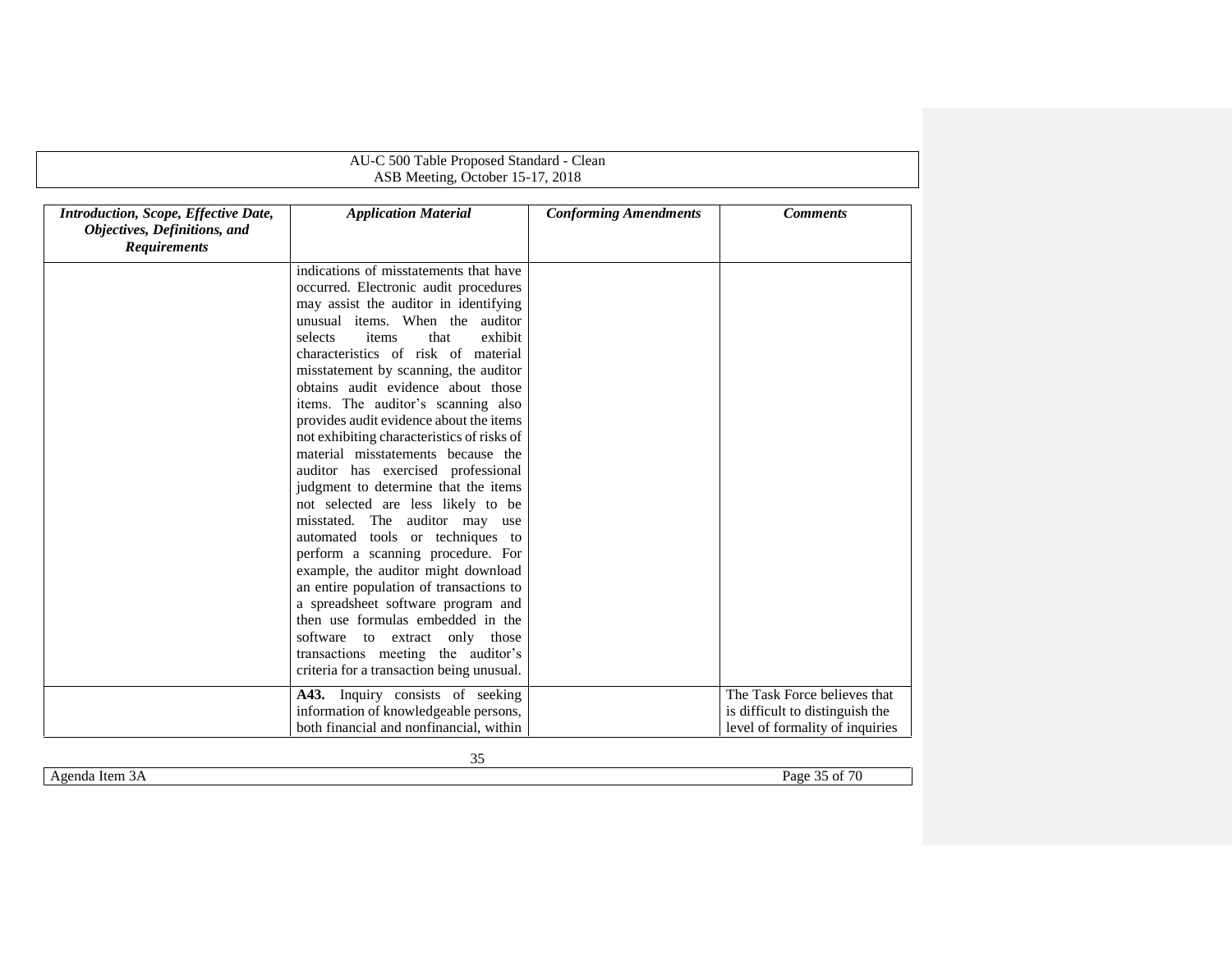| *Introduction, Scope, Effective Date, Objectives, Definitions, and Requirements* | *Application Material* | *Conforming Amendments* | *Comments* |
|---|---|---|---|
| | indications of misstatements that have occurred. Electronic audit procedures may assist the auditor in identifying unusual items. When the auditor selects items that exhibit characteristics of risk of material misstatement by scanning, the auditor obtains audit evidence about those items. The auditor's scanning also provides audit evidence about the items not exhibiting characteristics of risks of material misstatements because the auditor has exercised professional judgment to determine that the items not selected are less likely to be misstated. The auditor may use automated tools or techniques to perform a scanning procedure. For example, the auditor might download an entire population of transactions to a spreadsheet software program and then use formulas embedded in the software to extract only those transactions meeting the auditor's criteria for a transaction being unusual. | | |
| | **A43.** Inquiry consists of seeking information of knowledgeable persons, both financial and nonfinancial, within | | The Task Force believes that is difficult to distinguish the level of formality of inquiries |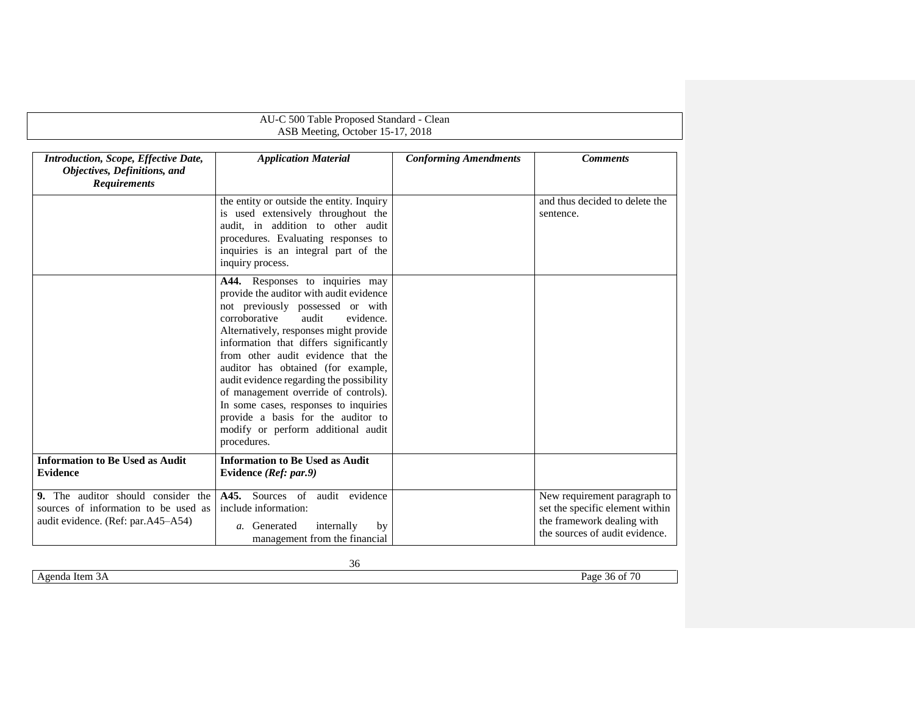| *Introduction, Scope, Effective Date, Objectives, Definitions, and Requirements* | *Application Material* | *Conforming Amendments* | *Comments* |
|---|---|---|---|
| | the entity or outside the entity. Inquiry is used extensively throughout the audit, in addition to other audit procedures. Evaluating responses to inquiries is an integral part of the inquiry process. | | and thus decided to delete the sentence. |
| | **A44.** Responses to inquiries may provide the auditor with audit evidence not previously possessed or with corroborative audit evidence. Alternatively, responses might provide information that differs significantly from other audit evidence that the auditor has obtained (for example, audit evidence regarding the possibility of management override of controls). In some cases, responses to inquiries provide a basis for the auditor to modify or perform additional audit procedures. | | |
| **Information to Be Used as Audit Evidence** | **Information to Be Used as Audit Evidence *(Ref: par.9)*** | | |
| **9.** The auditor should consider the sources of information to be used as audit evidence. (Ref: par.A45–A54) | **A45.** Sources of audit evidence include information:<br>*a.* Generated internally by management from the financial | | New requirement paragraph to set the specific element within the framework dealing with the sources of audit evidence. |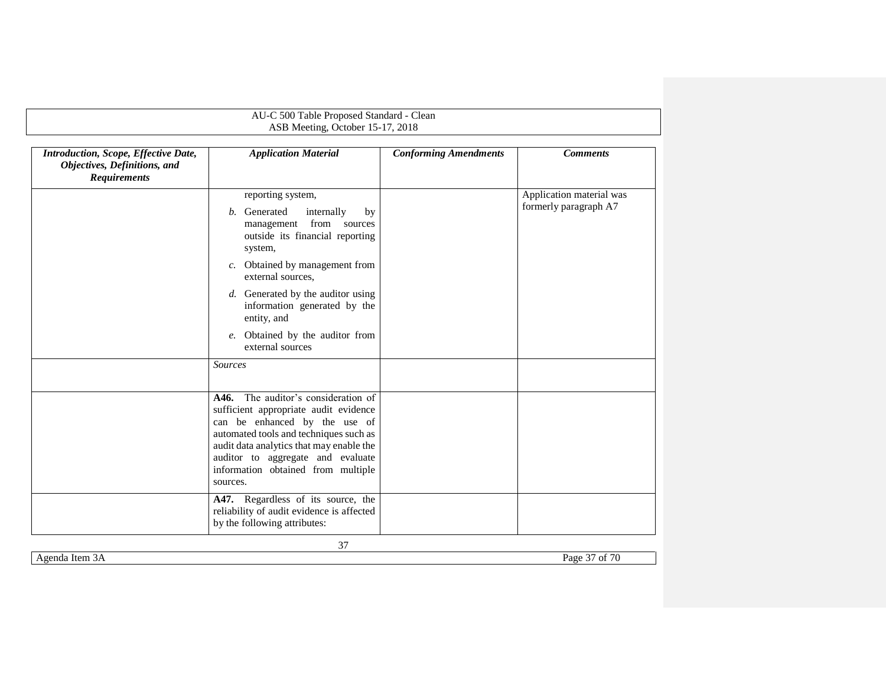| *Introduction, Scope, Effective Date, Objectives, Definitions, and Requirements* | *Application Material* | *Conforming Amendments* | *Comments* |
|---|---|---|---|
| | reporting system,<br>*b.* Generated internally by management from sources outside its financial reporting system,<br>*c.* Obtained by management from external sources,<br>*d.* Generated by the auditor using information generated by the entity, and<br>*e.* Obtained by the auditor from external sources | | Application material was formerly paragraph A7 |
| | *Sources* | | |
| | **A46.** The auditor's consideration of sufficient appropriate audit evidence can be enhanced by the use of automated tools and techniques such as audit data analytics that may enable the auditor to aggregate and evaluate information obtained from multiple sources. | | |
| | **A47.** Regardless of its source, the reliability of audit evidence is affected by the following attributes: | | |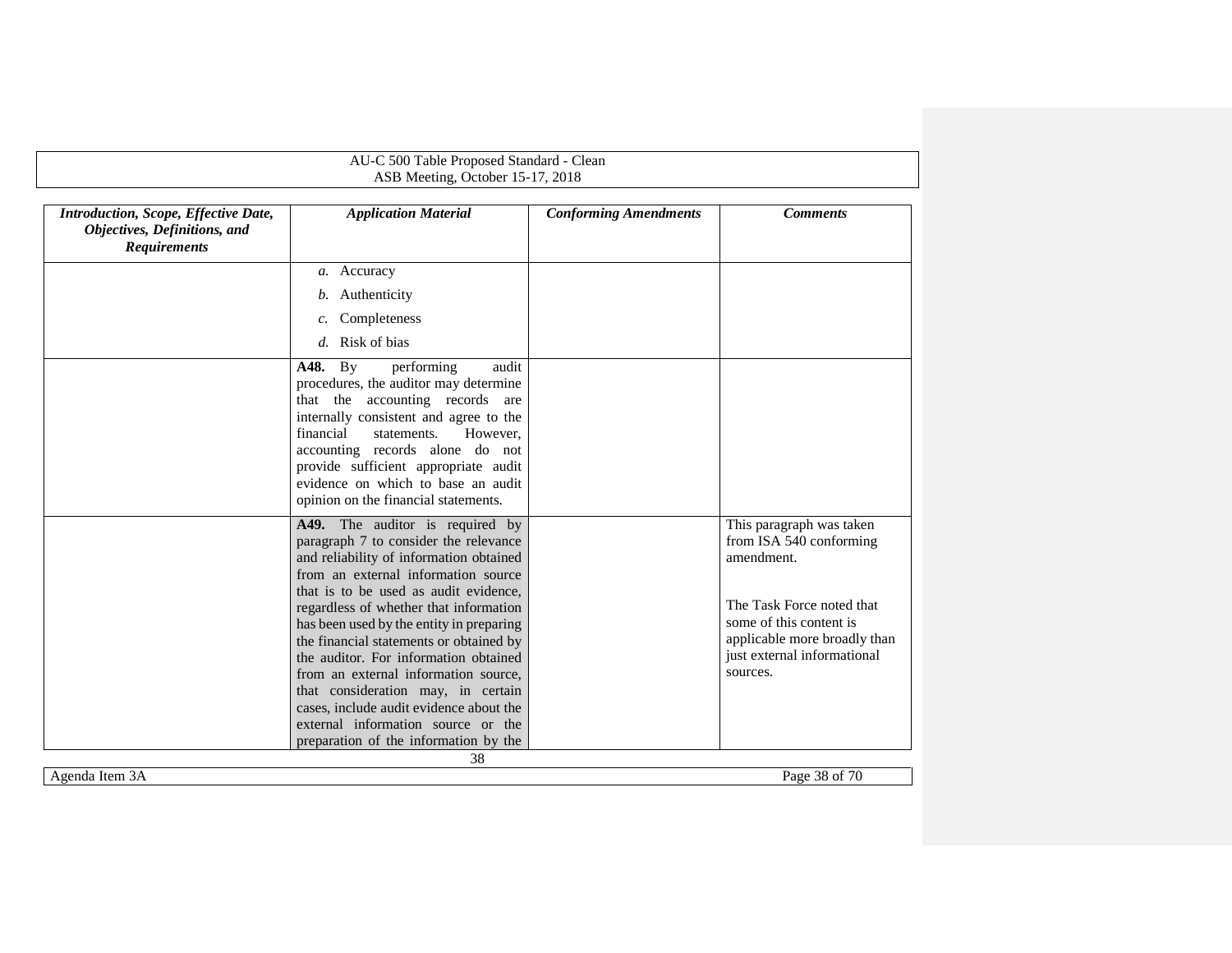| *Introduction, Scope, Effective Date, Objectives, Definitions, and Requirements* | *Application Material* | *Conforming Amendments* | *Comments* |
|---|---|---|---|
| | *a.* Accuracy<br>*b.* Authenticity<br>*c.* Completeness<br>*d.* Risk of bias | | |
| | **A48.** By performing audit procedures, the auditor may determine that the accounting records are internally consistent and agree to the financial statements. However, accounting records alone do not provide sufficient appropriate audit evidence on which to base an audit opinion on the financial statements. | | |
| | **A49.** The auditor is required by paragraph 7 to consider the relevance and reliability of information obtained from an external information source that is to be used as audit evidence, regardless of whether that information has been used by the entity in preparing the financial statements or obtained by the auditor. For information obtained from an external information source, that consideration may, in certain cases, include audit evidence about the external information source or the preparation of the information by the | | This paragraph was taken from ISA 540 conforming amendment.<br><br>The Task Force noted that some of this content is applicable more broadly than just external informational sources. |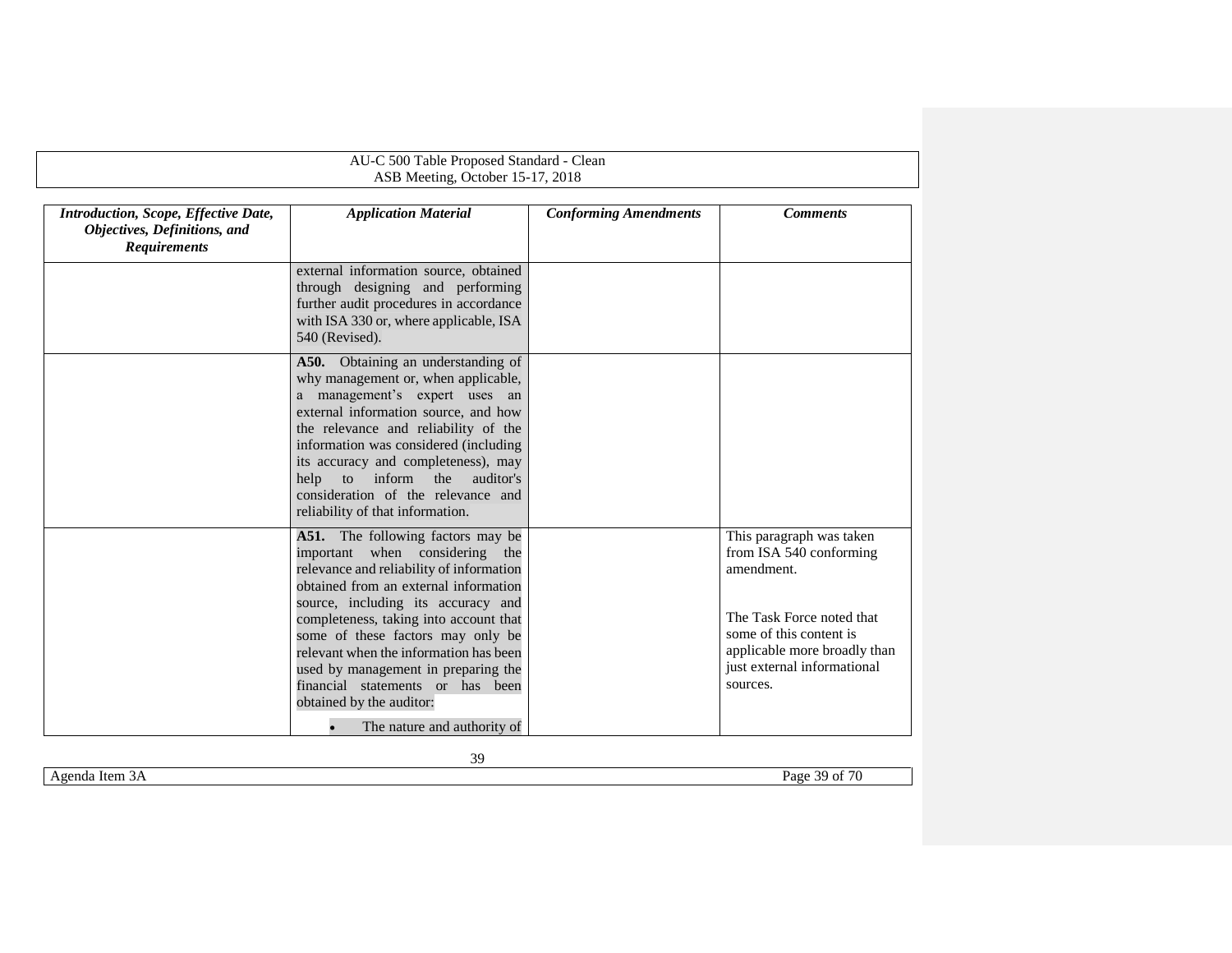| *Introduction, Scope, Effective Date, Objectives, Definitions, and Requirements* | *Application Material* | *Conforming Amendments* | *Comments* |
|---|---|---|---|
| | external information source, obtained through designing and performing further audit procedures in accordance with ISA 330 or, where applicable, ISA 540 (Revised). | | |
| | **A50.** Obtaining an understanding of why management or, when applicable, a management's expert uses an external information source, and how the relevance and reliability of the information was considered (including its accuracy and completeness), may help to inform the auditor's consideration of the relevance and reliability of that information. | | |
| | **A51.** The following factors may be important when considering the relevance and reliability of information obtained from an external information source, including its accuracy and completeness, taking into account that some of these factors may only be relevant when the information has been used by management in preparing the financial statements or has been obtained by the auditor:<br><br>• The nature and authority of | | This paragraph was taken from ISA 540 conforming amendment.<br><br>The Task Force noted that some of this content is applicable more broadly than just external informational sources. |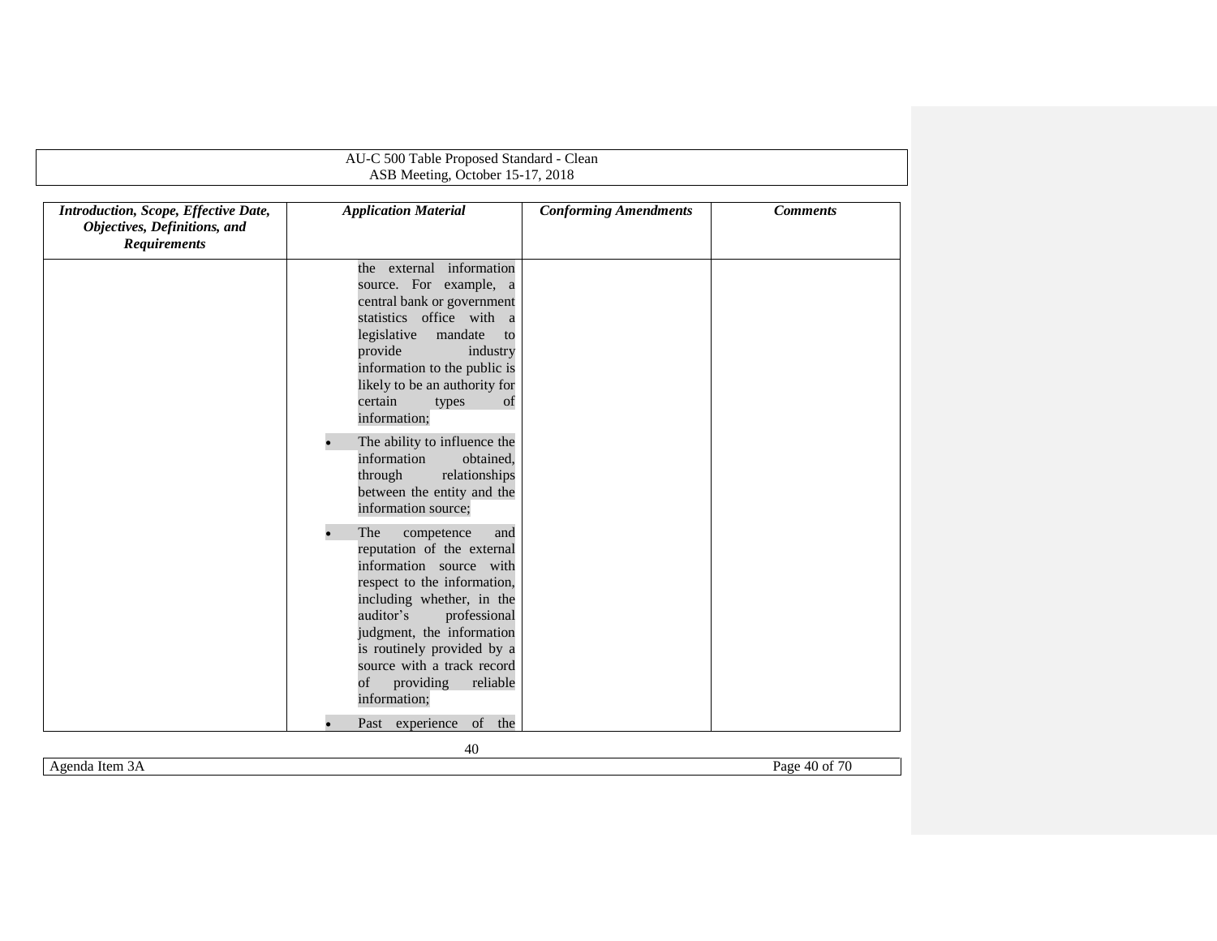| *Introduction, Scope, Effective Date, Objectives, Definitions, and Requirements* | *Application Material* | *Conforming Amendments* | *Comments* |
|---|---|---|---|
| | the external information source. For example, a central bank or government statistics office with a legislative mandate to provide industry information to the public is likely to be an authority for certain types of information;<br><br>• The ability to influence the information obtained, through relationships between the entity and the information source;<br><br>• The competence and reputation of the external information source with respect to the information, including whether, in the auditor's professional judgment, the information is routinely provided by a source with a track record of providing reliable information;<br><br>• Past experience of the | | |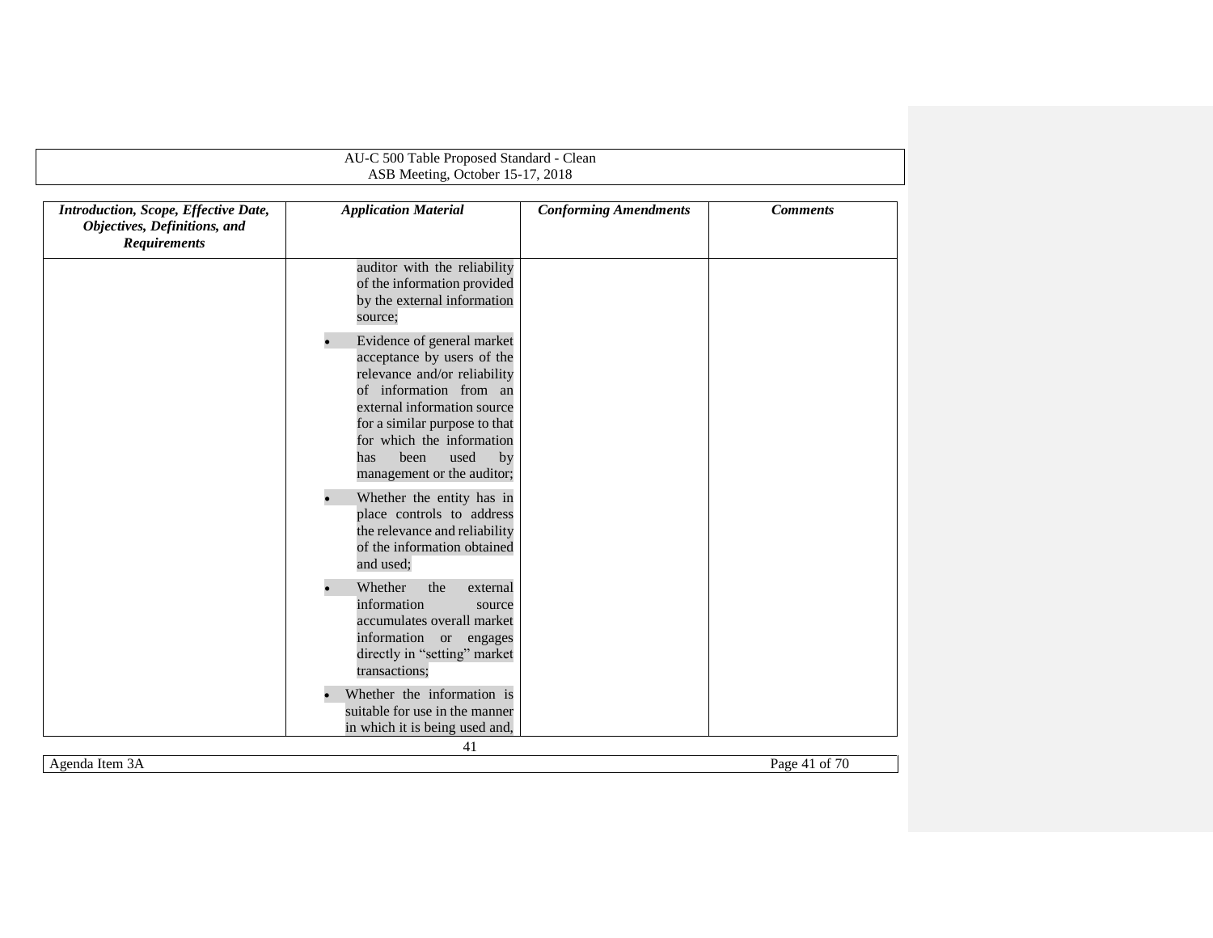| *Introduction, Scope, Effective Date, Objectives, Definitions, and Requirements* | *Application Material* | *Conforming Amendments* | *Comments* |
|---|---|---|---|
| | auditor with the reliability of the information provided by the external information source;<br>• Evidence of general market acceptance by users of the relevance and/or reliability of information from an external information source for a similar purpose to that for which the information has been used by management or the auditor;<br>• Whether the entity has in place controls to address the relevance and reliability of the information obtained and used;<br>• Whether the external information source accumulates overall market information or engages directly in "setting" market transactions;<br>• Whether the information is suitable for use in the manner in which it is being used and, | | |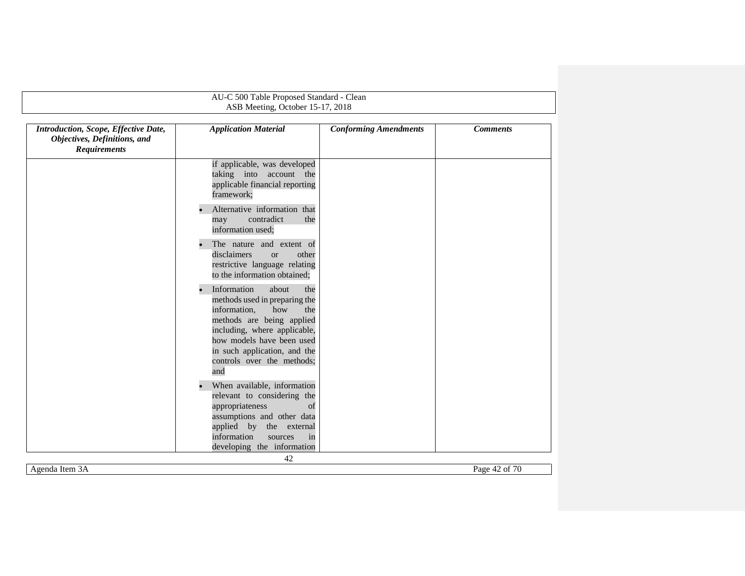| *Introduction, Scope, Effective Date, Objectives, Definitions, and Requirements* | *Application Material* | *Conforming Amendments* | *Comments* |
|---|---|---|---|
| | if applicable, was developed taking into account the applicable financial reporting framework;<br>• Alternative information that may contradict the information used;<br>• The nature and extent of disclaimers or other restrictive language relating to the information obtained;<br>• Information about the methods used in preparing the information, how the methods are being applied including, where applicable, how models have been used in such application, and the controls over the methods; and<br>• When available, information relevant to considering the appropriateness of assumptions and other data applied by the external information sources in developing the information | | |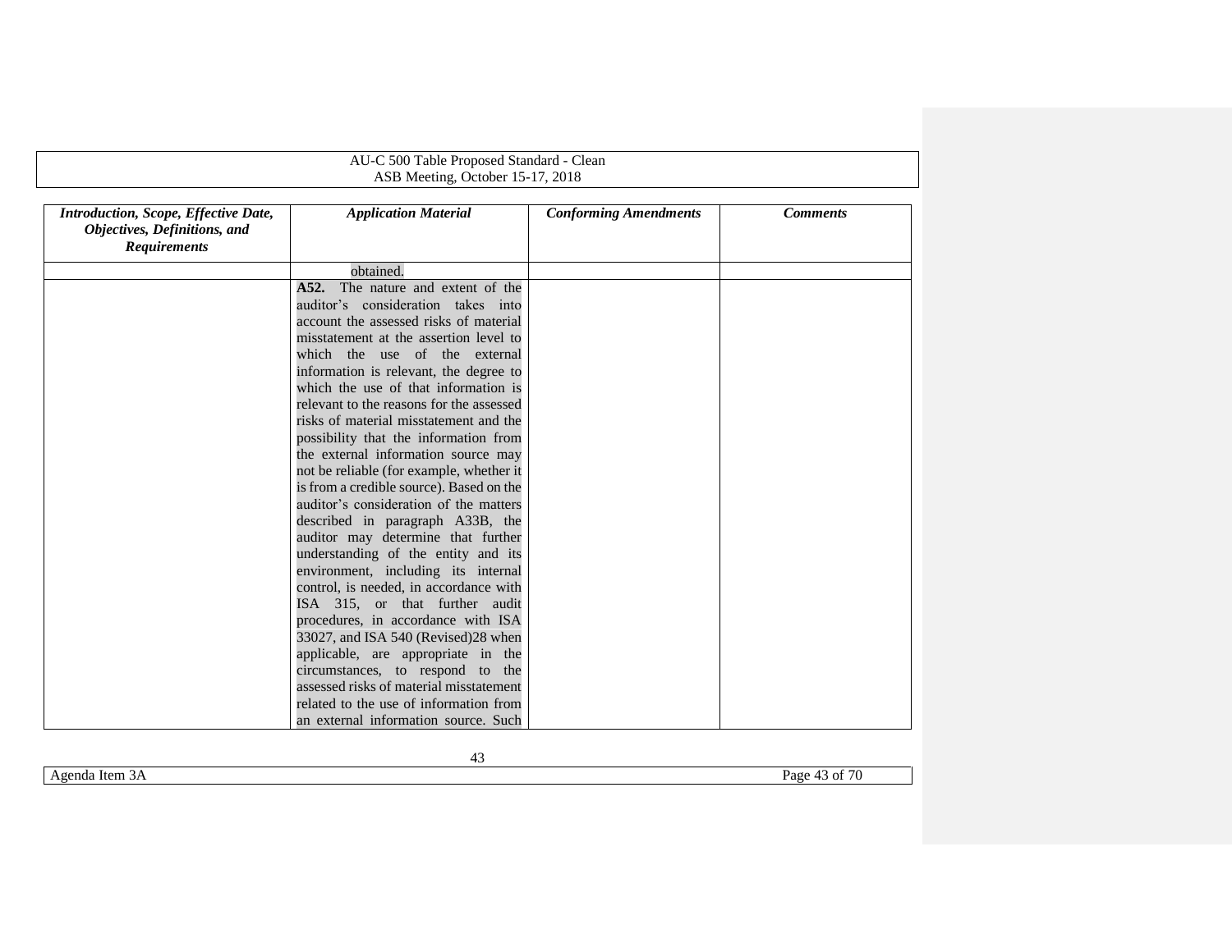| *Introduction, Scope, Effective Date, Objectives, Definitions, and Requirements* | *Application Material* | *Conforming Amendments* | *Comments* |
|---|---|---|---|
| | obtained. | | |
| | **A52.** The nature and extent of the auditor's consideration takes into account the assessed risks of material misstatement at the assertion level to which the use of the external information is relevant, the degree to which the use of that information is relevant to the reasons for the assessed risks of material misstatement and the possibility that the information from the external information source may not be reliable (for example, whether it is from a credible source). Based on the auditor's consideration of the matters described in paragraph A33B, the auditor may determine that further understanding of the entity and its environment, including its internal control, is needed, in accordance with ISA 315, or that further audit procedures, in accordance with ISA 330[27], and ISA 540 (Revised)[28] when applicable, are appropriate in the circumstances, to respond to the assessed risks of material misstatement related to the use of information from an external information source. Such | | |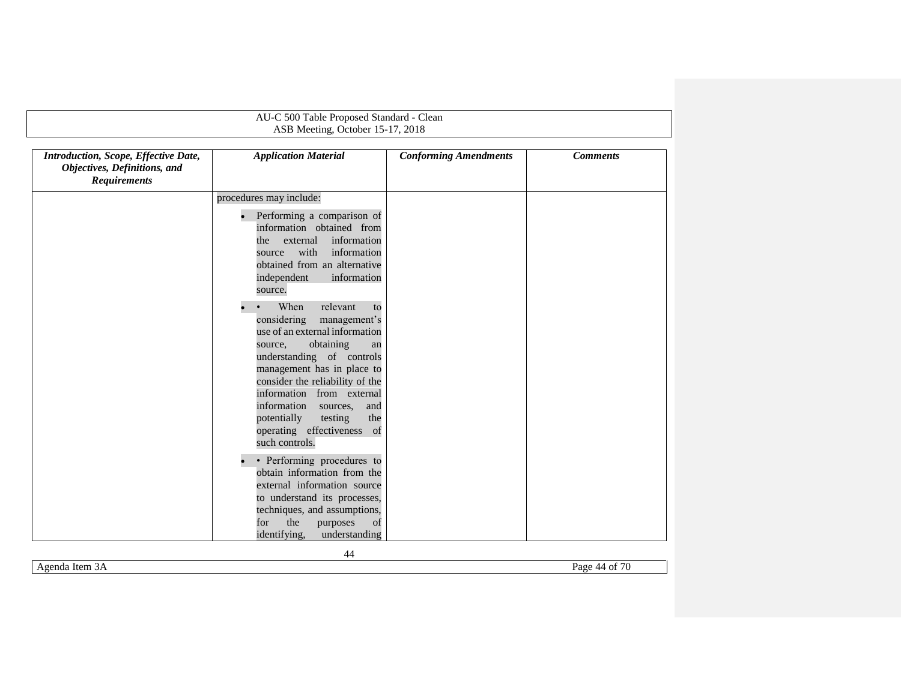| *Introduction, Scope, Effective Date, Objectives, Definitions, and Requirements* | *Application Material* | *Conforming Amendments* | *Comments* |
| --- | --- | --- | --- |
| | procedures may include:<br><br>• Performing a comparison of information obtained from the external information source with information obtained from an alternative independent information source.<br><br>• • When relevant to considering management's use of an external information source, obtaining an understanding of controls management has in place to consider the reliability of the information from external information sources, and potentially testing the operating effectiveness of such controls.<br><br>• • Performing procedures to obtain information from the external information source to understand its processes, techniques, and assumptions, for the purposes of identifying, understanding | | |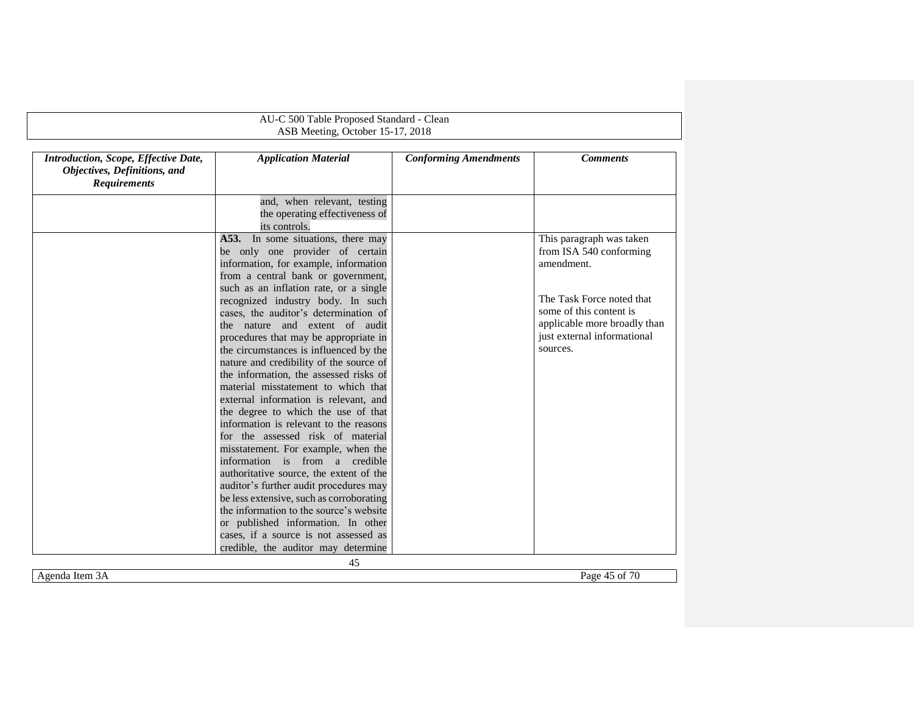| *Introduction, Scope, Effective Date, Objectives, Definitions, and Requirements* | *Application Material* | *Conforming Amendments* | *Comments* |
|---|---|---|---|
| | and, when relevant, testing the operating effectiveness of its controls. | | |
| | **A53.** In some situations, there may be only one provider of certain information, for example, information from a central bank or government, such as an inflation rate, or a single recognized industry body. In such cases, the auditor's determination of the nature and extent of audit procedures that may be appropriate in the circumstances is influenced by the nature and credibility of the source of the information, the assessed risks of material misstatement to which that external information is relevant, and the degree to which the use of that information is relevant to the reasons for the assessed risk of material misstatement. For example, when the information is from a credible authoritative source, the extent of the auditor's further audit procedures may be less extensive, such as corroborating the information to the source's website or published information. In other cases, if a source is not assessed as credible, the auditor may determine | | This paragraph was taken from ISA 540 conforming amendment.<br><br>The Task Force noted that some of this content is applicable more broadly than just external informational sources. |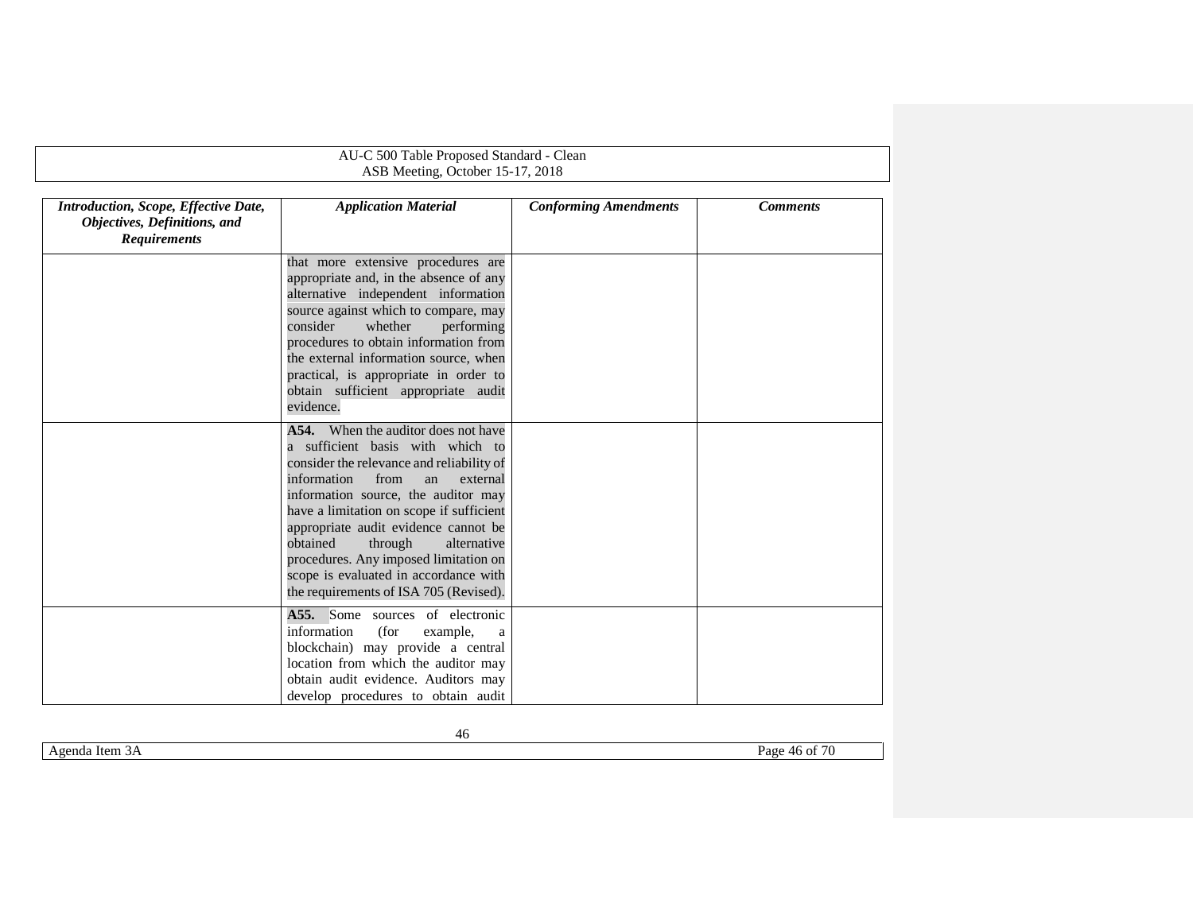| *Introduction, Scope, Effective Date, Objectives, Definitions, and Requirements* | *Application Material* | *Conforming Amendments* | *Comments* |
|---|---|---|---|
| | that more extensive procedures are appropriate and, in the absence of any alternative independent information source against which to compare, may consider whether performing procedures to obtain information from the external information source, when practical, is appropriate in order to obtain sufficient appropriate audit evidence. | | |
| | **A54.** When the auditor does not have a sufficient basis with which to consider the relevance and reliability of information from an external information source, the auditor may have a limitation on scope if sufficient appropriate audit evidence cannot be obtained through alternative procedures. Any imposed limitation on scope is evaluated in accordance with the requirements of ISA 705 (Revised). | | |
| | **A55.** Some sources of electronic information (for example, a blockchain) may provide a central location from which the auditor may obtain audit evidence. Auditors may develop procedures to obtain audit | | |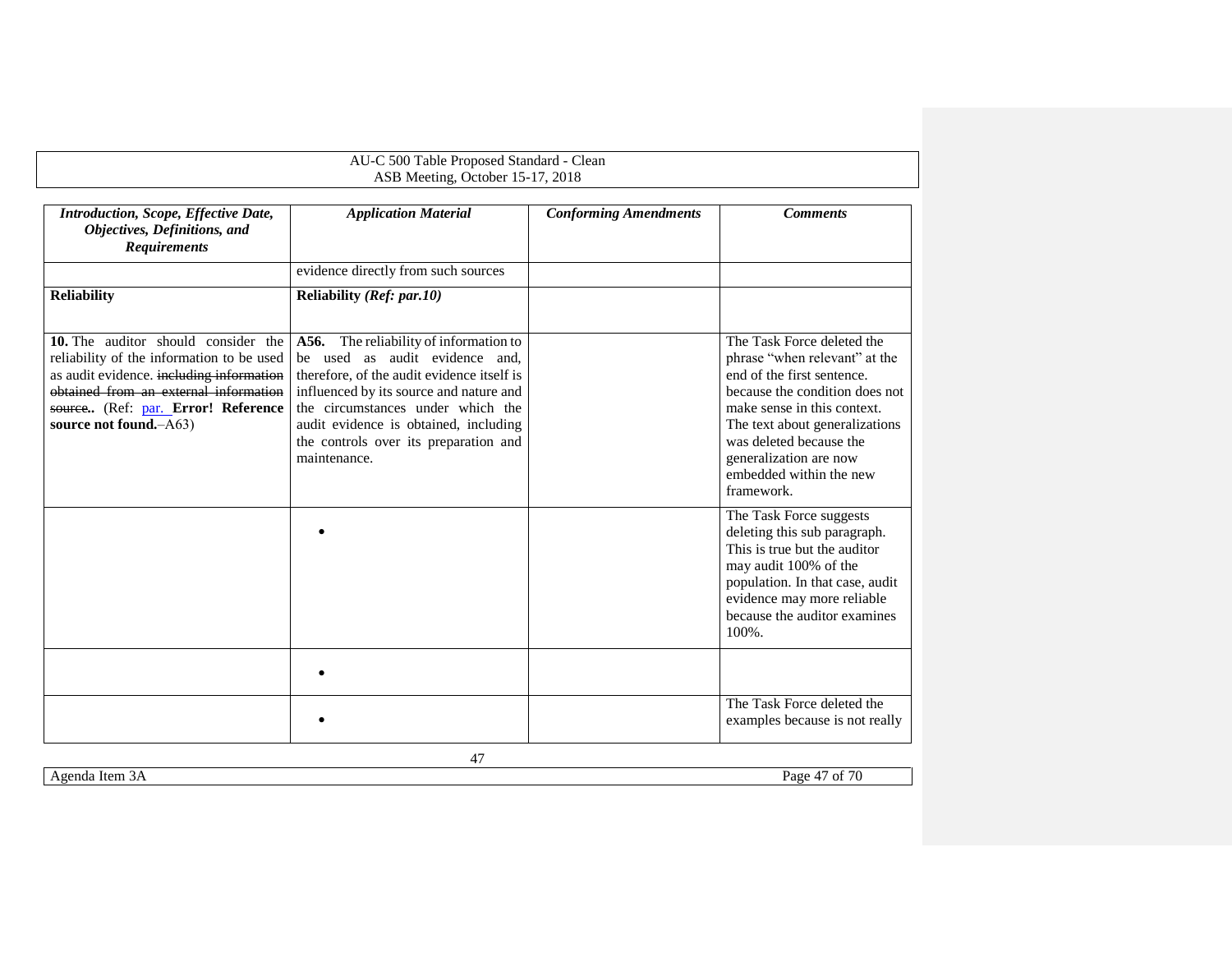| *Introduction, Scope, Effective Date, Objectives, Definitions, and Requirements* | *Application Material* | *Conforming Amendments* | *Comments* |
|---|---|---|---|
| | evidence directly from such sources | | |
| **Reliability** | **Reliability** ***(Ref: par.10)*** | | |
| **10.** The auditor should consider the reliability of the information to be used as audit evidence. ~~including information obtained from an external information source~~.. (Ref: par. **Error! Reference source not found.**–A63) | **A56.** The reliability of information to be used as audit evidence and, therefore, of the audit evidence itself is influenced by its source and nature and the circumstances under which the audit evidence is obtained, including the controls over its preparation and maintenance. | | The Task Force deleted the phrase "when relevant" at the end of the first sentence. because the condition does not make sense in this context. The text about generalizations was deleted because the generalization are now embedded within the new framework. |
| | • | | The Task Force suggests deleting this sub paragraph. This is true but the auditor may audit 100% of the population. In that case, audit evidence may more reliable because the auditor examines 100%. |
| | • | | |
| | • | | The Task Force deleted the examples because is not really |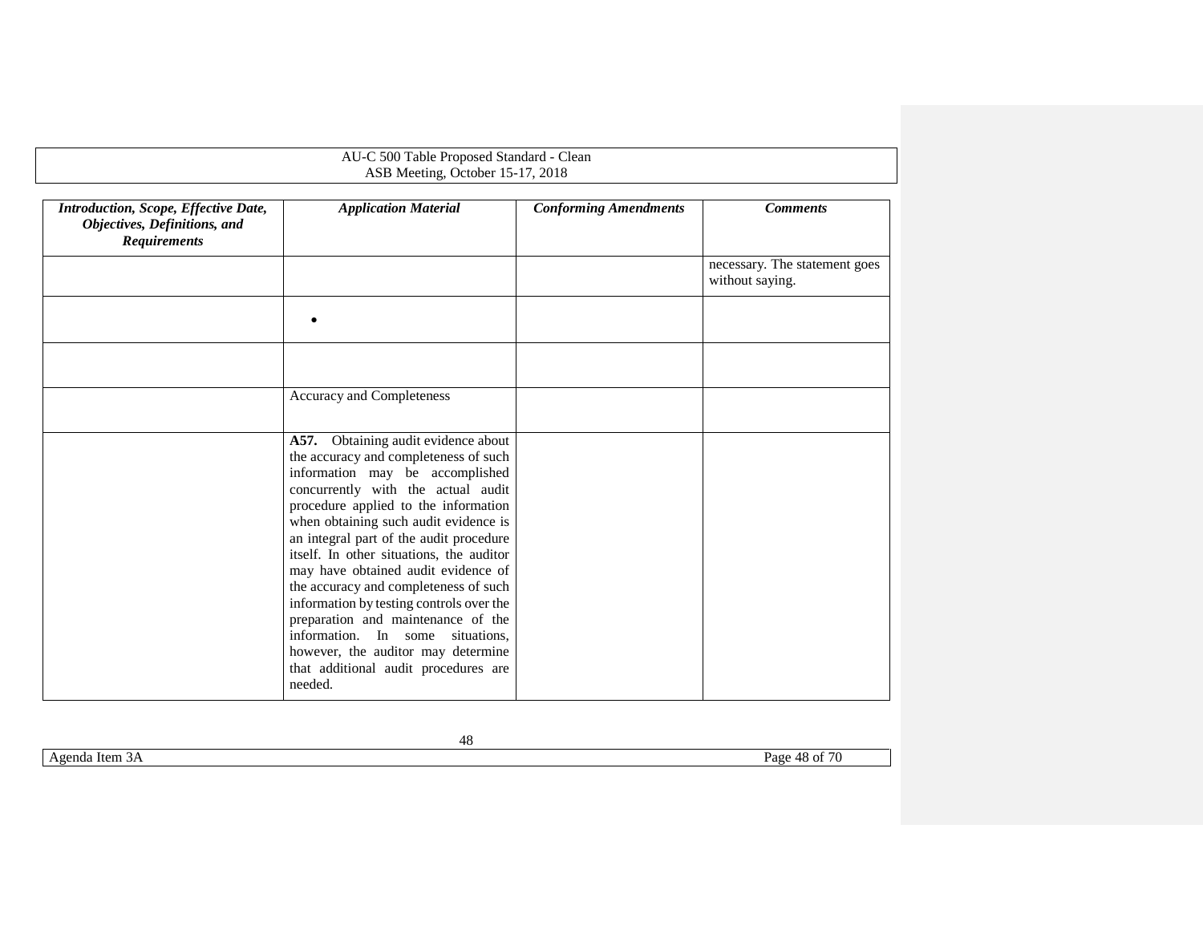| *Introduction, Scope, Effective Date, Objectives, Definitions, and Requirements* | *Application Material* | *Conforming Amendments* | *Comments* |
|---|---|---|---|
| | | | necessary. The statement goes without saying. |
| | • | | |
| | | | |
| | Accuracy and Completeness | | |
| | **A57.** Obtaining audit evidence about the accuracy and completeness of such information may be accomplished concurrently with the actual audit procedure applied to the information when obtaining such audit evidence is an integral part of the audit procedure itself. In other situations, the auditor may have obtained audit evidence of the accuracy and completeness of such information by testing controls over the preparation and maintenance of the information. In some situations, however, the auditor may determine that additional audit procedures are needed. | | |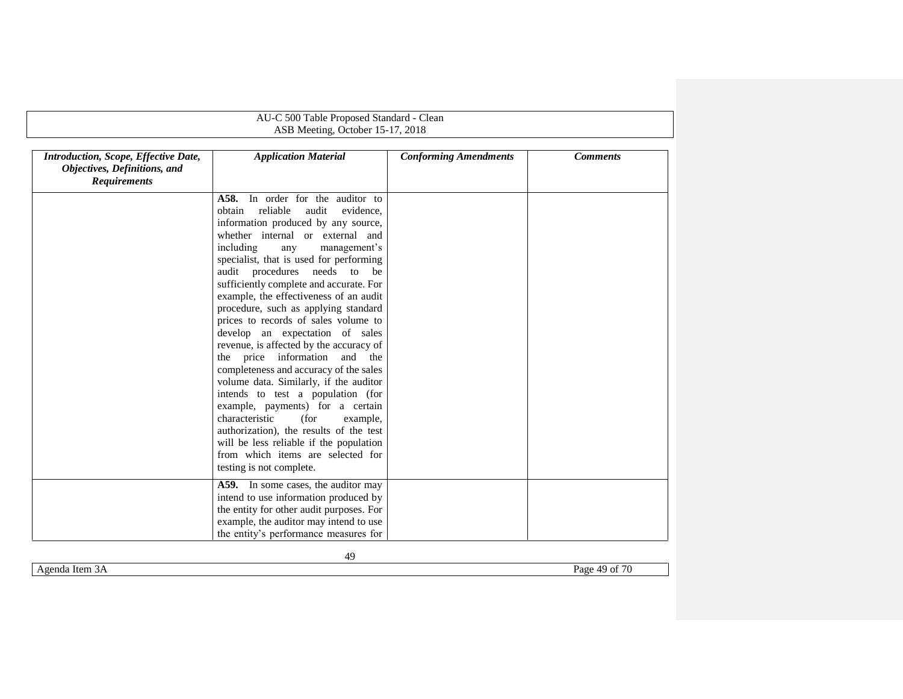| *Introduction, Scope, Effective Date, Objectives, Definitions, and Requirements* | *Application Material* | *Conforming Amendments* | *Comments* |
|---|---|---|---|
| | **A58.** In order for the auditor to obtain reliable audit evidence, information produced by any source, whether internal or external and including any management's specialist, that is used for performing audit procedures needs to be sufficiently complete and accurate. For example, the effectiveness of an audit procedure, such as applying standard prices to records of sales volume to develop an expectation of sales revenue, is affected by the accuracy of the price information and the completeness and accuracy of the sales volume data. Similarly, if the auditor intends to test a population (for example, payments) for a certain characteristic (for example, authorization), the results of the test will be less reliable if the population from which items are selected for testing is not complete. | | |
| | **A59.** In some cases, the auditor may intend to use information produced by the entity for other audit purposes. For example, the auditor may intend to use the entity's performance measures for | | |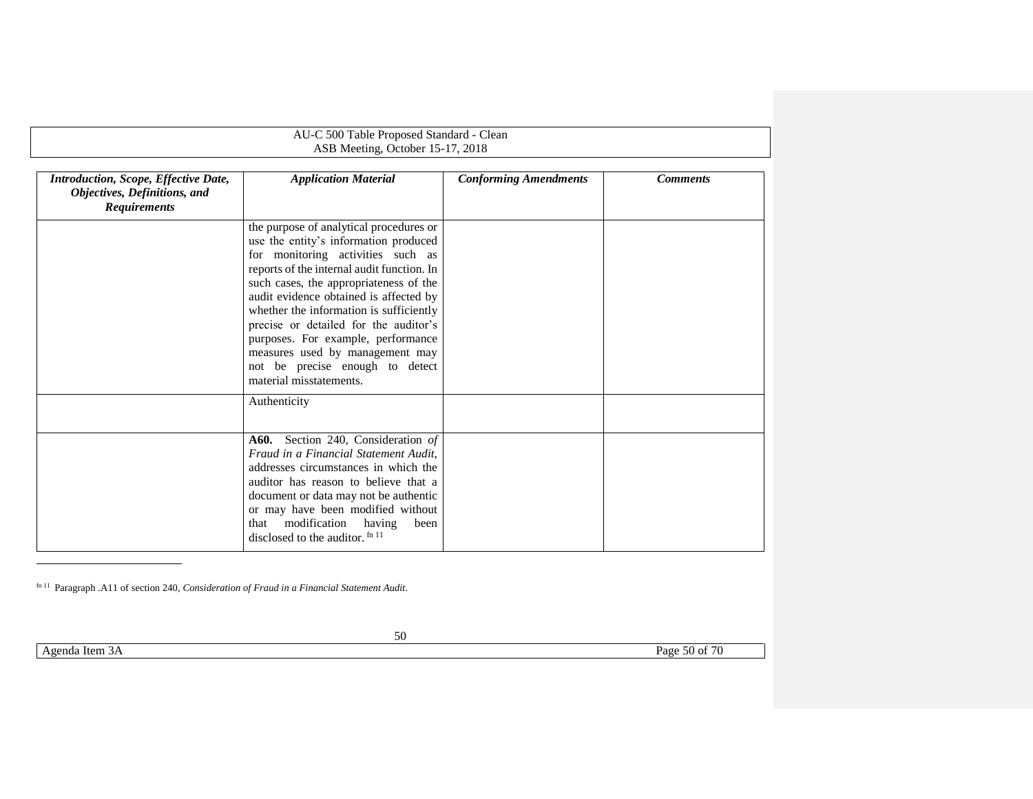| *Introduction, Scope, Effective Date, Objectives, Definitions, and Requirements* | *Application Material* | *Conforming Amendments* | *Comments* |
|---|---|---|---|
| | the purpose of analytical procedures or use the entity's information produced for monitoring activities such as reports of the internal audit function. In such cases, the appropriateness of the audit evidence obtained is affected by whether the information is sufficiently precise or detailed for the auditor's purposes. For example, performance measures used by management may not be precise enough to detect material misstatements. | | |
| | Authenticity | | |
| | **A60.** Section 240, Consideration *of Fraud in a Financial Statement Audit*, addresses circumstances in which the auditor has reason to believe that a document or data may not be authentic or may have been modified without that modification having been disclosed to the auditor. [fn 11] | | |

[fn 11] Paragraph .A11 of section 240, *Consideration of Fraud in a Financial Statement Audit*.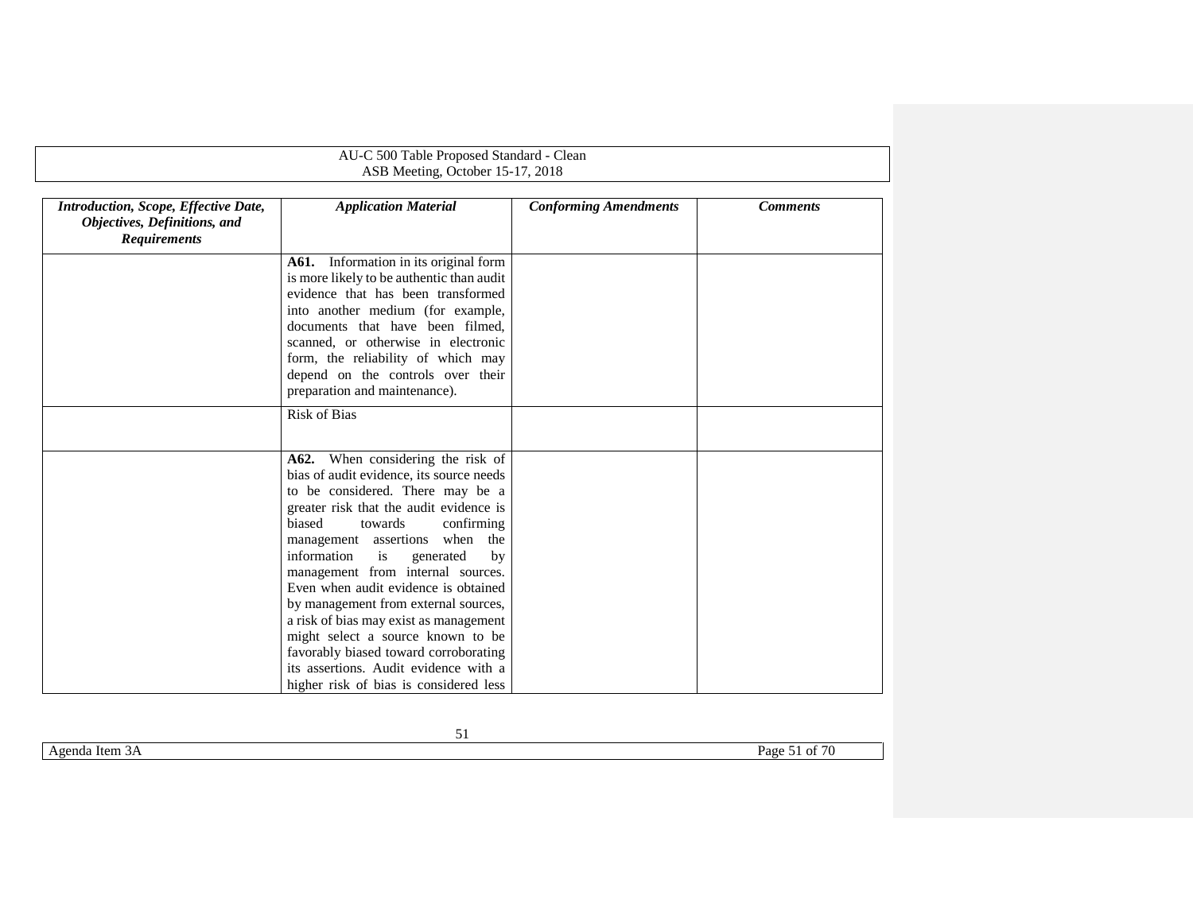| *Introduction, Scope, Effective Date, Objectives, Definitions, and Requirements* | *Application Material* | *Conforming Amendments* | *Comments* |
|---|---|---|---|
| | **A61.** Information in its original form is more likely to be authentic than audit evidence that has been transformed into another medium (for example, documents that have been filmed, scanned, or otherwise in electronic form, the reliability of which may depend on the controls over their preparation and maintenance). | | |
| | Risk of Bias | | |
| | **A62.** When considering the risk of bias of audit evidence, its source needs to be considered. There may be a greater risk that the audit evidence is biased towards confirming management assertions when the information is generated by management from internal sources. Even when audit evidence is obtained by management from external sources, a risk of bias may exist as management might select a source known to be favorably biased toward corroborating its assertions. Audit evidence with a higher risk of bias is considered less | | |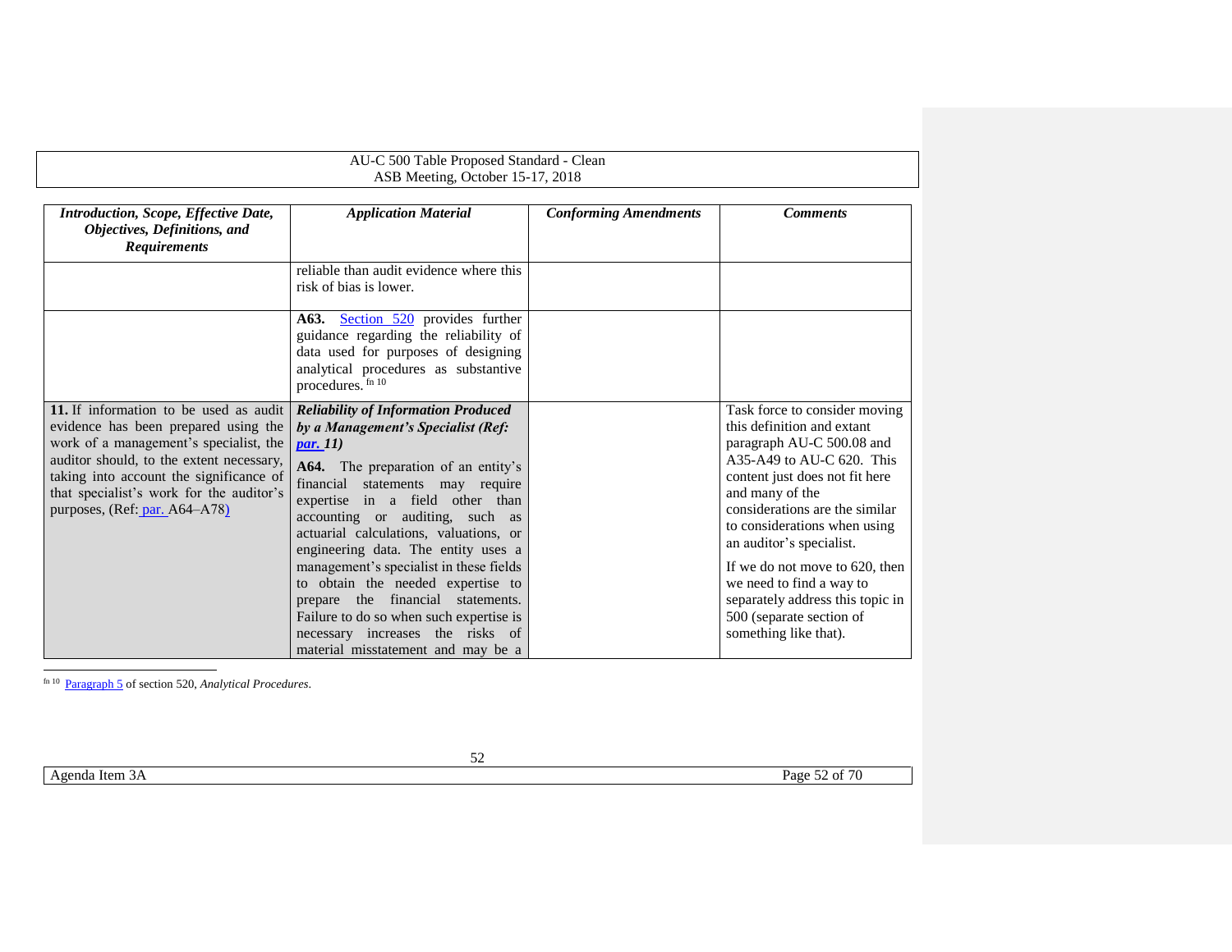| *Introduction, Scope, Effective Date, Objectives, Definitions, and Requirements* | *Application Material* | *Conforming Amendments* | *Comments* |
|---|---|---|---|
| | reliable than audit evidence where this risk of bias is lower. | | |
| | **A63.** Section 520 provides further guidance regarding the reliability of data used for purposes of designing analytical procedures as substantive procedures.[fn 10] | | |
| **11.** If information to be used as audit evidence has been prepared using the work of a management's specialist, the auditor should, to the extent necessary, taking into account the significance of that specialist's work for the auditor's purposes, (Ref: par. A64–A78) | ***Reliability of Information Produced by a Management's Specialist (Ref: par. 11)*** <br><br> **A64.** The preparation of an entity's financial statements may require expertise in a field other than accounting or auditing, such as actuarial calculations, valuations, or engineering data. The entity uses a management's specialist in these fields to obtain the needed expertise to prepare the financial statements. Failure to do so when such expertise is necessary increases the risks of material misstatement and may be a | | Task force to consider moving this definition and extant paragraph AU-C 500.08 and A35-A49 to AU-C 620. This content just does not fit here and many of the considerations are the similar to considerations when using an auditor's specialist. <br><br> If we do not move to 620, then we need to find a way to separately address this topic in 500 (separate section of something like that). |

fn 10 Paragraph 5 of section 520, *Analytical Procedures*.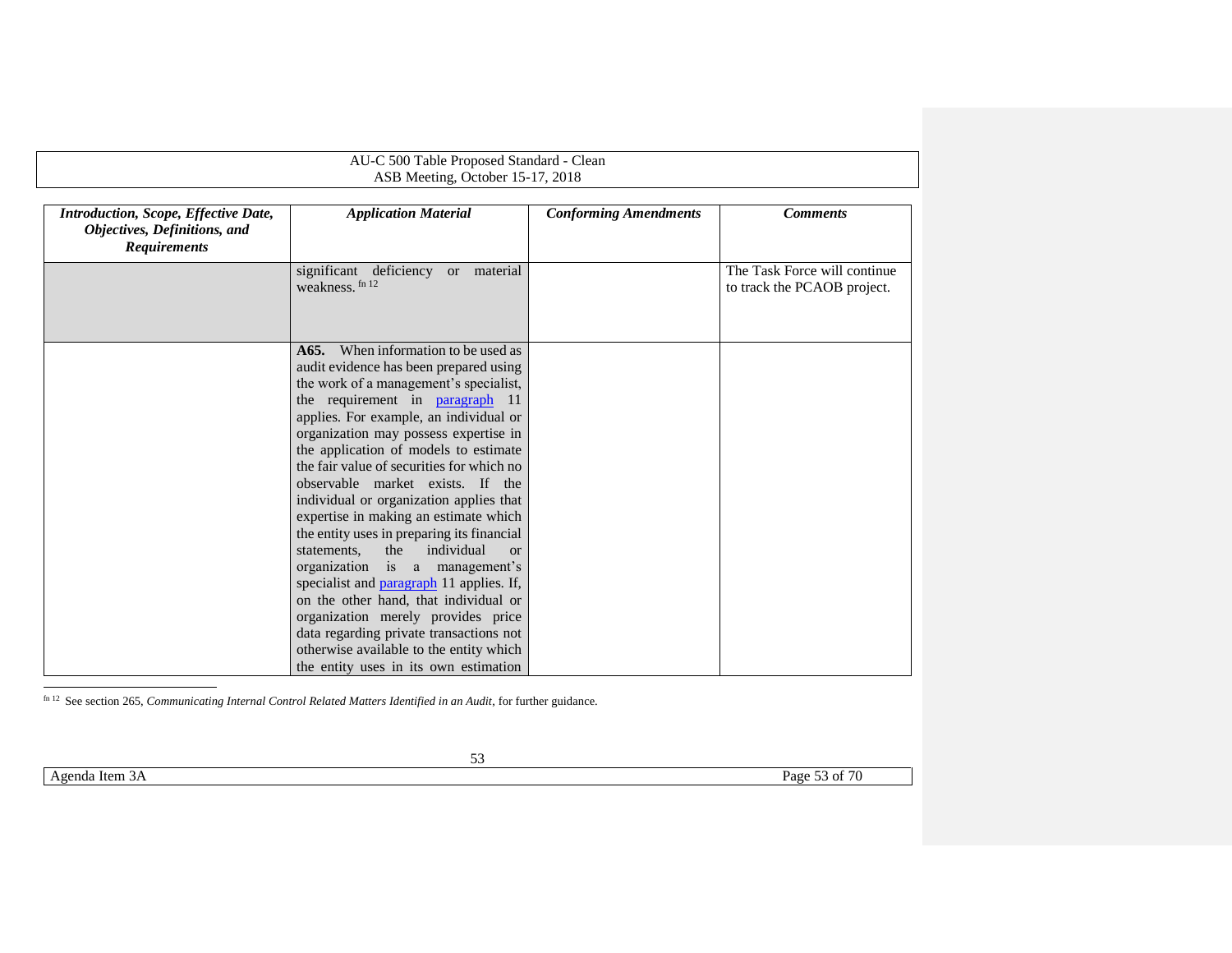| *Introduction, Scope, Effective Date, Objectives, Definitions, and Requirements* | *Application Material* | *Conforming Amendments* | *Comments* |
|---|---|---|---|
| | significant deficiency or material weakness.[fn 12] | | The Task Force will continue to track the PCAOB project. |
| | **A65.** When information to be used as audit evidence has been prepared using the work of a management's specialist, the requirement in paragraph 11 applies. For example, an individual or organization may possess expertise in the application of models to estimate the fair value of securities for which no observable market exists. If the individual or organization applies that expertise in making an estimate which the entity uses in preparing its financial statements, the individual or organization is a management's specialist and paragraph 11 applies. If, on the other hand, that individual or organization merely provides price data regarding private transactions not otherwise available to the entity which the entity uses in its own estimation | | |

[fn 12] See section 265, *Communicating Internal Control Related Matters Identified in an Audit*, for further guidance.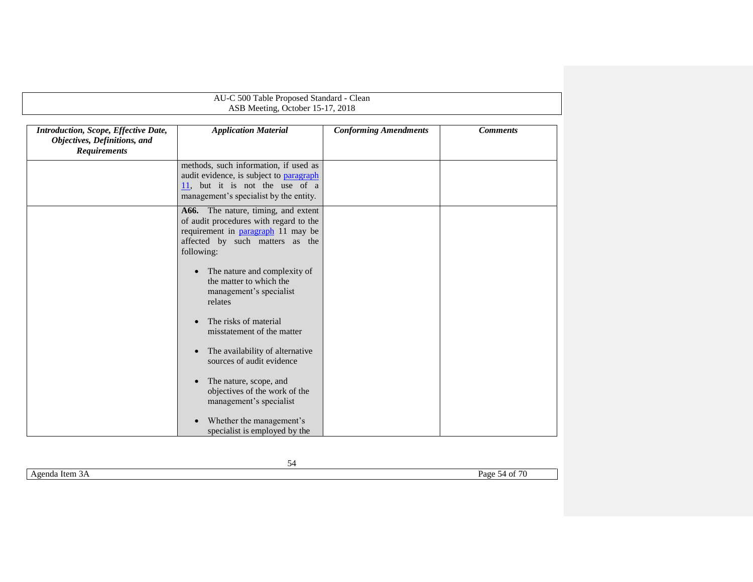| *Introduction, Scope, Effective Date, Objectives, Definitions, and Requirements* | *Application Material* | *Conforming Amendments* | *Comments* |
|---|---|---|---|
| | methods, such information, if used as audit evidence, is subject to paragraph 11, but it is not the use of a management's specialist by the entity. | | |
| | **A66.** The nature, timing, and extent of audit procedures with regard to the requirement in paragraph 11 may be affected by such matters as the following:<br><br>• The nature and complexity of the matter to which the management's specialist relates<br><br>• The risks of material misstatement of the matter<br><br>• The availability of alternative sources of audit evidence<br><br>• The nature, scope, and objectives of the work of the management's specialist<br><br>• Whether the management's specialist is employed by the | | |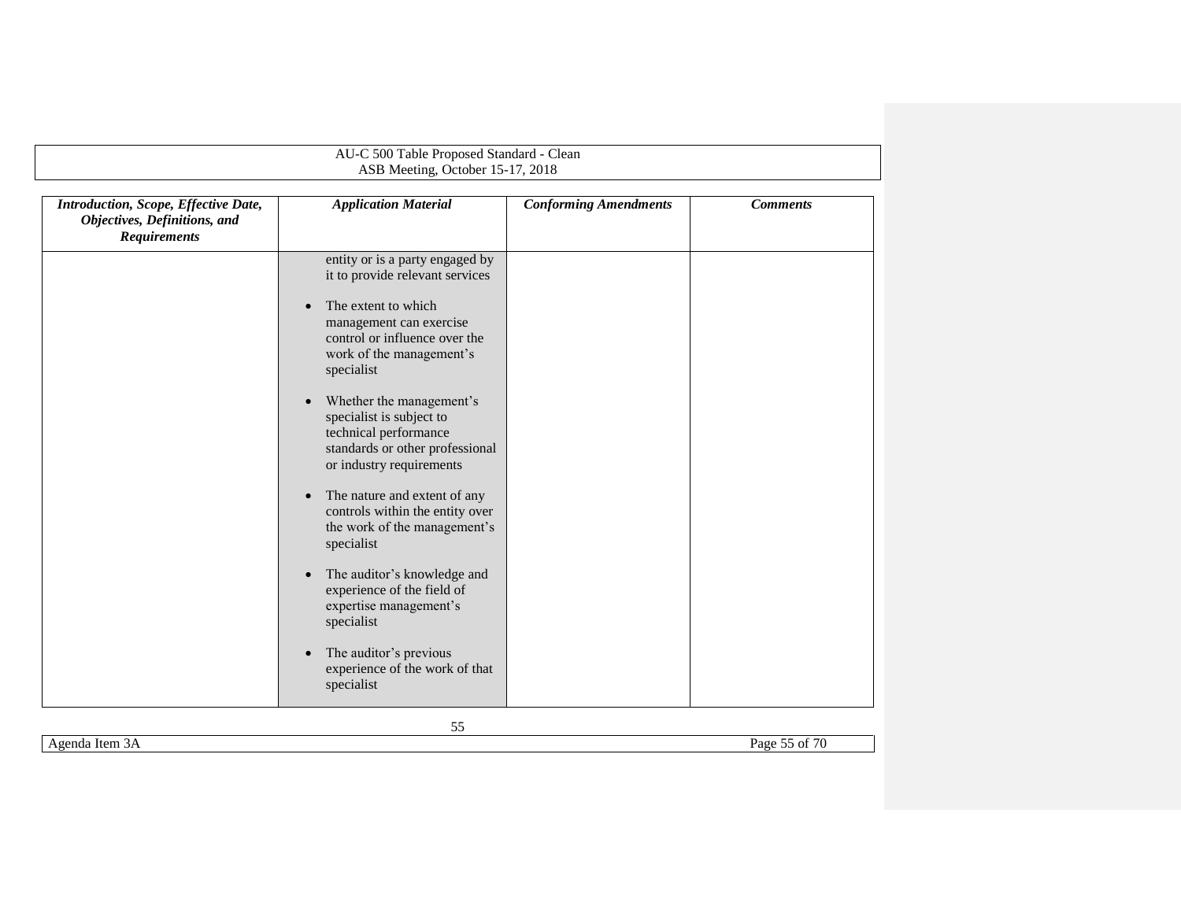| *Introduction, Scope, Effective Date, Objectives, Definitions, and Requirements* | *Application Material* | *Conforming Amendments* | *Comments* |
|---|---|---|---|
| | entity or is a party engaged by it to provide relevant services<br><br>• The extent to which management can exercise control or influence over the work of the management's specialist<br><br>• Whether the management's specialist is subject to technical performance standards or other professional or industry requirements<br><br>• The nature and extent of any controls within the entity over the work of the management's specialist<br><br>• The auditor's knowledge and experience of the field of expertise management's specialist<br><br>• The auditor's previous experience of the work of that specialist | | |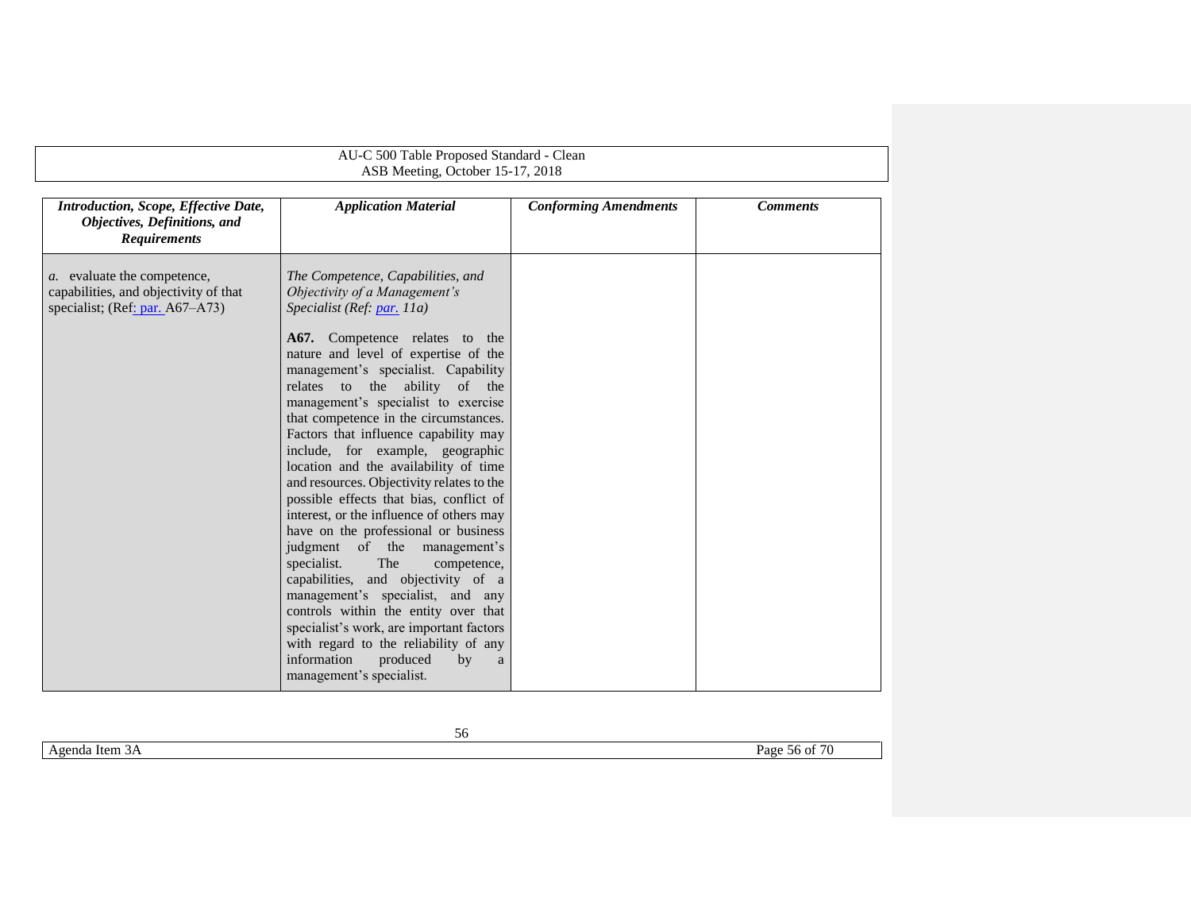| *Introduction, Scope, Effective Date, Objectives, Definitions, and Requirements* | *Application Material* | *Conforming Amendments* | *Comments* |
|---|---|---|---|
| *a.* evaluate the competence, capabilities, and objectivity of that specialist; (Ref: par. A67–A73) | *The Competence, Capabilities, and Objectivity of a Management's Specialist (Ref: par. 11a)*<br><br>**A67.** Competence relates to the nature and level of expertise of the management's specialist. Capability relates to the ability of the management's specialist to exercise that competence in the circumstances. Factors that influence capability may include, for example, geographic location and the availability of time and resources. Objectivity relates to the possible effects that bias, conflict of interest, or the influence of others may have on the professional or business judgment of the management's specialist. The competence, capabilities, and objectivity of a management's specialist, and any controls within the entity over that specialist's work, are important factors with regard to the reliability of any information produced by a management's specialist. | | |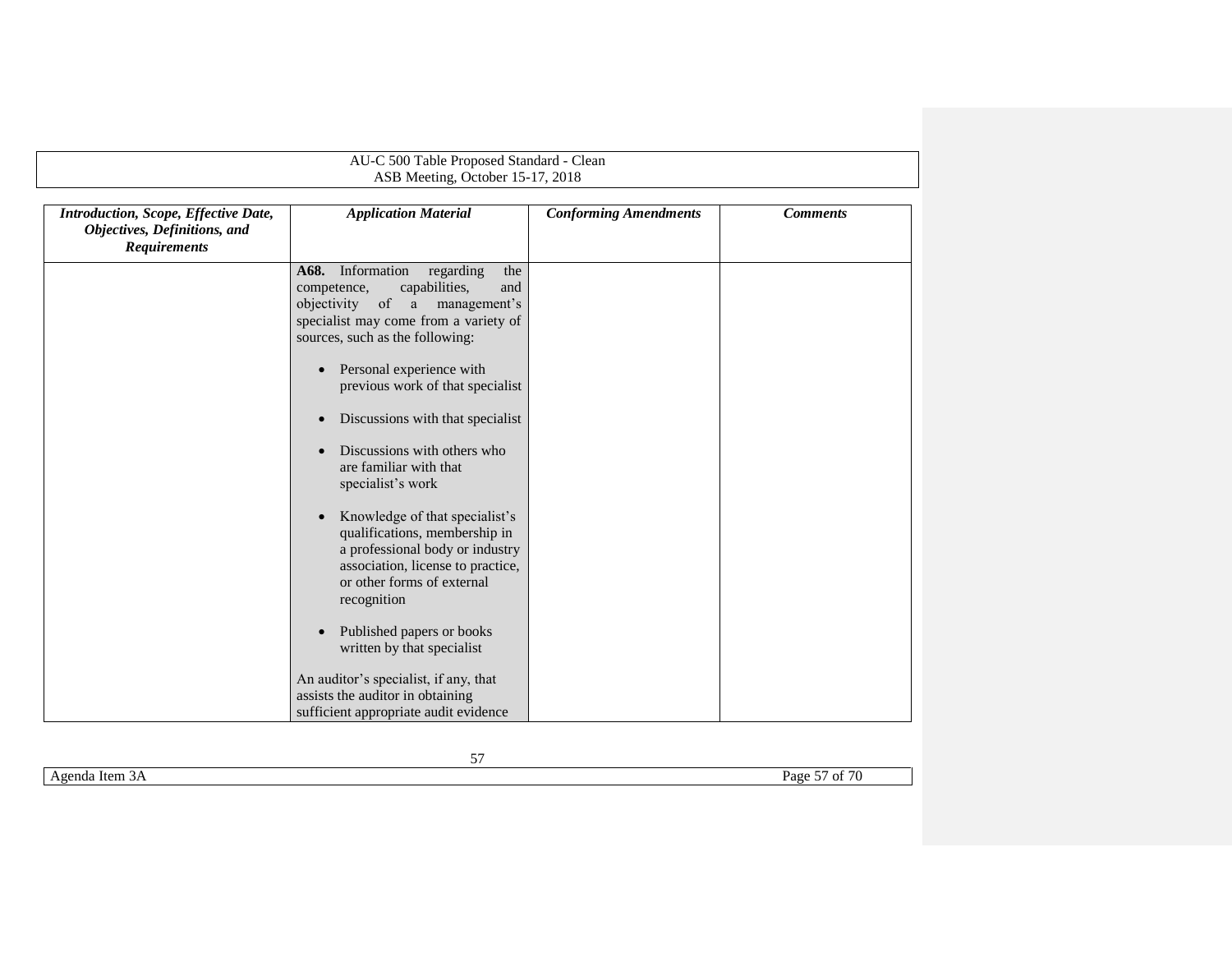| *Introduction, Scope, Effective Date, Objectives, Definitions, and Requirements* | *Application Material* | *Conforming Amendments* | *Comments* |
|---|---|---|---|
| | **A68.** Information regarding the competence, capabilities, and objectivity of a management's specialist may come from a variety of sources, such as the following:<br><br>• Personal experience with previous work of that specialist<br><br>• Discussions with that specialist<br><br>• Discussions with others who are familiar with that specialist's work<br><br>• Knowledge of that specialist's qualifications, membership in a professional body or industry association, license to practice, or other forms of external recognition<br><br>• Published papers or books written by that specialist<br><br>An auditor's specialist, if any, that assists the auditor in obtaining sufficient appropriate audit evidence | | |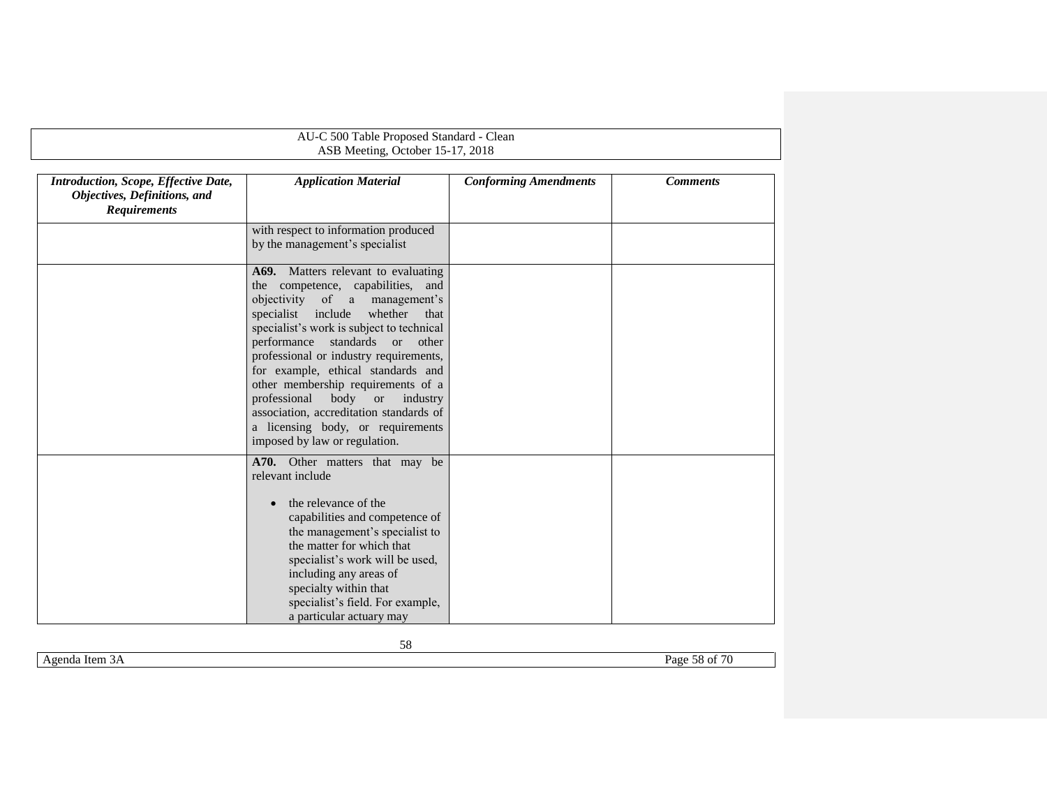| *Introduction, Scope, Effective Date, Objectives, Definitions, and Requirements* | *Application Material* | *Conforming Amendments* | *Comments* |
|---|---|---|---|
| | with respect to information produced by the management's specialist | | |
| | **A69.** Matters relevant to evaluating the competence, capabilities, and objectivity of a management's specialist include whether that specialist's work is subject to technical performance standards or other professional or industry requirements, for example, ethical standards and other membership requirements of a professional body or industry association, accreditation standards of a licensing body, or requirements imposed by law or regulation. | | |
| | **A70.** Other matters that may be relevant include<br><br>• the relevance of the capabilities and competence of the management's specialist to the matter for which that specialist's work will be used, including any areas of specialty within that specialist's field. For example, a particular actuary may | | |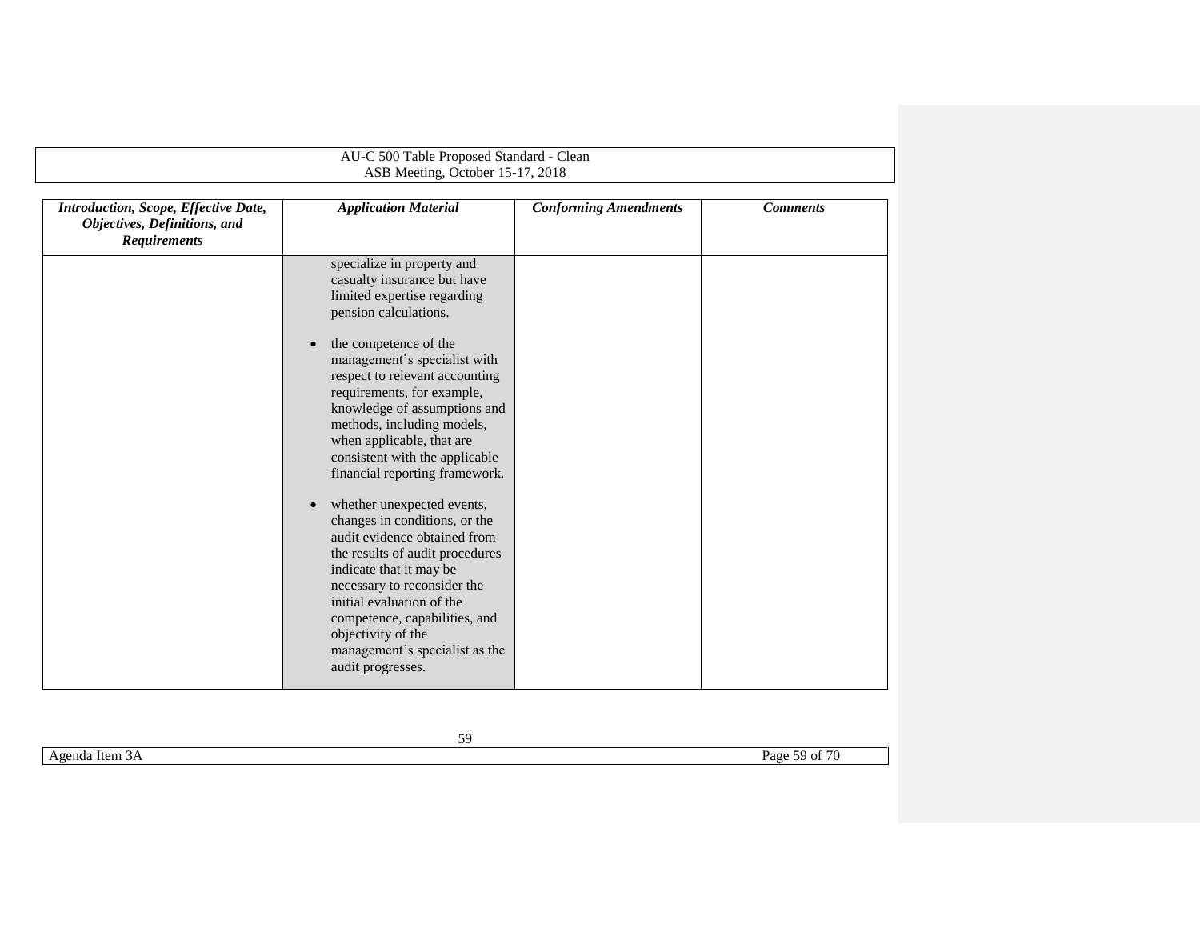| *Introduction, Scope, Effective Date, Objectives, Definitions, and Requirements* | *Application Material* | *Conforming Amendments* | *Comments* |
|---|---|---|---|
| | specialize in property and casualty insurance but have limited expertise regarding pension calculations.<br><br>• the competence of the management's specialist with respect to relevant accounting requirements, for example, knowledge of assumptions and methods, including models, when applicable, that are consistent with the applicable financial reporting framework.<br><br>• whether unexpected events, changes in conditions, or the audit evidence obtained from the results of audit procedures indicate that it may be necessary to reconsider the initial evaluation of the competence, capabilities, and objectivity of the management's specialist as the audit progresses. | | |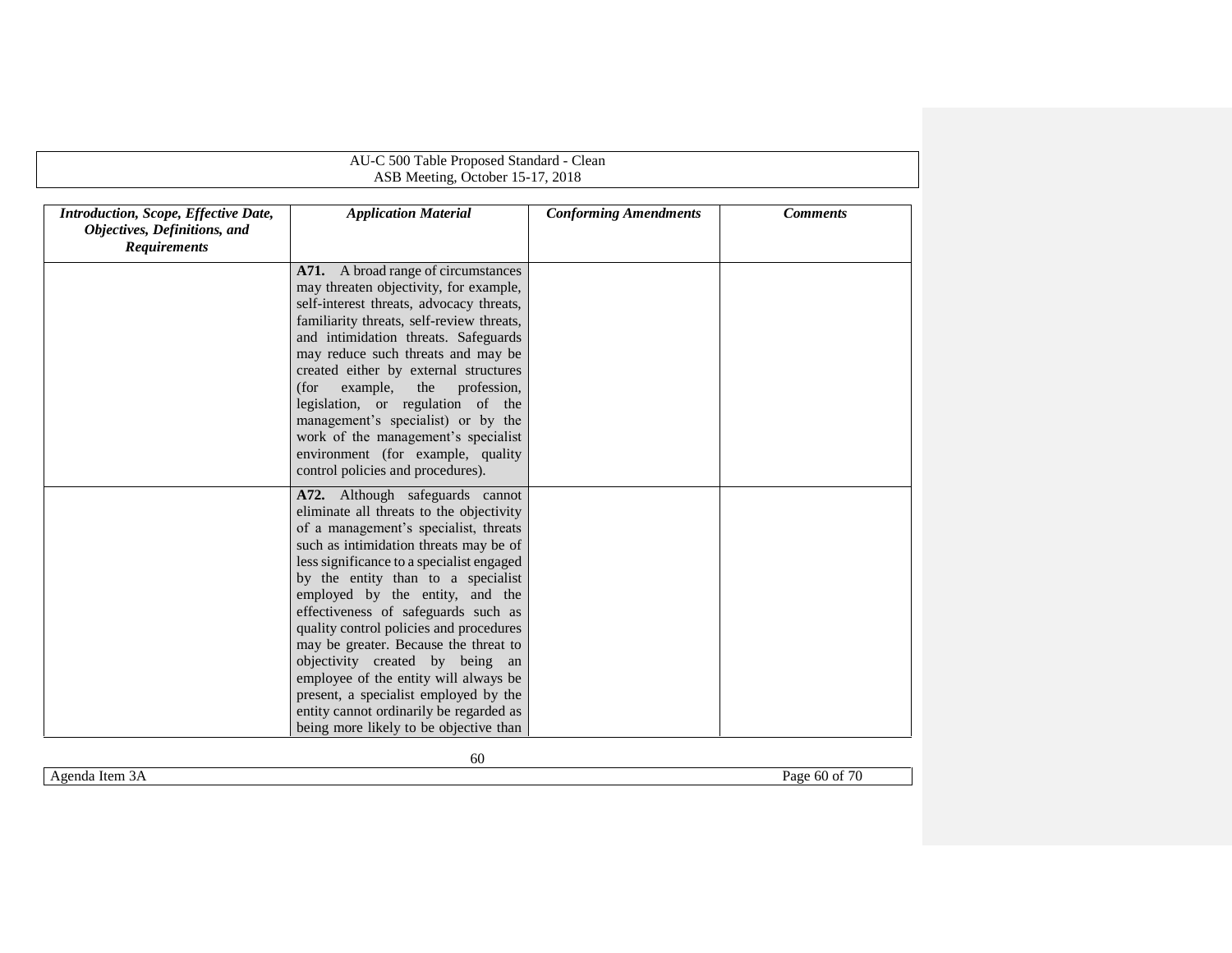| *Introduction, Scope, Effective Date, Objectives, Definitions, and Requirements* | *Application Material* | *Conforming Amendments* | *Comments* |
|---|---|---|---|
| | **A71.** A broad range of circumstances may threaten objectivity, for example, self-interest threats, advocacy threats, familiarity threats, self-review threats, and intimidation threats. Safeguards may reduce such threats and may be created either by external structures (for example, the profession, legislation, or regulation of the management's specialist) or by the work of the management's specialist environment (for example, quality control policies and procedures). | | |
| | **A72.** Although safeguards cannot eliminate all threats to the objectivity of a management's specialist, threats such as intimidation threats may be of less significance to a specialist engaged by the entity than to a specialist employed by the entity, and the effectiveness of safeguards such as quality control policies and procedures may be greater. Because the threat to objectivity created by being an employee of the entity will always be present, a specialist employed by the entity cannot ordinarily be regarded as being more likely to be objective than | | |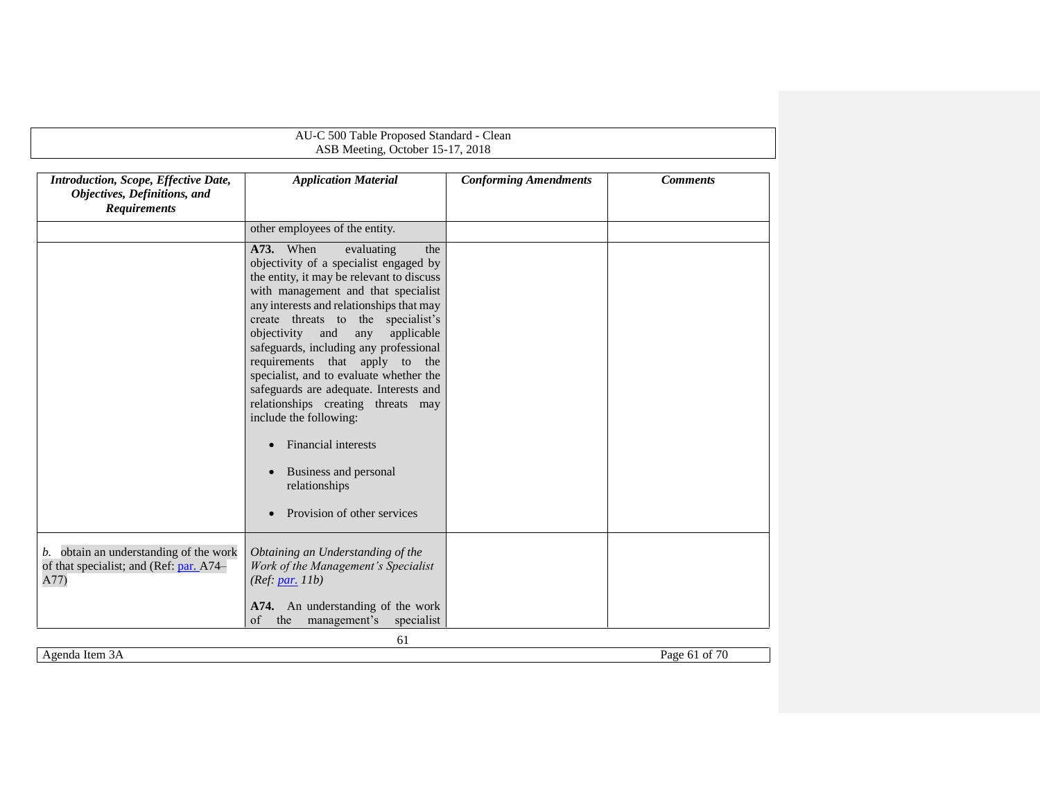| *Introduction, Scope, Effective Date, Objectives, Definitions, and Requirements* | *Application Material* | *Conforming Amendments* | *Comments* |
|---|---|---|---|
| | other employees of the entity. | | |
| | **A73.** When evaluating the objectivity of a specialist engaged by the entity, it may be relevant to discuss with management and that specialist any interests and relationships that may create threats to the specialist's objectivity and any applicable safeguards, including any professional requirements that apply to the specialist, and to evaluate whether the safeguards are adequate. Interests and relationships creating threats may include the following:<br><br>• Financial interests<br><br>• Business and personal relationships<br><br>• Provision of other services | | |
| *b.* obtain an understanding of the work of that specialist; and (Ref: par. A74–A77) | *Obtaining an Understanding of the Work of the Management's Specialist (Ref: par. 11b)*<br><br>**A74.** An understanding of the work of the management's specialist | | |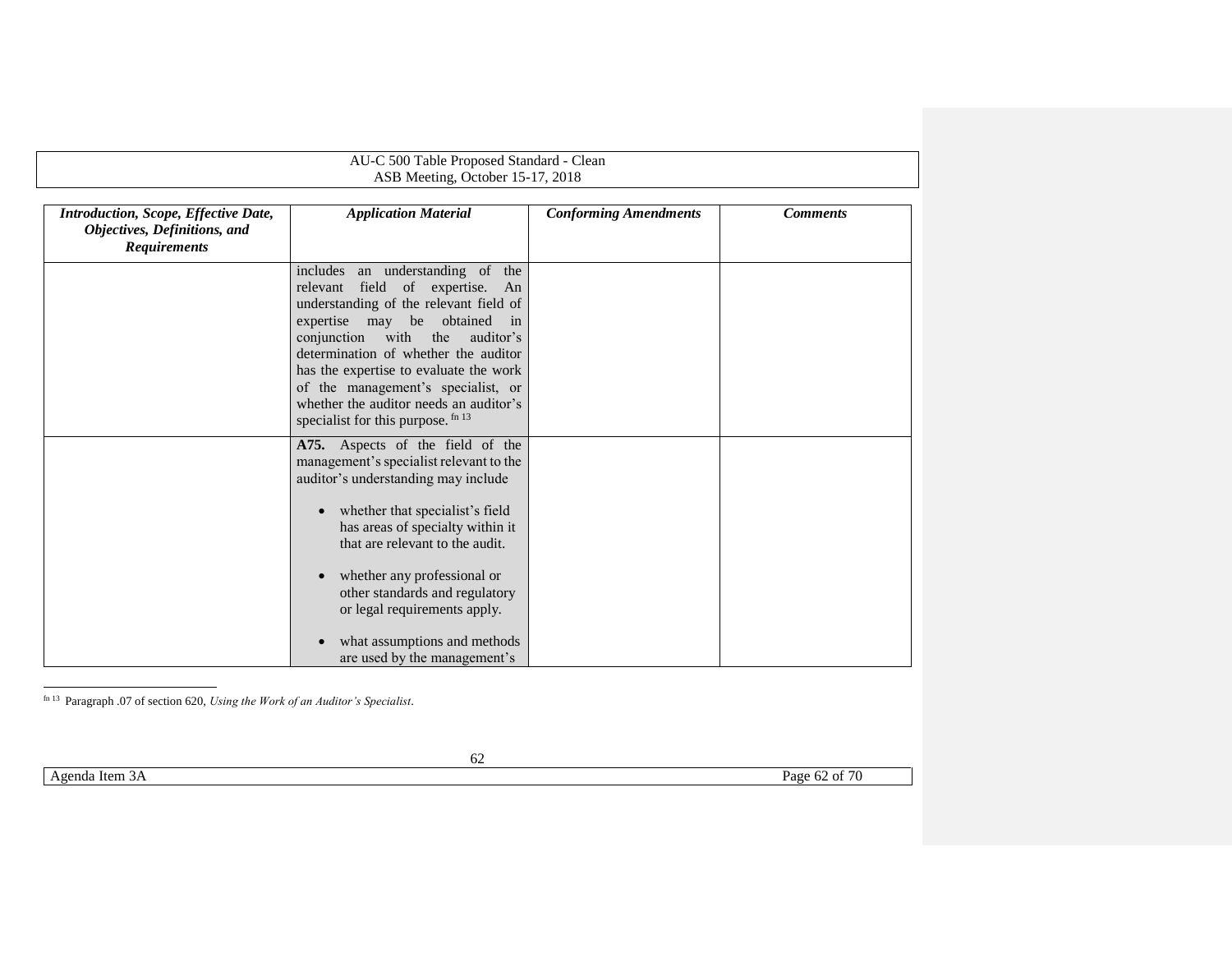| *Introduction, Scope, Effective Date, Objectives, Definitions, and Requirements* | *Application Material* | *Conforming Amendments* | *Comments* |
|---|---|---|---|
| | includes an understanding of the relevant field of expertise. An understanding of the relevant field of expertise may be obtained in conjunction with the auditor's determination of whether the auditor has the expertise to evaluate the work of the management's specialist, or whether the auditor needs an auditor's specialist for this purpose. [fn 13] | | |
| | **A75.** Aspects of the field of the management's specialist relevant to the auditor's understanding may include<br><br>• whether that specialist's field has areas of specialty within it that are relevant to the audit.<br><br>• whether any professional or other standards and regulatory or legal requirements apply.<br><br>• what assumptions and methods are used by the management's | | |

[fn 13] Paragraph .07 of section 620, *Using the Work of an Auditor's Specialist*.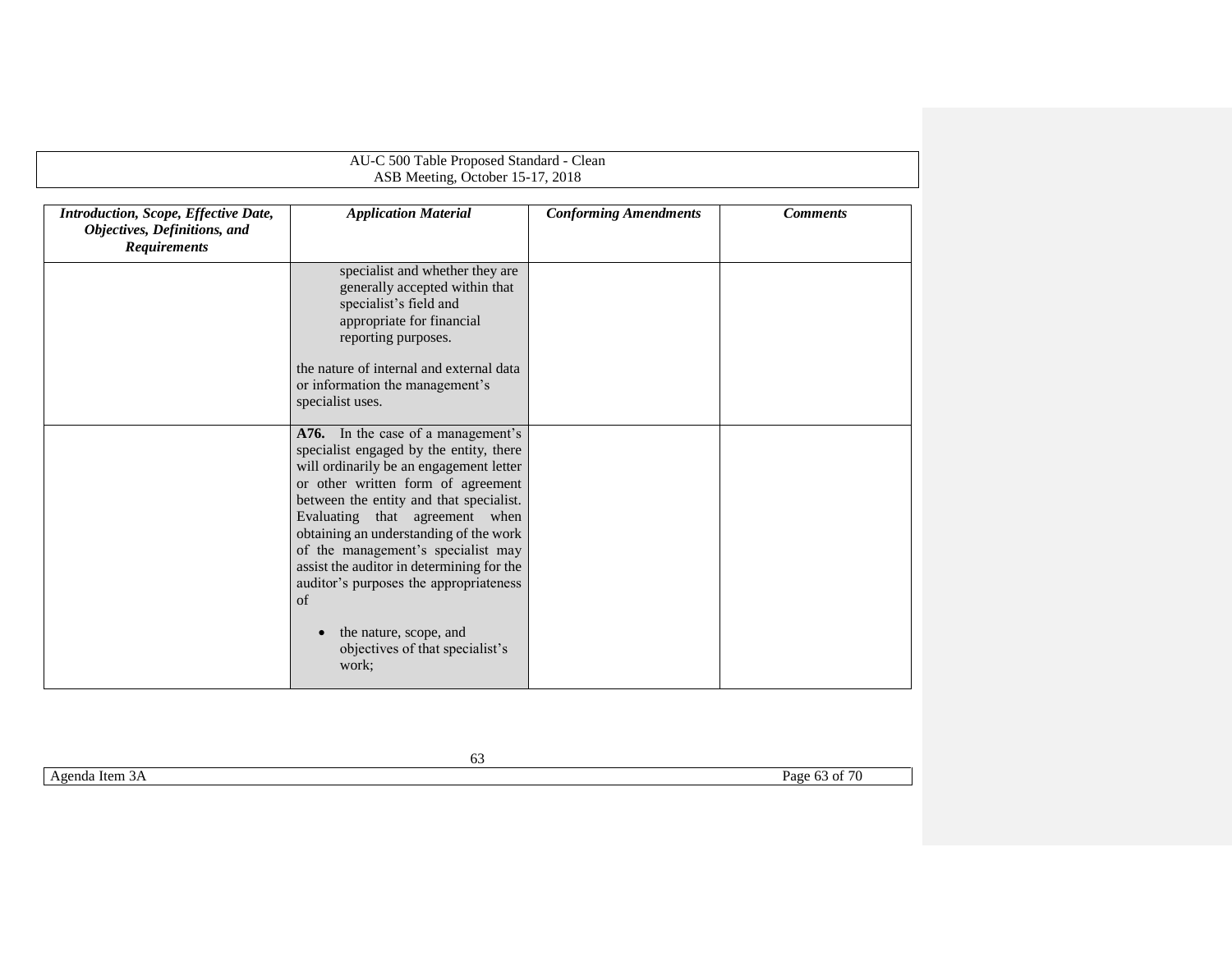| *Introduction, Scope, Effective Date, Objectives, Definitions, and Requirements* | *Application Material* | *Conforming Amendments* | *Comments* |
|---|---|---|---|
| | specialist and whether they are generally accepted within that specialist's field and appropriate for financial reporting purposes.<br><br>the nature of internal and external data or information the management's specialist uses. | | |
| | **A76.** In the case of a management's specialist engaged by the entity, there will ordinarily be an engagement letter or other written form of agreement between the entity and that specialist. Evaluating that agreement when obtaining an understanding of the work of the management's specialist may assist the auditor in determining for the auditor's purposes the appropriateness of<br><br>• the nature, scope, and objectives of that specialist's work; | | |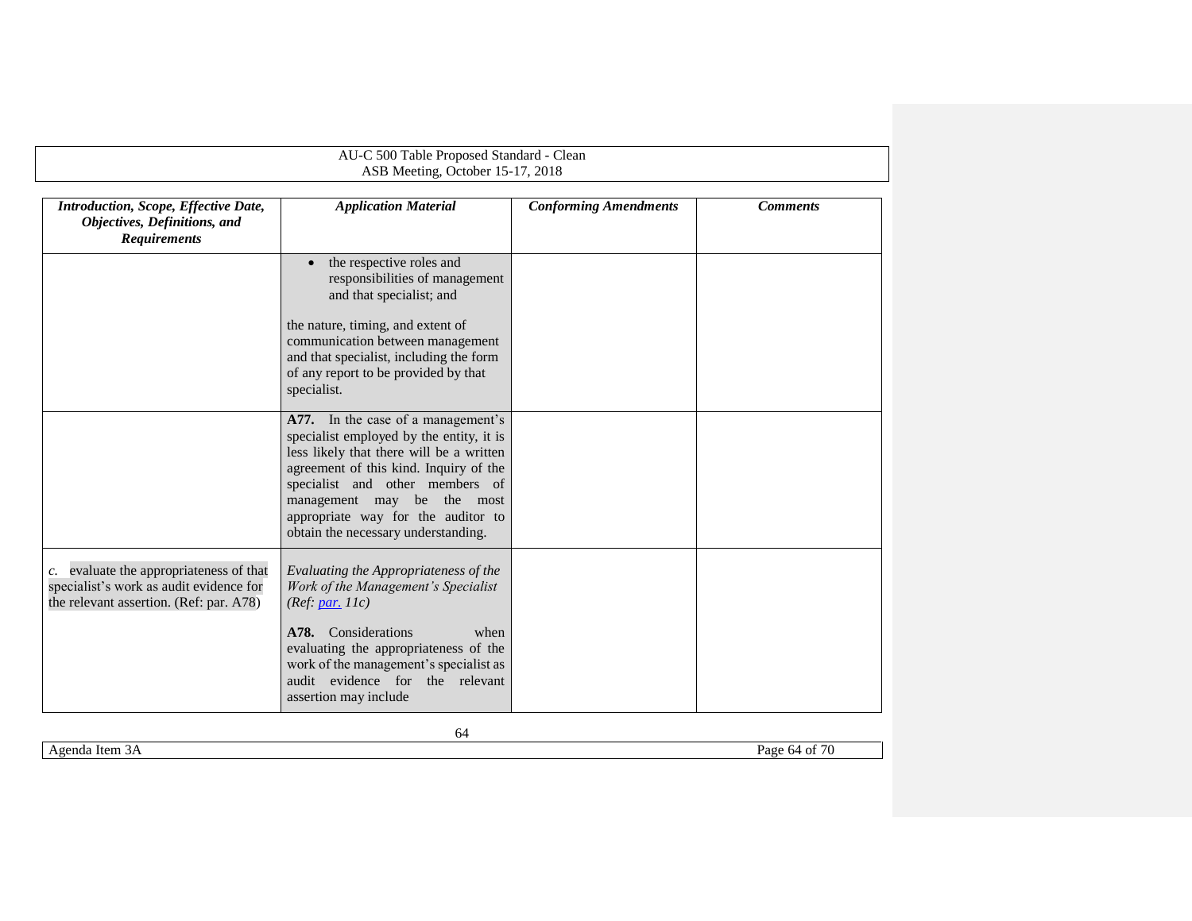| *Introduction, Scope, Effective Date, Objectives, Definitions, and Requirements* | *Application Material* | *Conforming Amendments* | *Comments* |
|---|---|---|---|
| | • the respective roles and responsibilities of management and that specialist; and<br><br>the nature, timing, and extent of communication between management and that specialist, including the form of any report to be provided by that specialist. | | |
| | **A77.** In the case of a management's specialist employed by the entity, it is less likely that there will be a written agreement of this kind. Inquiry of the specialist and other members of management may be the most appropriate way for the auditor to obtain the necessary understanding. | | |
| *c.* evaluate the appropriateness of that specialist's work as audit evidence for the relevant assertion. (Ref: par. A78) | *Evaluating the Appropriateness of the Work of the Management's Specialist (Ref: par. 11c)*<br><br>**A78.** Considerations when evaluating the appropriateness of the work of the management's specialist as audit evidence for the relevant assertion may include | | |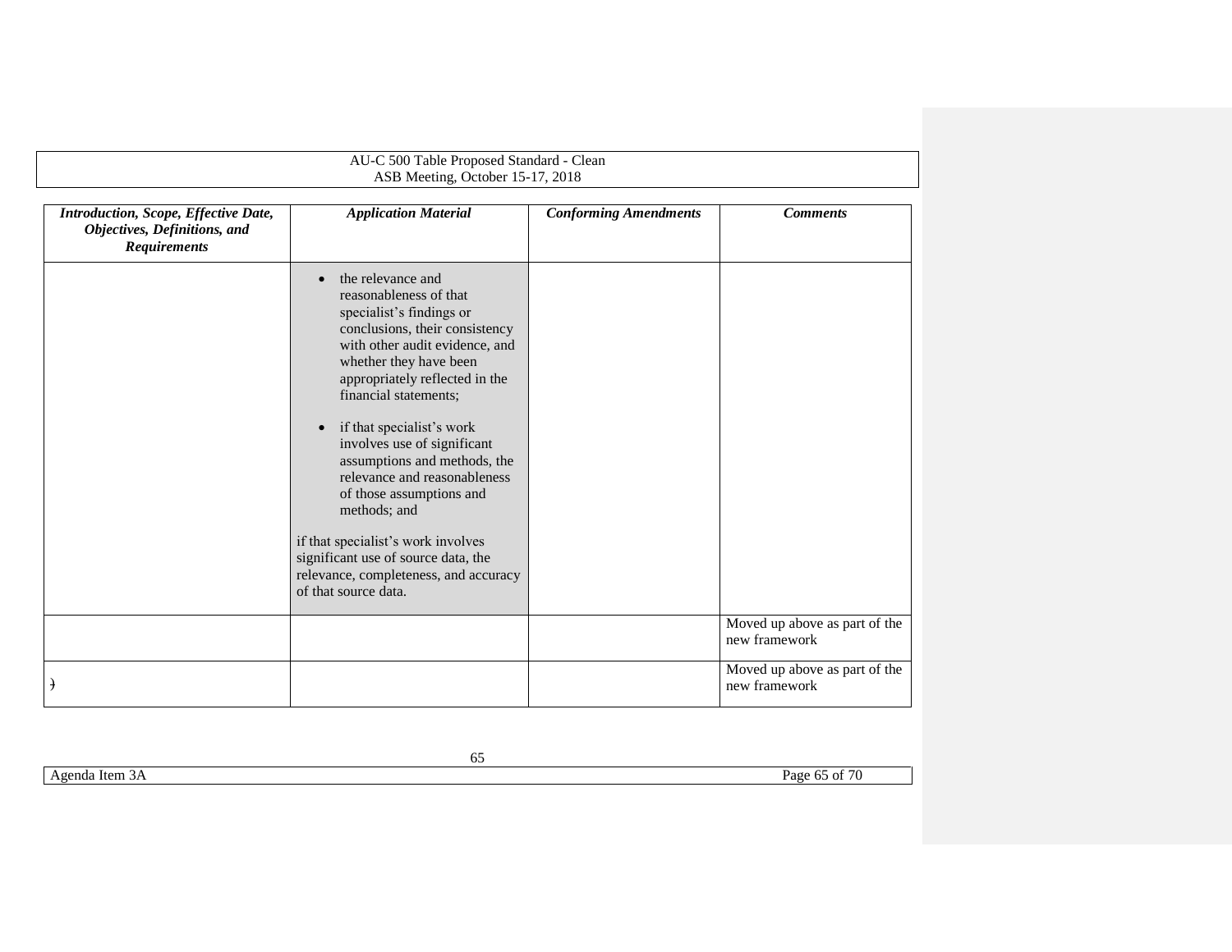| *Introduction, Scope, Effective Date, Objectives, Definitions, and Requirements* | *Application Material* | *Conforming Amendments* | *Comments* |
|---|---|---|---|
| | • the relevance and reasonableness of that specialist's findings or conclusions, their consistency with other audit evidence, and whether they have been appropriately reflected in the financial statements;<br><br>• if that specialist's work involves use of significant assumptions and methods, the relevance and reasonableness of those assumptions and methods; and<br><br>if that specialist's work involves significant use of source data, the relevance, completeness, and accuracy of that source data. | | |
| | | | Moved up above as part of the new framework |
| ) | | | Moved up above as part of the new framework |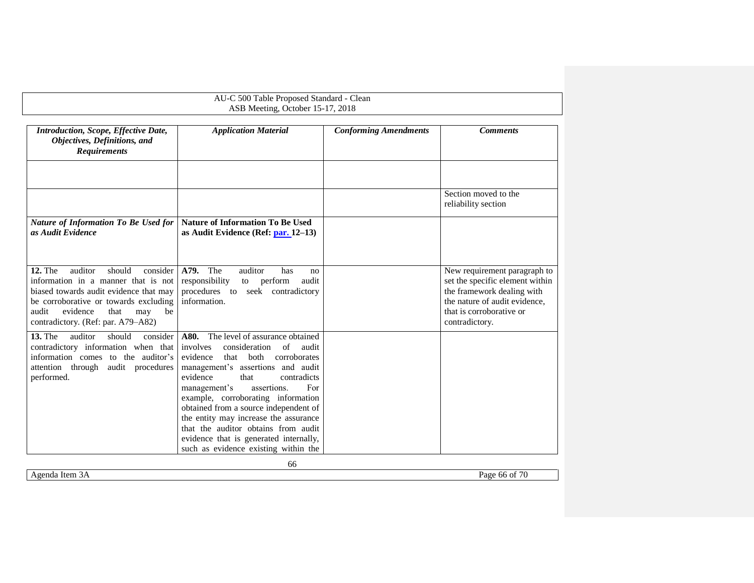| *Introduction, Scope, Effective Date, Objectives, Definitions, and Requirements* | *Application Material* | *Conforming Amendments* | *Comments* |
|---|---|---|---|
| | | | |
| | | | Section moved to the reliability section |
| ***Nature of Information To Be Used for as Audit Evidence*** | **Nature of Information To Be Used as Audit Evidence (Ref: par. 12–13)** | | |
| **12.** The auditor should consider information in a manner that is not biased towards audit evidence that may be corroborative or towards excluding audit evidence that may be contradictory. (Ref: par. A79–A82) | **A79.** The auditor has no responsibility to perform audit procedures to seek contradictory information. | | New requirement paragraph to set the specific element within the framework dealing with the nature of audit evidence, that is corroborative or contradictory. |
| **13.** The auditor should consider contradictory information when that information comes to the auditor's attention through audit procedures performed. | **A80.** The level of assurance obtained involves consideration of audit evidence that both corroborates management's assertions and audit evidence that contradicts management's assertions. For example, corroborating information obtained from a source independent of the entity may increase the assurance that the auditor obtains from audit evidence that is generated internally, such as evidence existing within the | | |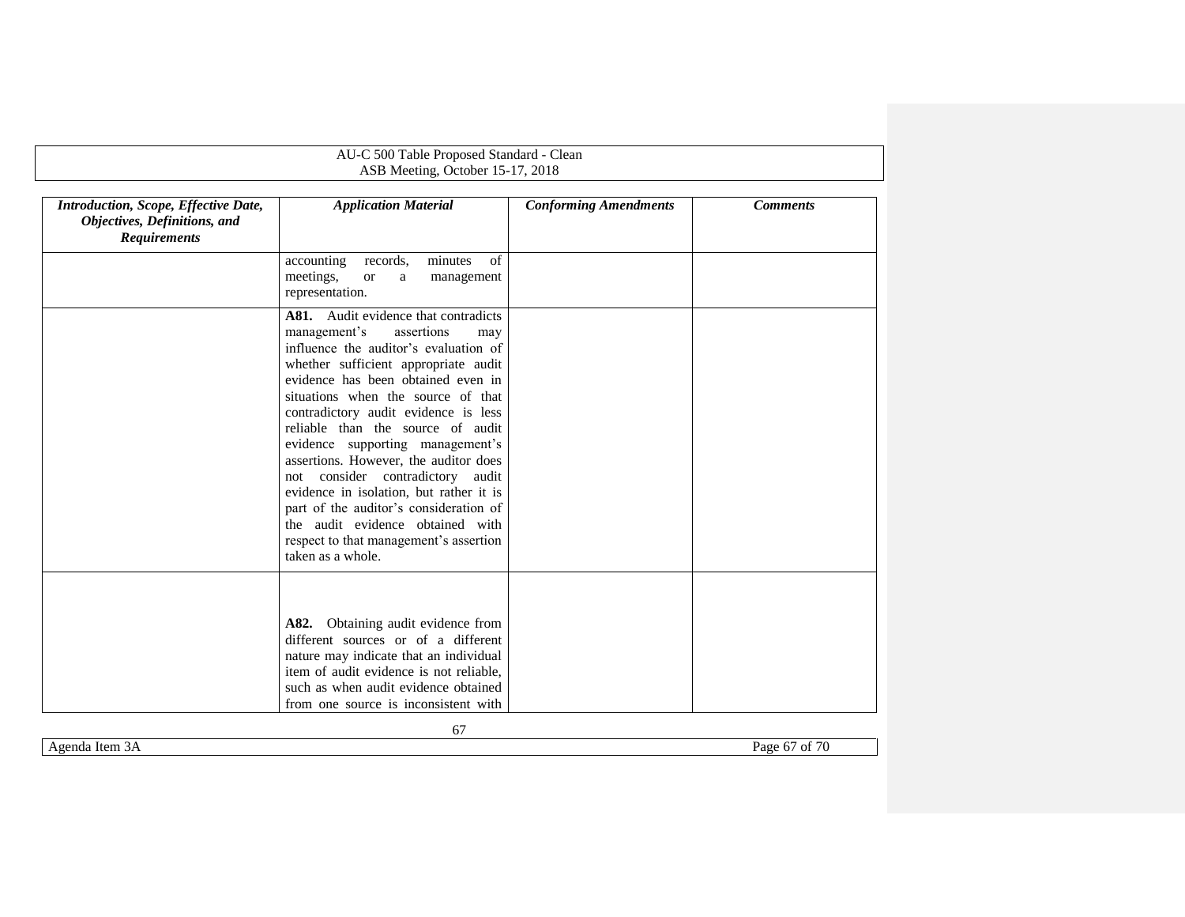| *Introduction, Scope, Effective Date, Objectives, Definitions, and Requirements* | *Application Material* | *Conforming Amendments* | *Comments* |
|---|---|---|---|
| | accounting records, minutes of meetings, or a management representation. | | |
| | **A81.** Audit evidence that contradicts management's assertions may influence the auditor's evaluation of whether sufficient appropriate audit evidence has been obtained even in situations when the source of that contradictory audit evidence is less reliable than the source of audit evidence supporting management's assertions. However, the auditor does not consider contradictory audit evidence in isolation, but rather it is part of the auditor's consideration of the audit evidence obtained with respect to that management's assertion taken as a whole. | | |
| | **A82.** Obtaining audit evidence from different sources or of a different nature may indicate that an individual item of audit evidence is not reliable, such as when audit evidence obtained from one source is inconsistent with | | |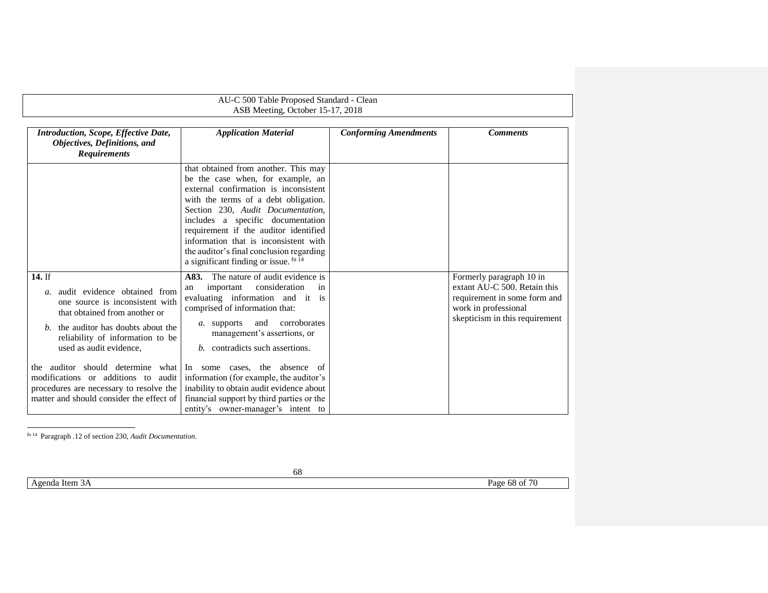| *Introduction, Scope, Effective Date, Objectives, Definitions, and Requirements* | *Application Material* | *Conforming Amendments* | *Comments* |
|---|---|---|---|
| | that obtained from another. This may be the case when, for example, an external confirmation is inconsistent with the terms of a debt obligation. Section 230, *Audit Documentation*, includes a specific documentation requirement if the auditor identified information that is inconsistent with the auditor's final conclusion regarding a significant finding or issue.[fn 14] | | |
| **14.** If<br>*a.* audit evidence obtained from one source is inconsistent with that obtained from another or<br>*b.* the auditor has doubts about the reliability of information to be used as audit evidence,<br><br>the auditor should determine what modifications or additions to audit procedures are necessary to resolve the matter and should consider the effect of | **A83.** The nature of audit evidence is an important consideration in evaluating information and it is comprised of information that:<br>*a.* supports and corroborates management's assertions, or<br>*b.* contradicts such assertions.<br><br>In some cases, the absence of information (for example, the auditor's inability to obtain audit evidence about financial support by third parties or the entity's owner-manager's intent to | | Formerly paragraph 10 in extant AU-C 500. Retain this requirement in some form and work in professional skepticism in this requirement |

[fn 14] Paragraph .12 of section 230, *Audit Documentation*.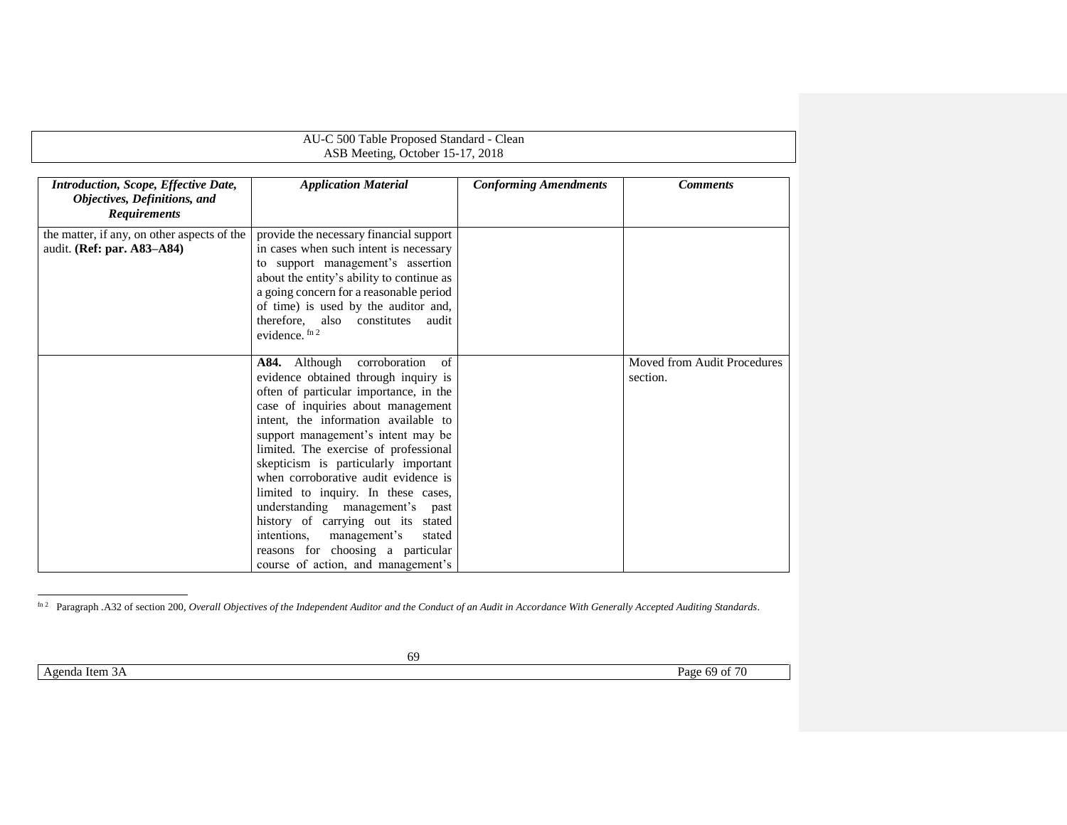| *Introduction, Scope, Effective Date, Objectives, Definitions, and Requirements* | *Application Material* | *Conforming Amendments* | *Comments* |
|---|---|---|---|
| the matter, if any, on other aspects of the audit. **(Ref: par. A83–A84)** | provide the necessary financial support in cases when such intent is necessary to support management's assertion about the entity's ability to continue as a going concern for a reasonable period of time) is used by the auditor and, therefore, also constitutes audit evidence. [fn 2] | | |
| | **A84.** Although corroboration of evidence obtained through inquiry is often of particular importance, in the case of inquiries about management intent, the information available to support management's intent may be limited. The exercise of professional skepticism is particularly important when corroborative audit evidence is limited to inquiry. In these cases, understanding management's past history of carrying out its stated intentions, management's stated reasons for choosing a particular course of action, and management's | | Moved from Audit Procedures section. |

[fn 2] Paragraph .A32 of section 200, *Overall Objectives of the Independent Auditor and the Conduct of an Audit in Accordance With Generally Accepted Auditing Standards*.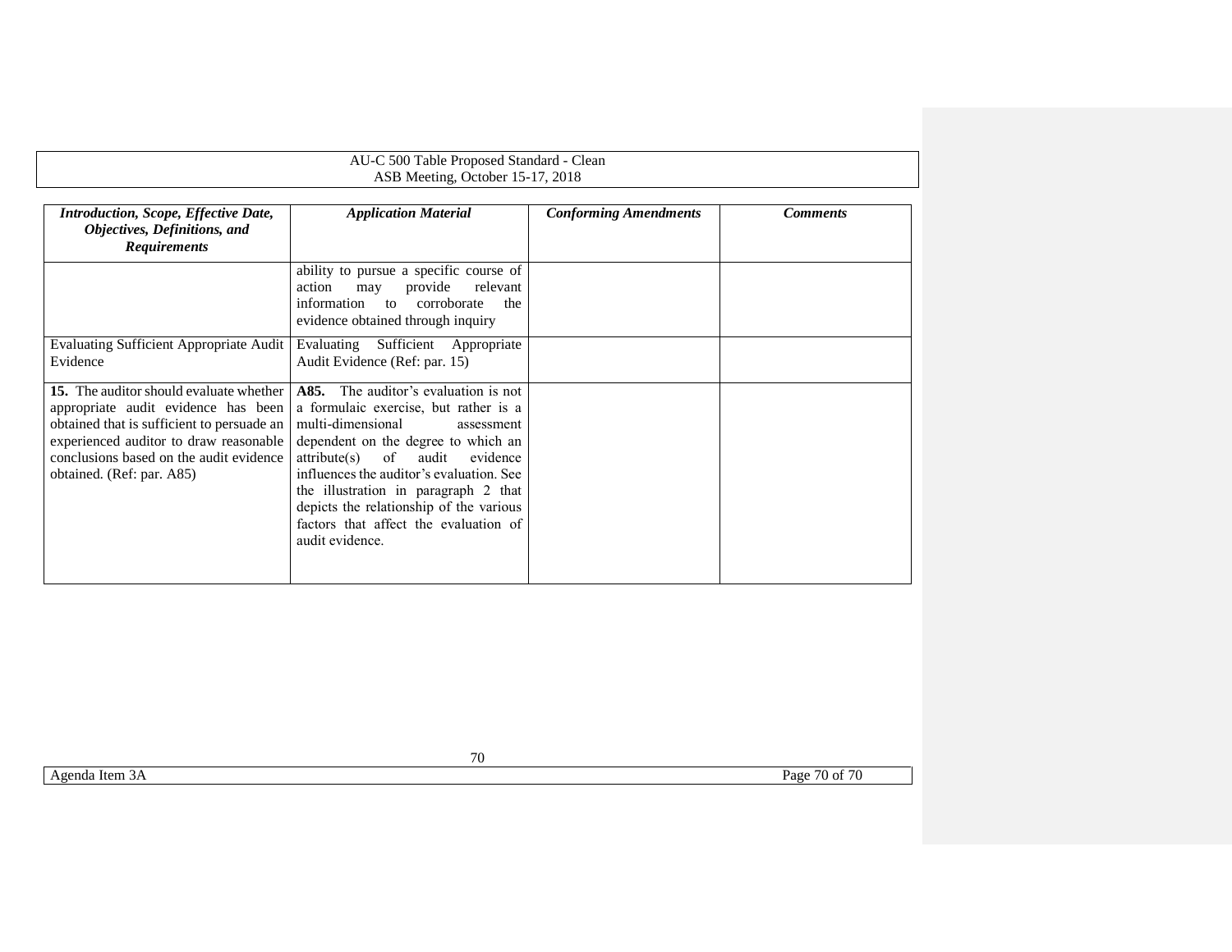| *Introduction, Scope, Effective Date, Objectives, Definitions, and Requirements* | *Application Material* | *Conforming Amendments* | *Comments* |
|---|---|---|---|
| | ability to pursue a specific course of action may provide relevant information to corroborate the evidence obtained through inquiry | | |
| Evaluating Sufficient Appropriate Audit Evidence | Evaluating Sufficient Appropriate Audit Evidence (Ref: par. 15) | | |
| **15.** The auditor should evaluate whether appropriate audit evidence has been obtained that is sufficient to persuade an experienced auditor to draw reasonable conclusions based on the audit evidence obtained. (Ref: par. A85) | **A85.** The auditor's evaluation is not a formulaic exercise, but rather is a multi-dimensional assessment dependent on the degree to which an attribute(s) of audit evidence influences the auditor's evaluation. See the illustration in paragraph 2 that depicts the relationship of the various factors that affect the evaluation of audit evidence. | | |